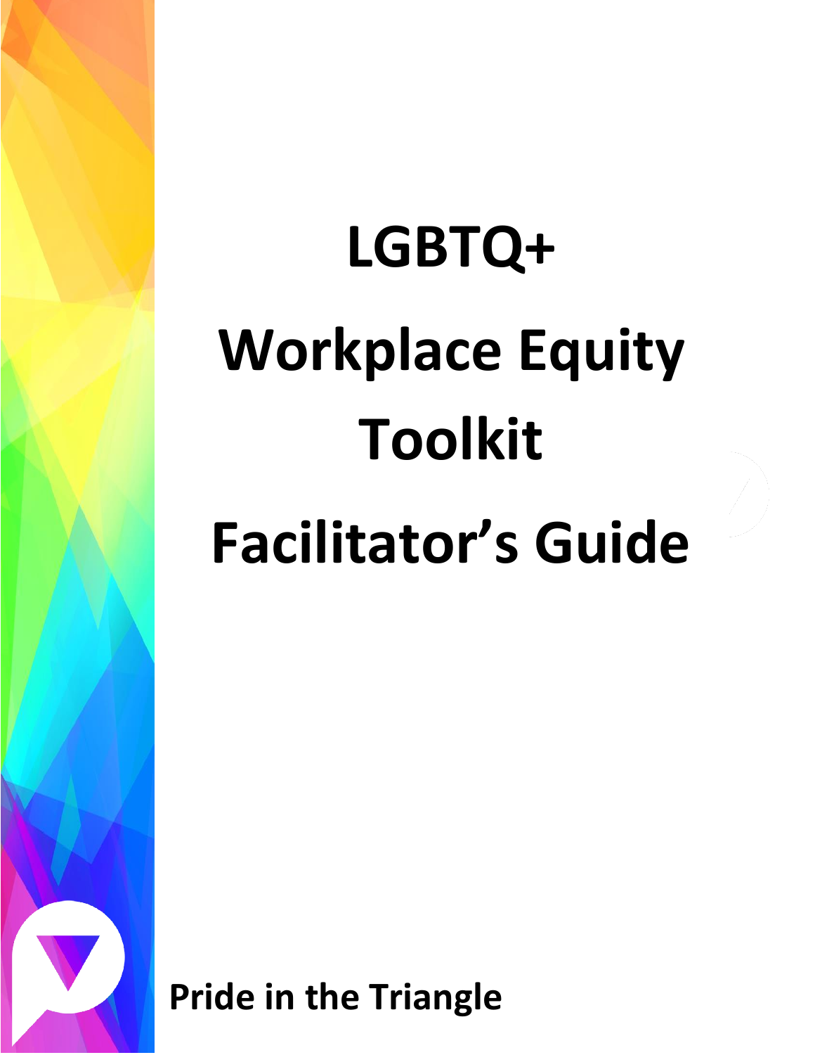# LGBTQ+

# Workplace Equity Toolkit

# Facilitator's Guide

**Pride in the Triangle**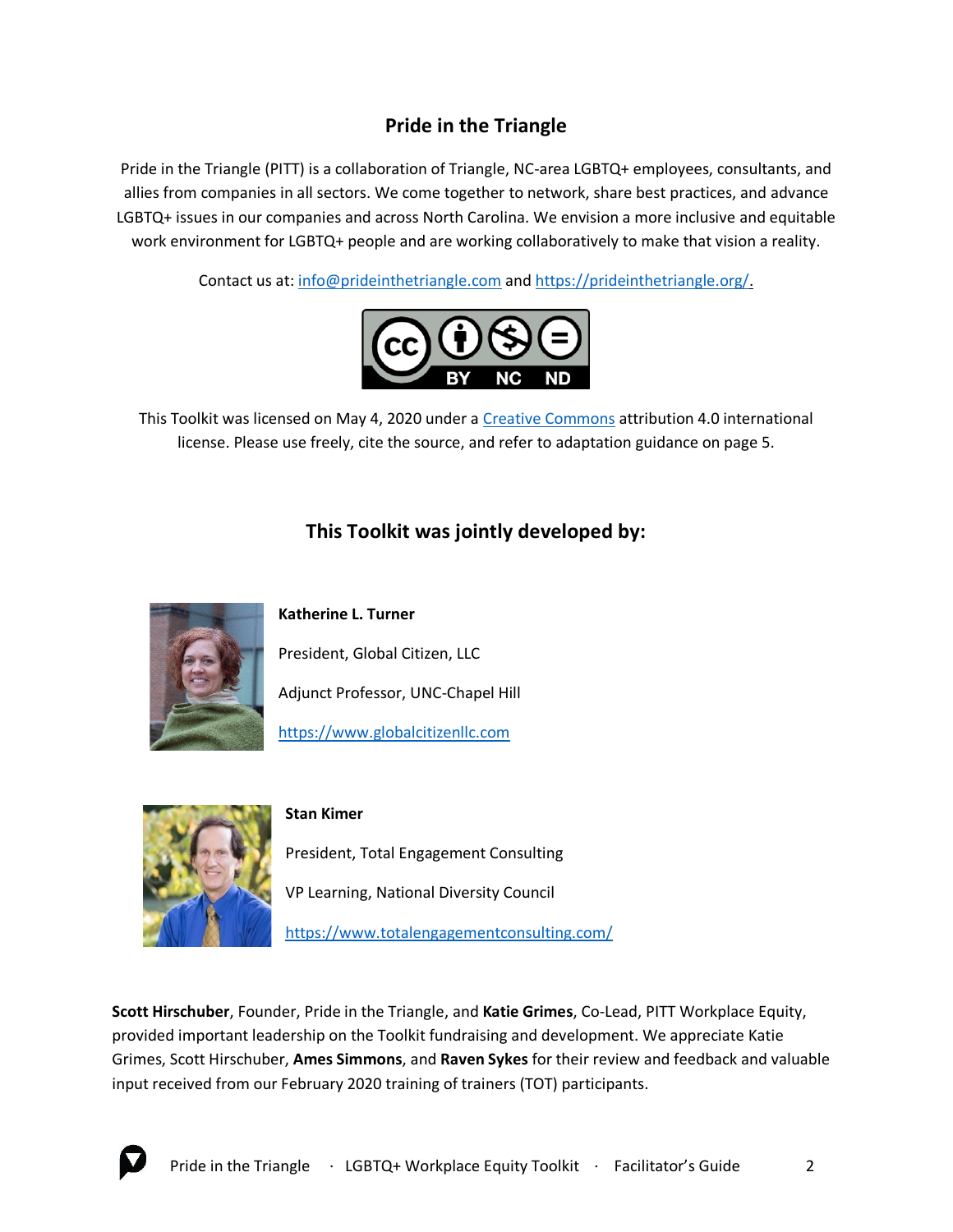## Pride in the Triangle

Pride in the Triangle (PITT) is a collaboration of Triangle, NC-area LGBTQ+ employees, consultants, and allies from companies in all sectors. We come together to network, share best practices, and advance LGBTQ+ issues in our companies and across North Carolina. We envision a more inclusive and equitable work environment for LGBTQ+ people and are working collaboratively to make that vision a reality.

Contact us at: info@prideinthetriangle.com and https://prideinthetriangle.org/.

This Toolkit was licensed on May 4, 2020 under a Creative Commons attribution 4.0 international license. Please use freely, cite the source, and refer to adaptation guidance on page 5.

## This Toolkit was jointly developed by:

**Katherine L. Turner**

President, Global Citizen, LLC

Adjunct Professor, UNC-Chapel Hill

https://www.globalcitizenllc.com

**Stan Kimer**

President, Total Engagement Consulting

VP Learning, National Diversity Council

https://www.totalengagementconsulting.com/

**Scott Hirschuber**, Founder, Pride in the Triangle, and **Katie Grimes**, Co-Lead, PITT Workplace Equity, provided important leadership on the Toolkit fundraising and development. We appreciate Katie Grimes, Scott Hirschuber, **Ames Simmons**, and **Raven Sykes** for their review and feedback and valuable input received from our February 2020 training of trainers (TOT) participants.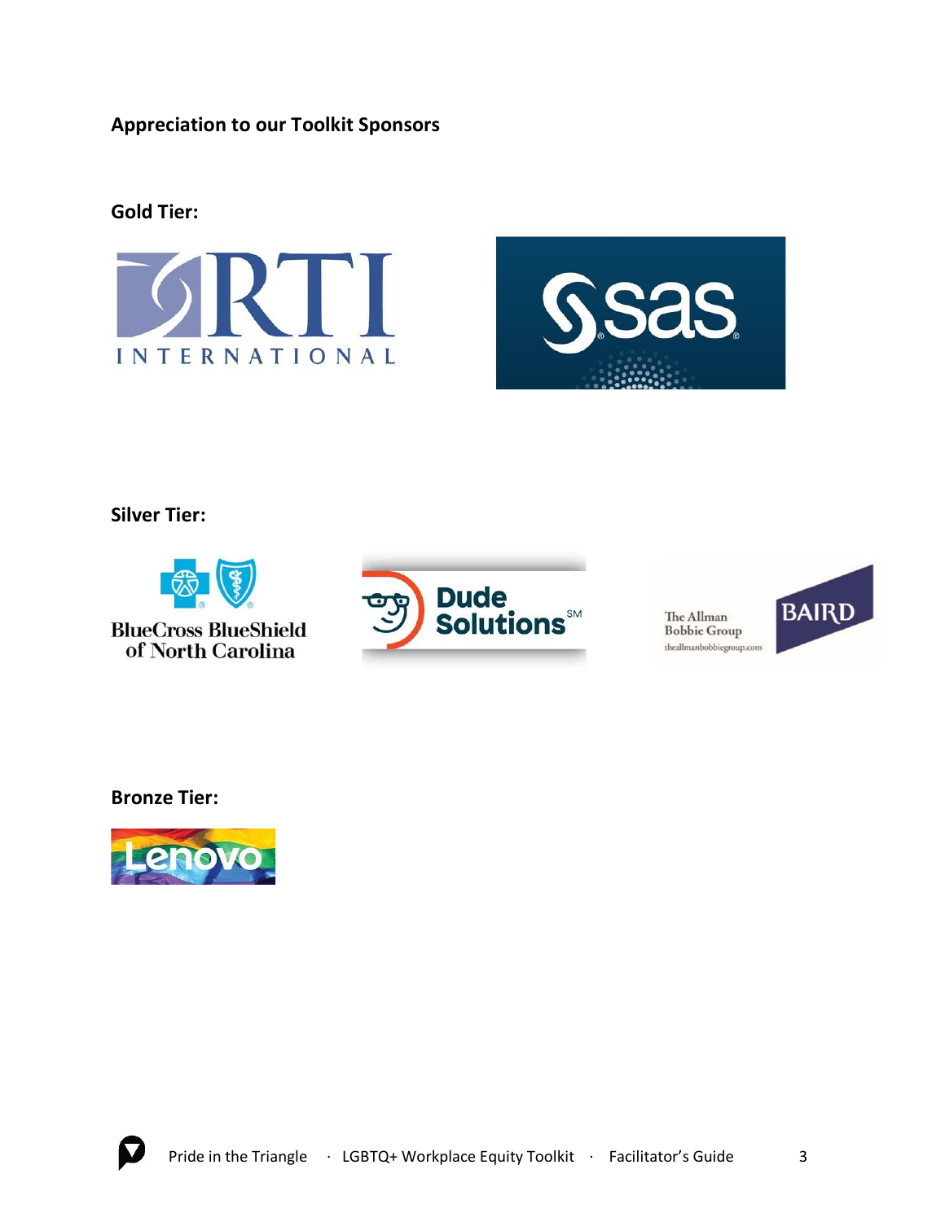**Appreciation to our Toolkit Sponsors**

**Gold Tier:**

RTI INTERNATIONAL

sas

**Silver Tier:**

BlueCross BlueShield of North Carolina

Dude Solutions

The Allman Bobbie Group
theallmanbobbiegroup.com
BAIRD

**Bronze Tier:**

Lenovo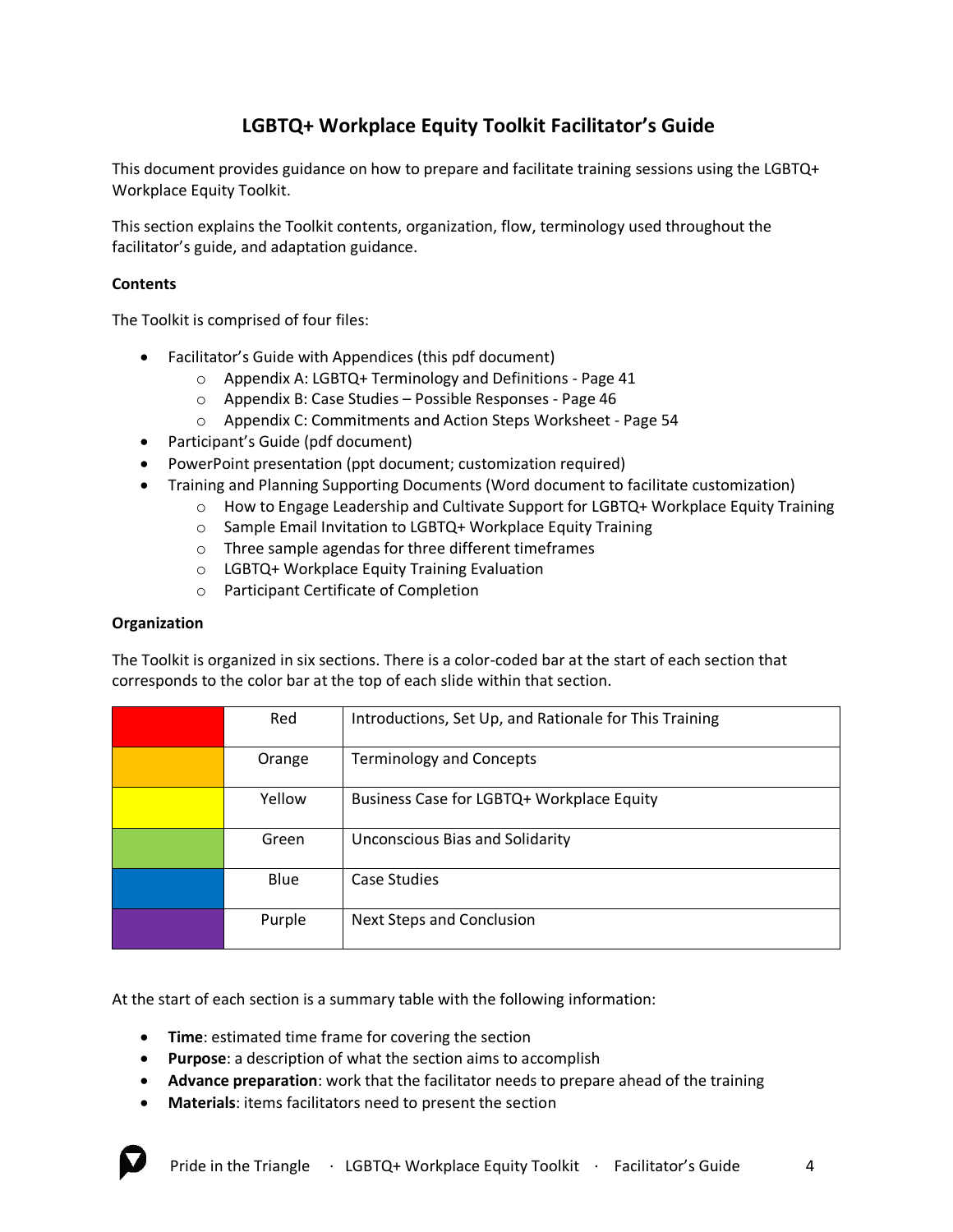# LGBTQ+ Workplace Equity Toolkit Facilitator's Guide

This document provides guidance on how to prepare and facilitate training sessions using the LGBTQ+ Workplace Equity Toolkit.

This section explains the Toolkit contents, organization, flow, terminology used throughout the facilitator's guide, and adaptation guidance.

**Contents**

The Toolkit is comprised of four files:

- Facilitator's Guide with Appendices (this pdf document)
  - Appendix A: LGBTQ+ Terminology and Definitions - Page 41
  - Appendix B: Case Studies – Possible Responses - Page 46
  - Appendix C: Commitments and Action Steps Worksheet - Page 54
- Participant's Guide (pdf document)
- PowerPoint presentation (ppt document; customization required)
- Training and Planning Supporting Documents (Word document to facilitate customization)
  - How to Engage Leadership and Cultivate Support for LGBTQ+ Workplace Equity Training
  - Sample Email Invitation to LGBTQ+ Workplace Equity Training
  - Three sample agendas for three different timeframes
  - LGBTQ+ Workplace Equity Training Evaluation
  - Participant Certificate of Completion

**Organization**

The Toolkit is organized in six sections. There is a color-coded bar at the start of each section that corresponds to the color bar at the top of each slide within that section.

| | Color | Section |
|---|---|---|
| | Red | Introductions, Set Up, and Rationale for This Training |
| | Orange | Terminology and Concepts |
| | Yellow | Business Case for LGBTQ+ Workplace Equity |
| | Green | Unconscious Bias and Solidarity |
| | Blue | Case Studies |
| | Purple | Next Steps and Conclusion |

At the start of each section is a summary table with the following information:

- **Time**: estimated time frame for covering the section
- **Purpose**: a description of what the section aims to accomplish
- **Advance preparation**: work that the facilitator needs to prepare ahead of the training
- **Materials**: items facilitators need to present the section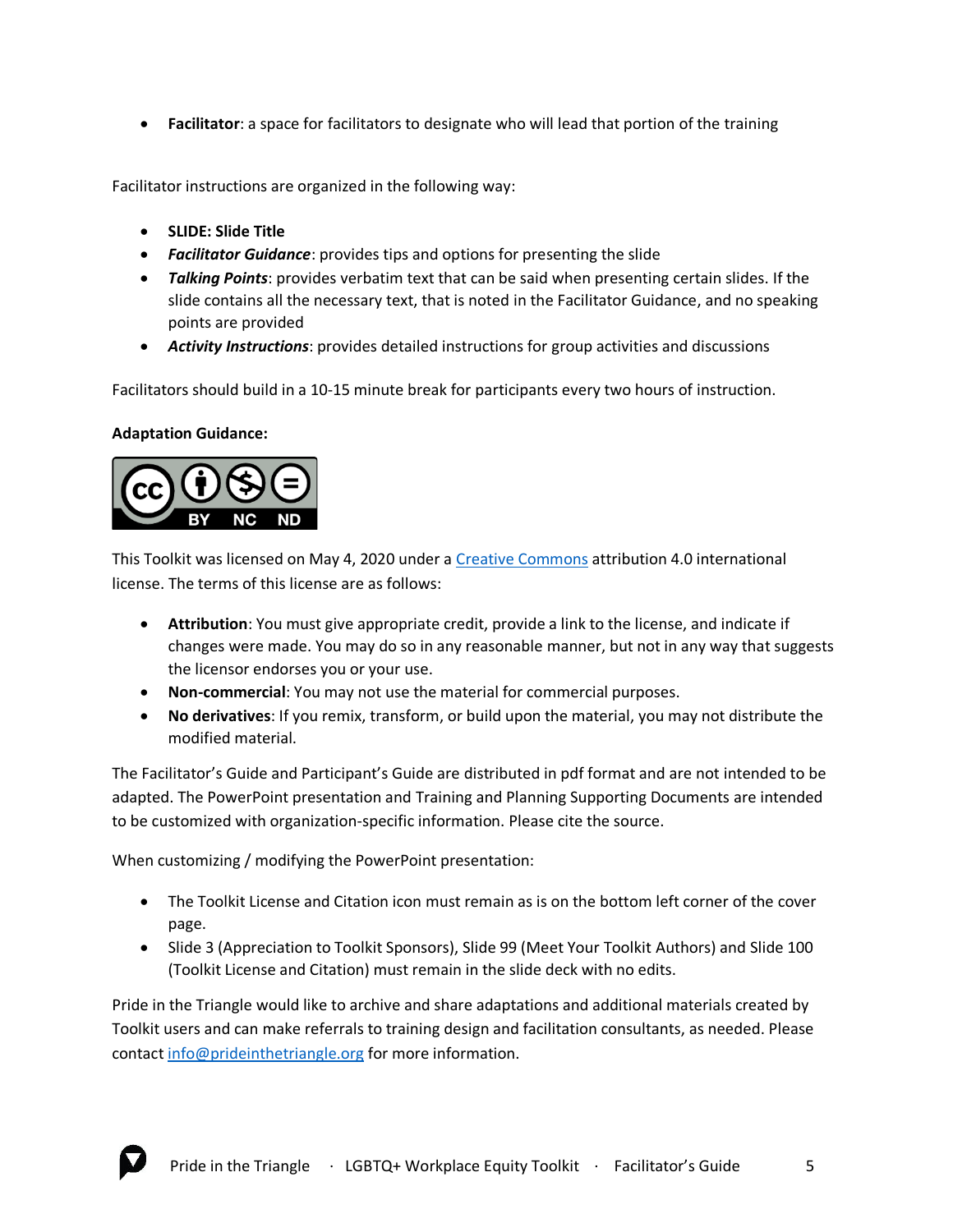- **Facilitator**: a space for facilitators to designate who will lead that portion of the training

Facilitator instructions are organized in the following way:

- **SLIDE: Slide Title**
- ***Facilitator Guidance***: provides tips and options for presenting the slide
- ***Talking Points***: provides verbatim text that can be said when presenting certain slides. If the slide contains all the necessary text, that is noted in the Facilitator Guidance, and no speaking points are provided
- ***Activity Instructions***: provides detailed instructions for group activities and discussions

Facilitators should build in a 10-15 minute break for participants every two hours of instruction.

**Adaptation Guidance:**

This Toolkit was licensed on May 4, 2020 under a Creative Commons attribution 4.0 international license. The terms of this license are as follows:

- **Attribution**: You must give appropriate credit, provide a link to the license, and indicate if changes were made. You may do so in any reasonable manner, but not in any way that suggests the licensor endorses you or your use.
- **Non-commercial**: You may not use the material for commercial purposes.
- **No derivatives**: If you remix, transform, or build upon the material, you may not distribute the modified material.

The Facilitator's Guide and Participant's Guide are distributed in pdf format and are not intended to be adapted. The PowerPoint presentation and Training and Planning Supporting Documents are intended to be customized with organization-specific information. Please cite the source.

When customizing / modifying the PowerPoint presentation:

- The Toolkit License and Citation icon must remain as is on the bottom left corner of the cover page.
- Slide 3 (Appreciation to Toolkit Sponsors), Slide 99 (Meet Your Toolkit Authors) and Slide 100 (Toolkit License and Citation) must remain in the slide deck with no edits.

Pride in the Triangle would like to archive and share adaptations and additional materials created by Toolkit users and can make referrals to training design and facilitation consultants, as needed. Please contact info@prideinthetriangle.org for more information.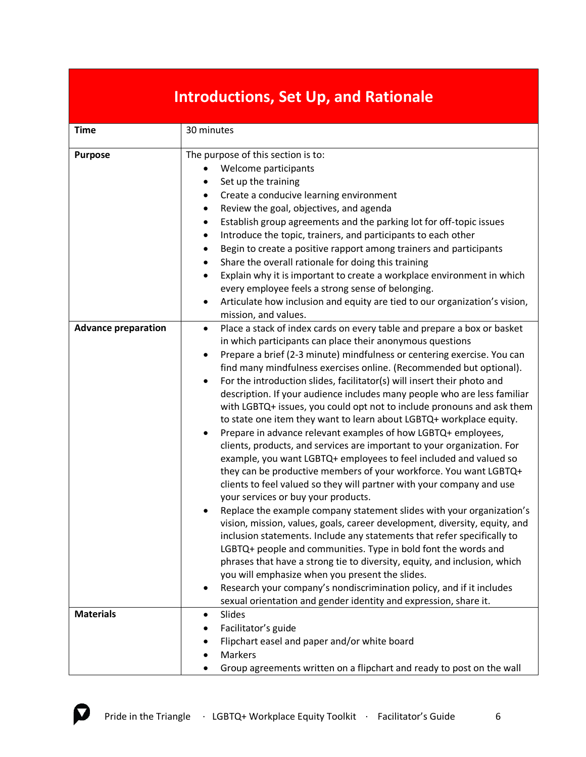# Introductions, Set Up, and Rationale

| | |
|---|---|
| **Time** | 30 minutes |
| **Purpose** | The purpose of this section is to:<br>• Welcome participants<br>• Set up the training<br>• Create a conducive learning environment<br>• Review the goal, objectives, and agenda<br>• Establish group agreements and the parking lot for off-topic issues<br>• Introduce the topic, trainers, and participants to each other<br>• Begin to create a positive rapport among trainers and participants<br>• Share the overall rationale for doing this training<br>• Explain why it is important to create a workplace environment in which every employee feels a strong sense of belonging.<br>• Articulate how inclusion and equity are tied to our organization's vision, mission, and values. |
| **Advance preparation** | • Place a stack of index cards on every table and prepare a box or basket in which participants can place their anonymous questions<br>• Prepare a brief (2-3 minute) mindfulness or centering exercise. You can find many mindfulness exercises online. (Recommended but optional).<br>• For the introduction slides, facilitator(s) will insert their photo and description. If your audience includes many people who are less familiar with LGBTQ+ issues, you could opt not to include pronouns and ask them to state one item they want to learn about LGBTQ+ workplace equity.<br>• Prepare in advance relevant examples of how LGBTQ+ employees, clients, products, and services are important to your organization. For example, you want LGBTQ+ employees to feel included and valued so they can be productive members of your workforce. You want LGBTQ+ clients to feel valued so they will partner with your company and use your services or buy your products.<br>• Replace the example company statement slides with your organization's vision, mission, values, goals, career development, diversity, equity, and inclusion statements. Include any statements that refer specifically to LGBTQ+ people and communities. Type in bold font the words and phrases that have a strong tie to diversity, equity, and inclusion, which you will emphasize when you present the slides.<br>• Research your company's nondiscrimination policy, and if it includes sexual orientation and gender identity and expression, share it. |
| **Materials** | • Slides<br>• Facilitator's guide<br>• Flipchart easel and paper and/or white board<br>• Markers<br>• Group agreements written on a flipchart and ready to post on the wall |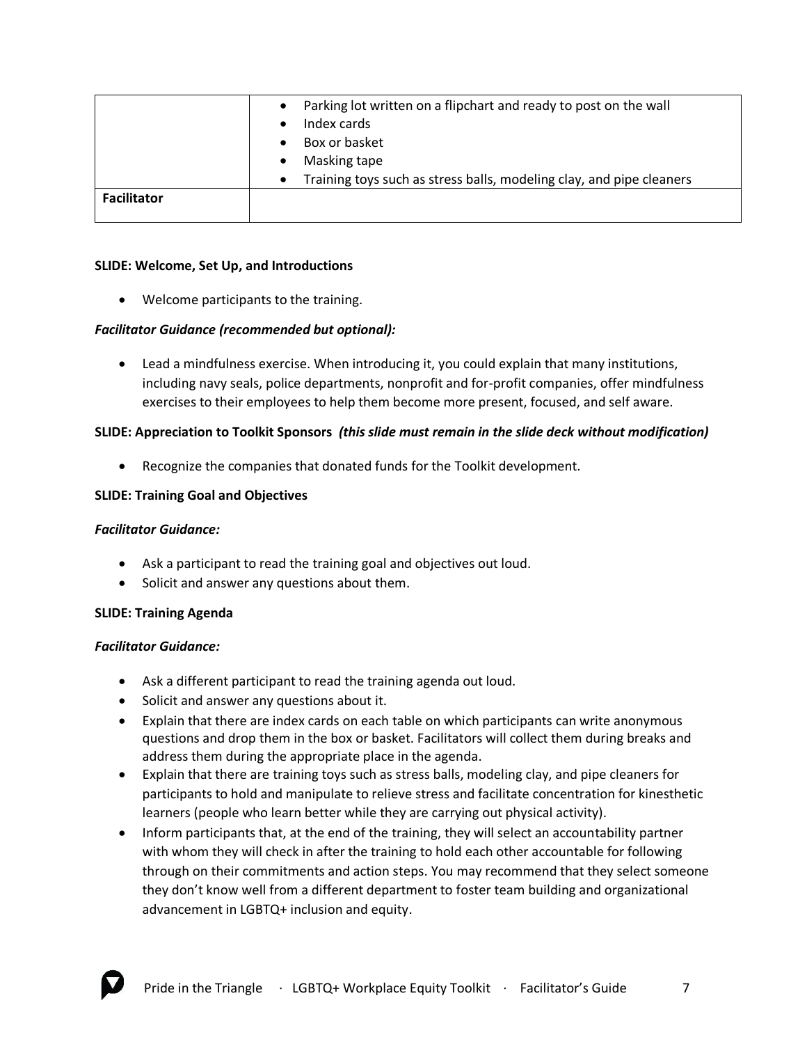| | |
|---|---|
| | • Parking lot written on a flipchart and ready to post on the wall<br>• Index cards<br>• Box or basket<br>• Masking tape<br>• Training toys such as stress balls, modeling clay, and pipe cleaners |
| **Facilitator** | |

**SLIDE: Welcome, Set Up, and Introductions**

- Welcome participants to the training.

***Facilitator Guidance (recommended but optional):***

- Lead a mindfulness exercise. When introducing it, you could explain that many institutions, including navy seals, police departments, nonprofit and for-profit companies, offer mindfulness exercises to their employees to help them become more present, focused, and self aware.

**SLIDE: Appreciation to Toolkit Sponsors** ***(this slide must remain in the slide deck without modification)***

- Recognize the companies that donated funds for the Toolkit development.

**SLIDE: Training Goal and Objectives**

***Facilitator Guidance:***

- Ask a participant to read the training goal and objectives out loud.
- Solicit and answer any questions about them.

**SLIDE: Training Agenda**

***Facilitator Guidance:***

- Ask a different participant to read the training agenda out loud.
- Solicit and answer any questions about it.
- Explain that there are index cards on each table on which participants can write anonymous questions and drop them in the box or basket. Facilitators will collect them during breaks and address them during the appropriate place in the agenda.
- Explain that there are training toys such as stress balls, modeling clay, and pipe cleaners for participants to hold and manipulate to relieve stress and facilitate concentration for kinesthetic learners (people who learn better while they are carrying out physical activity).
- Inform participants that, at the end of the training, they will select an accountability partner with whom they will check in after the training to hold each other accountable for following through on their commitments and action steps. You may recommend that they select someone they don't know well from a different department to foster team building and organizational advancement in LGBTQ+ inclusion and equity.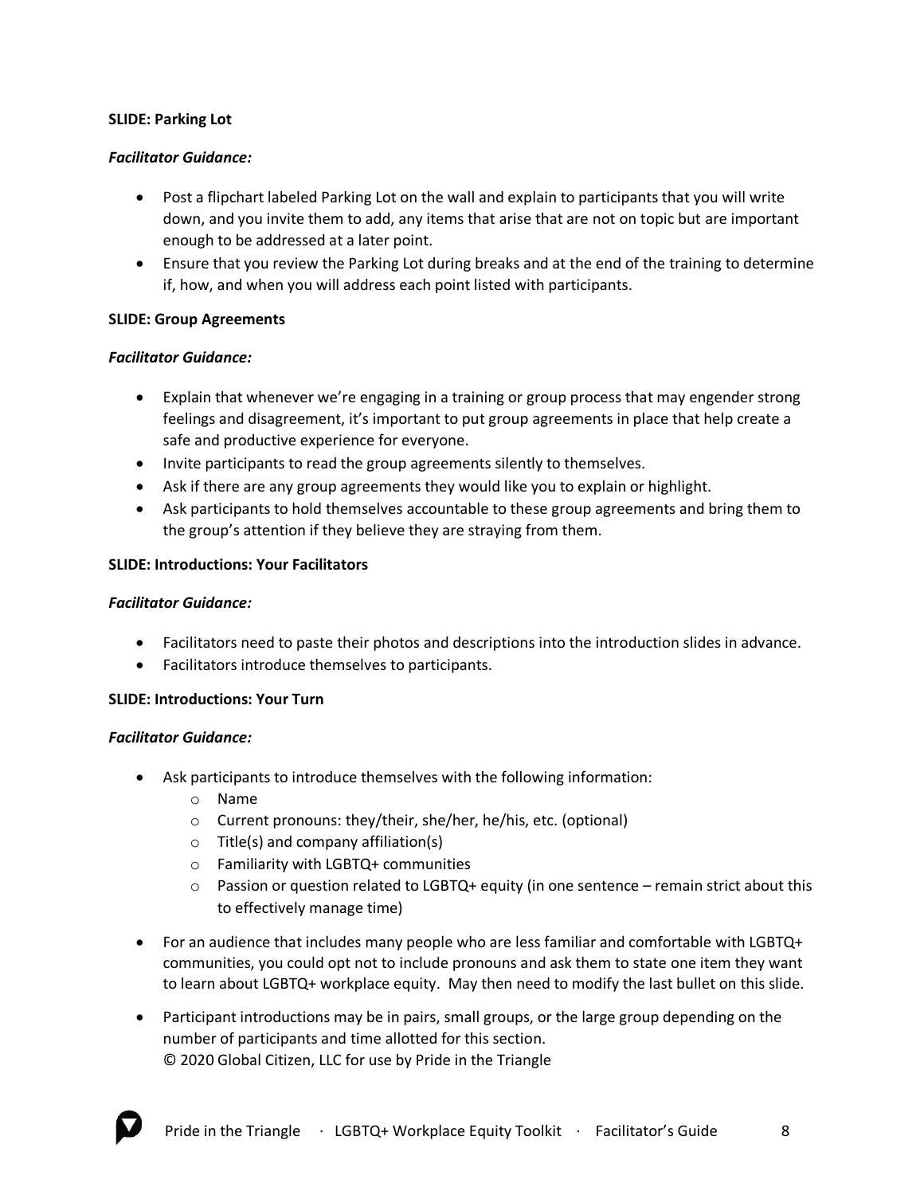**SLIDE: Parking Lot**

***Facilitator Guidance:***

- Post a flipchart labeled Parking Lot on the wall and explain to participants that you will write down, and you invite them to add, any items that arise that are not on topic but are important enough to be addressed at a later point.
- Ensure that you review the Parking Lot during breaks and at the end of the training to determine if, how, and when you will address each point listed with participants.

**SLIDE: Group Agreements**

***Facilitator Guidance:***

- Explain that whenever we're engaging in a training or group process that may engender strong feelings and disagreement, it's important to put group agreements in place that help create a safe and productive experience for everyone.
- Invite participants to read the group agreements silently to themselves.
- Ask if there are any group agreements they would like you to explain or highlight.
- Ask participants to hold themselves accountable to these group agreements and bring them to the group's attention if they believe they are straying from them.

**SLIDE: Introductions: Your Facilitators**

***Facilitator Guidance:***

- Facilitators need to paste their photos and descriptions into the introduction slides in advance.
- Facilitators introduce themselves to participants.

**SLIDE: Introductions: Your Turn**

***Facilitator Guidance:***

- Ask participants to introduce themselves with the following information:
  - Name
  - Current pronouns: they/their, she/her, he/his, etc. (optional)
  - Title(s) and company affiliation(s)
  - Familiarity with LGBTQ+ communities
  - Passion or question related to LGBTQ+ equity (in one sentence – remain strict about this to effectively manage time)

- For an audience that includes many people who are less familiar and comfortable with LGBTQ+ communities, you could opt not to include pronouns and ask them to state one item they want to learn about LGBTQ+ workplace equity. May then need to modify the last bullet on this slide.

- Participant introductions may be in pairs, small groups, or the large group depending on the number of participants and time allotted for this section.

© 2020 Global Citizen, LLC for use by Pride in the Triangle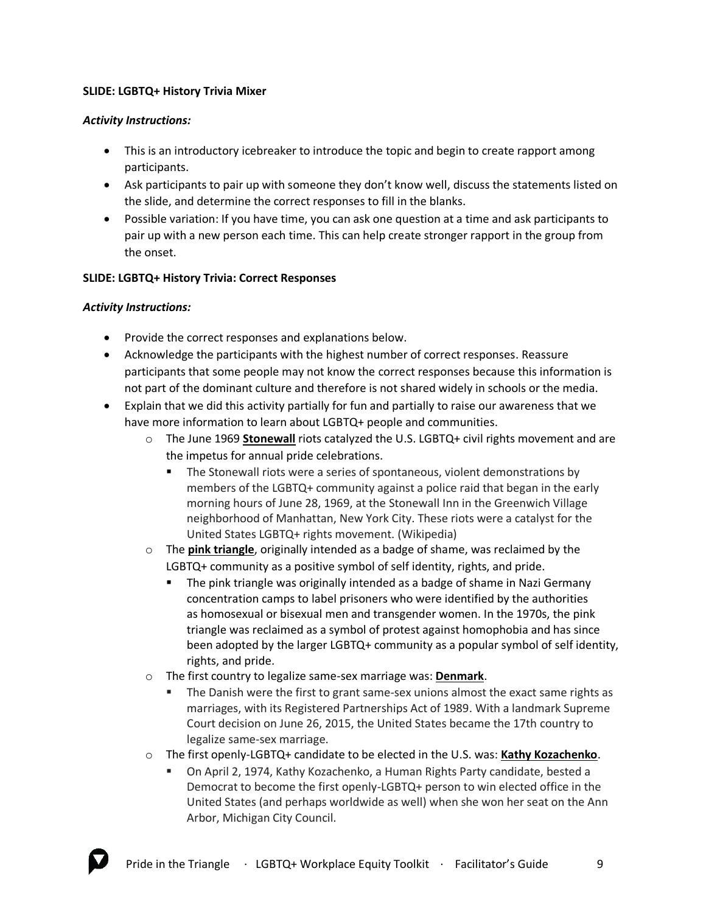**SLIDE: LGBTQ+ History Trivia Mixer**

***Activity Instructions:***

- This is an introductory icebreaker to introduce the topic and begin to create rapport among participants.
- Ask participants to pair up with someone they don't know well, discuss the statements listed on the slide, and determine the correct responses to fill in the blanks.
- Possible variation: If you have time, you can ask one question at a time and ask participants to pair up with a new person each time. This can help create stronger rapport in the group from the onset.

**SLIDE: LGBTQ+ History Trivia: Correct Responses**

***Activity Instructions:***

- Provide the correct responses and explanations below.
- Acknowledge the participants with the highest number of correct responses. Reassure participants that some people may not know the correct responses because this information is not part of the dominant culture and therefore is not shared widely in schools or the media.
- Explain that we did this activity partially for fun and partially to raise our awareness that we have more information to learn about LGBTQ+ people and communities.
    - The June 1969 **Stonewall** riots catalyzed the U.S. LGBTQ+ civil rights movement and are the impetus for annual pride celebrations.
        - The Stonewall riots were a series of spontaneous, violent demonstrations by members of the LGBTQ+ community against a police raid that began in the early morning hours of June 28, 1969, at the Stonewall Inn in the Greenwich Village neighborhood of Manhattan, New York City. These riots were a catalyst for the United States LGBTQ+ rights movement. (Wikipedia)
    - The **pink triangle**, originally intended as a badge of shame, was reclaimed by the LGBTQ+ community as a positive symbol of self identity, rights, and pride.
        - The pink triangle was originally intended as a badge of shame in Nazi Germany concentration camps to label prisoners who were identified by the authorities as homosexual or bisexual men and transgender women. In the 1970s, the pink triangle was reclaimed as a symbol of protest against homophobia and has since been adopted by the larger LGBTQ+ community as a popular symbol of self identity, rights, and pride.
    - The first country to legalize same-sex marriage was: **Denmark**.
        - The Danish were the first to grant same-sex unions almost the exact same rights as marriages, with its Registered Partnerships Act of 1989. With a landmark Supreme Court decision on June 26, 2015, the United States became the 17th country to legalize same-sex marriage.
    - The first openly-LGBTQ+ candidate to be elected in the U.S. was: **Kathy Kozachenko**.
        - On April 2, 1974, Kathy Kozachenko, a Human Rights Party candidate, bested a Democrat to become the first openly-LGBTQ+ person to win elected office in the United States (and perhaps worldwide as well) when she won her seat on the Ann Arbor, Michigan City Council.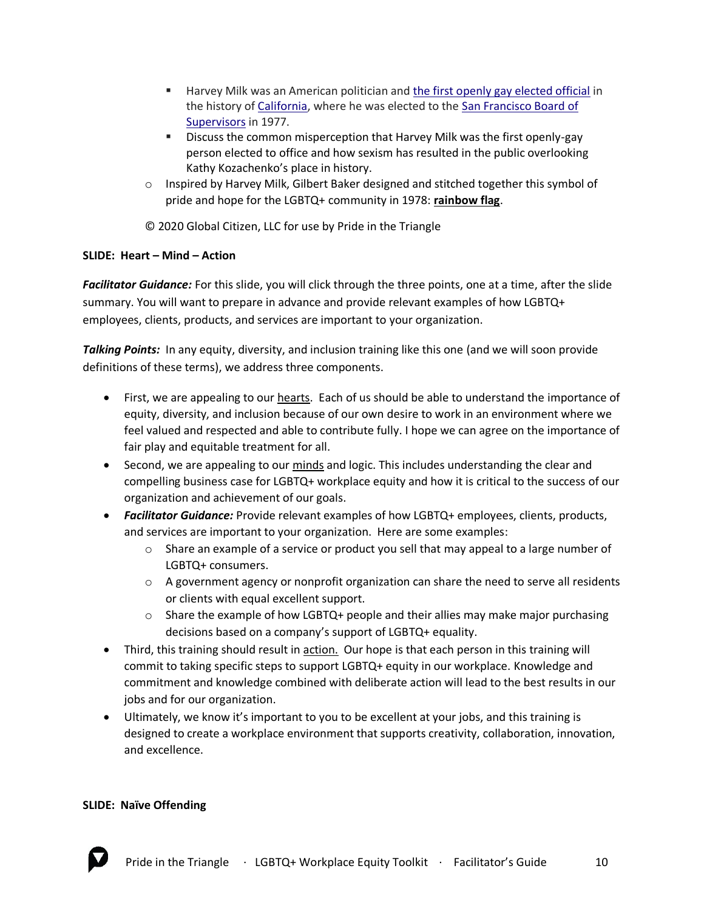- Harvey Milk was an American politician and the first openly gay elected official in the history of California, where he was elected to the San Francisco Board of Supervisors in 1977.
        - Discuss the common misperception that Harvey Milk was the first openly-gay person elected to office and how sexism has resulted in the public overlooking Kathy Kozachenko's place in history.
    - Inspired by Harvey Milk, Gilbert Baker designed and stitched together this symbol of pride and hope for the LGBTQ+ community in 1978: **rainbow flag**.

© 2020 Global Citizen, LLC for use by Pride in the Triangle

**SLIDE: Heart – Mind – Action**

***Facilitator Guidance:*** For this slide, you will click through the three points, one at a time, after the slide summary. You will want to prepare in advance and provide relevant examples of how LGBTQ+ employees, clients, products, and services are important to your organization.

***Talking Points:*** In any equity, diversity, and inclusion training like this one (and we will soon provide definitions of these terms), we address three components.

- First, we are appealing to our <u>hearts</u>. Each of us should be able to understand the importance of equity, diversity, and inclusion because of our own desire to work in an environment where we feel valued and respected and able to contribute fully. I hope we can agree on the importance of fair play and equitable treatment for all.
- Second, we are appealing to our <u>minds</u> and logic. This includes understanding the clear and compelling business case for LGBTQ+ workplace equity and how it is critical to the success of our organization and achievement of our goals.
- ***Facilitator Guidance:*** Provide relevant examples of how LGBTQ+ employees, clients, products, and services are important to your organization. Here are some examples:
    - Share an example of a service or product you sell that may appeal to a large number of LGBTQ+ consumers.
    - A government agency or nonprofit organization can share the need to serve all residents or clients with equal excellent support.
    - Share the example of how LGBTQ+ people and their allies may make major purchasing decisions based on a company's support of LGBTQ+ equality.
- Third, this training should result in <u>action.</u> Our hope is that each person in this training will commit to taking specific steps to support LGBTQ+ equity in our workplace. Knowledge and commitment and knowledge combined with deliberate action will lead to the best results in our jobs and for our organization.
- Ultimately, we know it's important to you to be excellent at your jobs, and this training is designed to create a workplace environment that supports creativity, collaboration, innovation, and excellence.

**SLIDE: Naïve Offending**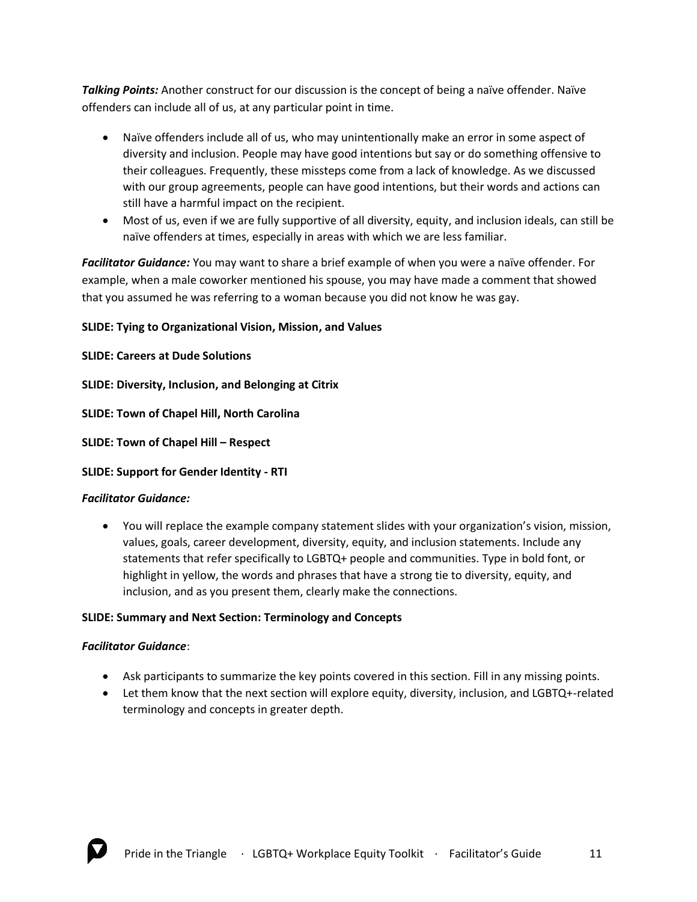***Talking Points:*** Another construct for our discussion is the concept of being a naïve offender. Naïve offenders can include all of us, at any particular point in time.

- Naïve offenders include all of us, who may unintentionally make an error in some aspect of diversity and inclusion. People may have good intentions but say or do something offensive to their colleagues. Frequently, these missteps come from a lack of knowledge. As we discussed with our group agreements, people can have good intentions, but their words and actions can still have a harmful impact on the recipient.
- Most of us, even if we are fully supportive of all diversity, equity, and inclusion ideals, can still be naïve offenders at times, especially in areas with which we are less familiar.

***Facilitator Guidance:*** You may want to share a brief example of when you were a naïve offender. For example, when a male coworker mentioned his spouse, you may have made a comment that showed that you assumed he was referring to a woman because you did not know he was gay.

**SLIDE: Tying to Organizational Vision, Mission, and Values**

**SLIDE: Careers at Dude Solutions**

**SLIDE: Diversity, Inclusion, and Belonging at Citrix**

**SLIDE: Town of Chapel Hill, North Carolina**

**SLIDE: Town of Chapel Hill – Respect**

**SLIDE: Support for Gender Identity - RTI**

***Facilitator Guidance:***

- You will replace the example company statement slides with your organization's vision, mission, values, goals, career development, diversity, equity, and inclusion statements. Include any statements that refer specifically to LGBTQ+ people and communities. Type in bold font, or highlight in yellow, the words and phrases that have a strong tie to diversity, equity, and inclusion, and as you present them, clearly make the connections.

**SLIDE: Summary and Next Section: Terminology and Concepts**

***Facilitator Guidance***:

- Ask participants to summarize the key points covered in this section. Fill in any missing points.
- Let them know that the next section will explore equity, diversity, inclusion, and LGBTQ+-related terminology and concepts in greater depth.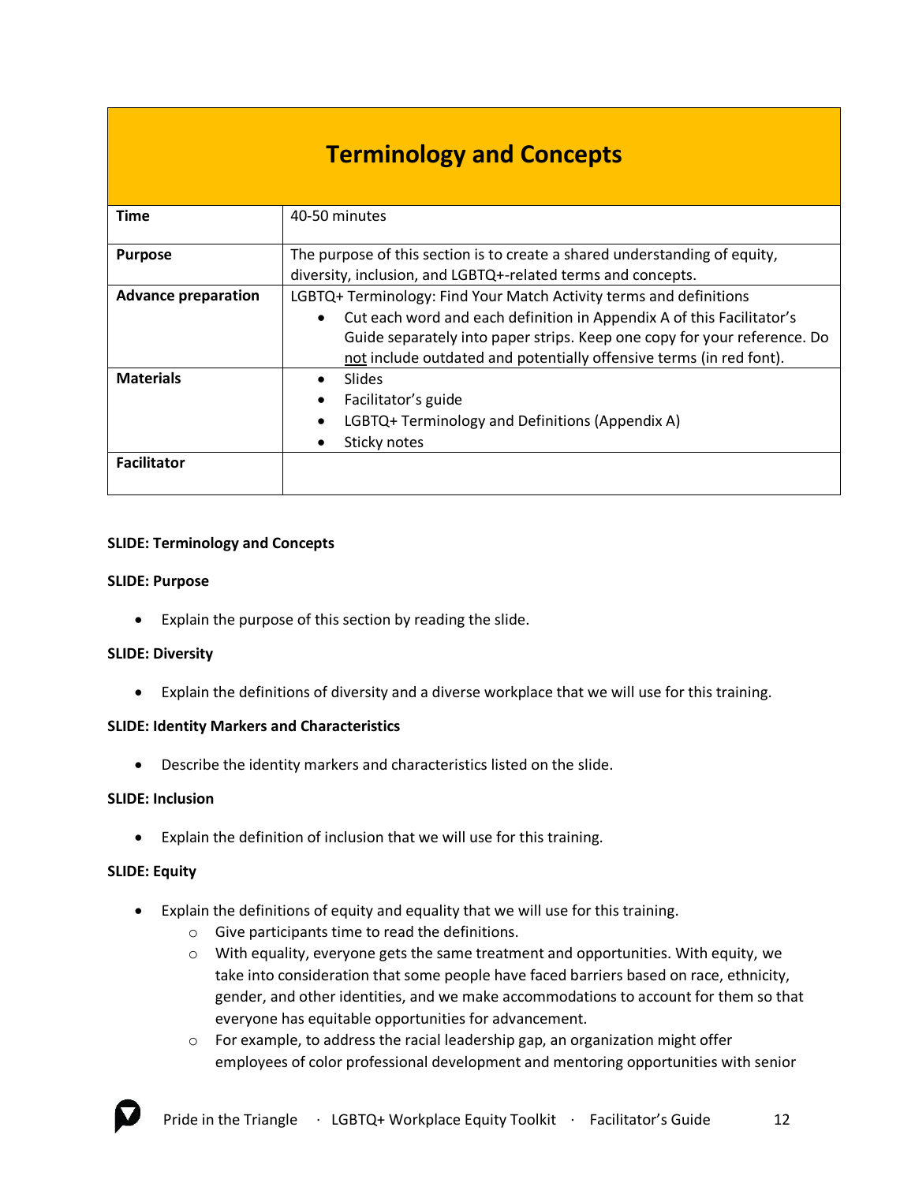| Terminology and Concepts | |
|---|---|
| **Time** | 40-50 minutes |
| **Purpose** | The purpose of this section is to create a shared understanding of equity, diversity, inclusion, and LGBTQ+-related terms and concepts. |
| **Advance preparation** | LGBTQ+ Terminology: Find Your Match Activity terms and definitions<br>• Cut each word and each definition in Appendix A of this Facilitator's Guide separately into paper strips. Keep one copy for your reference. Do not include outdated and potentially offensive terms (in red font). |
| **Materials** | • Slides<br>• Facilitator's guide<br>• LGBTQ+ Terminology and Definitions (Appendix A)<br>• Sticky notes |
| **Facilitator** | |

**SLIDE: Terminology and Concepts**

**SLIDE: Purpose**

- Explain the purpose of this section by reading the slide.

**SLIDE: Diversity**

- Explain the definitions of diversity and a diverse workplace that we will use for this training.

**SLIDE: Identity Markers and Characteristics**

- Describe the identity markers and characteristics listed on the slide.

**SLIDE: Inclusion**

- Explain the definition of inclusion that we will use for this training.

**SLIDE: Equity**

- Explain the definitions of equity and equality that we will use for this training.
  - Give participants time to read the definitions.
  - With equality, everyone gets the same treatment and opportunities. With equity, we take into consideration that some people have faced barriers based on race, ethnicity, gender, and other identities, and we make accommodations to account for them so that everyone has equitable opportunities for advancement.
  - For example, to address the racial leadership gap, an organization might offer employees of color professional development and mentoring opportunities with senior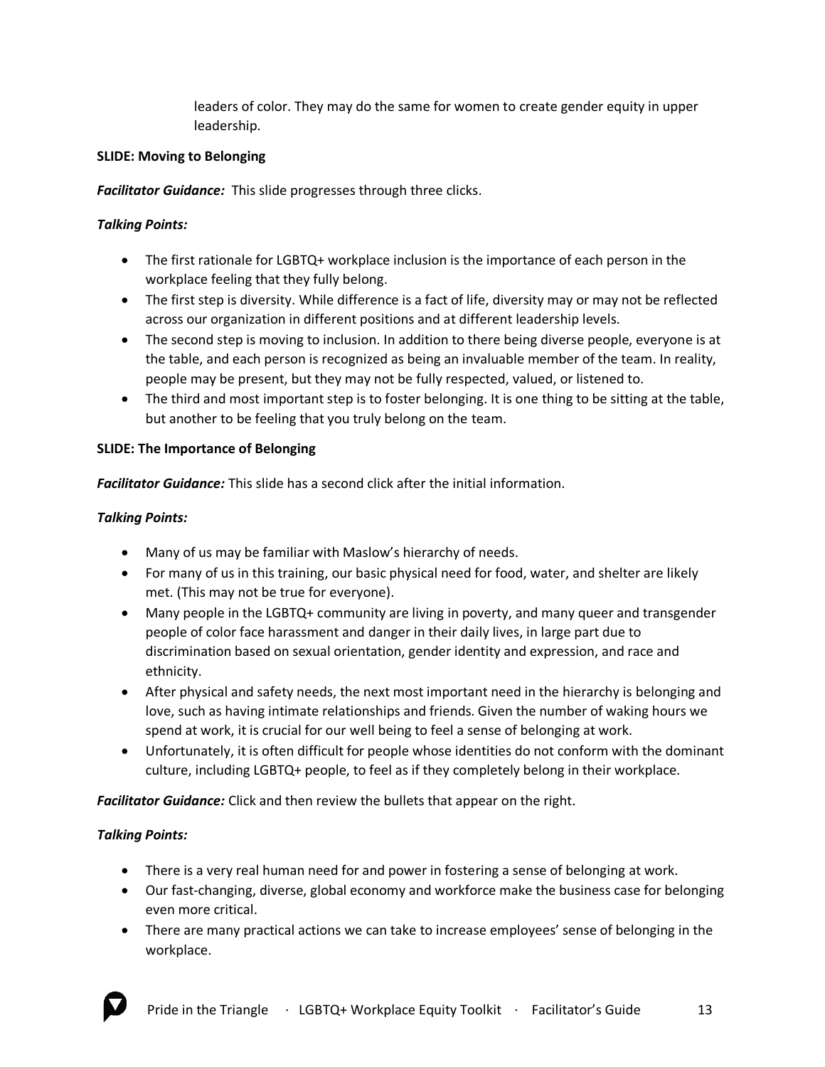leaders of color. They may do the same for women to create gender equity in upper leadership.

**SLIDE: Moving to Belonging**

***Facilitator Guidance:*** This slide progresses through three clicks.

***Talking Points:***

- The first rationale for LGBTQ+ workplace inclusion is the importance of each person in the workplace feeling that they fully belong.
- The first step is diversity. While difference is a fact of life, diversity may or may not be reflected across our organization in different positions and at different leadership levels.
- The second step is moving to inclusion. In addition to there being diverse people, everyone is at the table, and each person is recognized as being an invaluable member of the team. In reality, people may be present, but they may not be fully respected, valued, or listened to.
- The third and most important step is to foster belonging. It is one thing to be sitting at the table, but another to be feeling that you truly belong on the team.

**SLIDE: The Importance of Belonging**

***Facilitator Guidance:*** This slide has a second click after the initial information.

***Talking Points:***

- Many of us may be familiar with Maslow's hierarchy of needs.
- For many of us in this training, our basic physical need for food, water, and shelter are likely met. (This may not be true for everyone).
- Many people in the LGBTQ+ community are living in poverty, and many queer and transgender people of color face harassment and danger in their daily lives, in large part due to discrimination based on sexual orientation, gender identity and expression, and race and ethnicity.
- After physical and safety needs, the next most important need in the hierarchy is belonging and love, such as having intimate relationships and friends. Given the number of waking hours we spend at work, it is crucial for our well being to feel a sense of belonging at work.
- Unfortunately, it is often difficult for people whose identities do not conform with the dominant culture, including LGBTQ+ people, to feel as if they completely belong in their workplace.

***Facilitator Guidance:*** Click and then review the bullets that appear on the right.

***Talking Points:***

- There is a very real human need for and power in fostering a sense of belonging at work.
- Our fast-changing, diverse, global economy and workforce make the business case for belonging even more critical.
- There are many practical actions we can take to increase employees' sense of belonging in the workplace.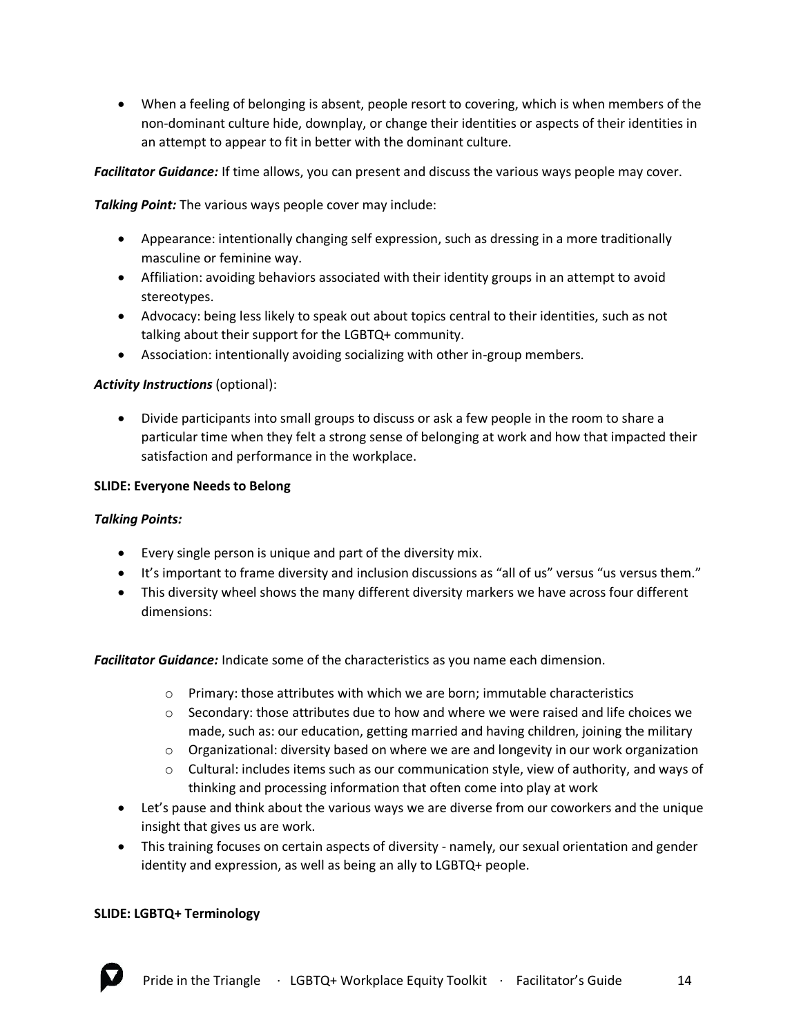- When a feeling of belonging is absent, people resort to covering, which is when members of the non-dominant culture hide, downplay, or change their identities or aspects of their identities in an attempt to appear to fit in better with the dominant culture.

***Facilitator Guidance:*** If time allows, you can present and discuss the various ways people may cover.

***Talking Point:*** The various ways people cover may include:

- Appearance: intentionally changing self expression, such as dressing in a more traditionally masculine or feminine way.
- Affiliation: avoiding behaviors associated with their identity groups in an attempt to avoid stereotypes.
- Advocacy: being less likely to speak out about topics central to their identities, such as not talking about their support for the LGBTQ+ community.
- Association: intentionally avoiding socializing with other in-group members.

***Activity Instructions*** (optional):

- Divide participants into small groups to discuss or ask a few people in the room to share a particular time when they felt a strong sense of belonging at work and how that impacted their satisfaction and performance in the workplace.

**SLIDE: Everyone Needs to Belong**

***Talking Points:***

- Every single person is unique and part of the diversity mix.
- It's important to frame diversity and inclusion discussions as "all of us" versus "us versus them."
- This diversity wheel shows the many different diversity markers we have across four different dimensions:

***Facilitator Guidance:*** Indicate some of the characteristics as you name each dimension.

  - Primary: those attributes with which we are born; immutable characteristics
  - Secondary: those attributes due to how and where we were raised and life choices we made, such as: our education, getting married and having children, joining the military
  - Organizational: diversity based on where we are and longevity in our work organization
  - Cultural: includes items such as our communication style, view of authority, and ways of thinking and processing information that often come into play at work
- Let's pause and think about the various ways we are diverse from our coworkers and the unique insight that gives us are work.
- This training focuses on certain aspects of diversity - namely, our sexual orientation and gender identity and expression, as well as being an ally to LGBTQ+ people.

**SLIDE: LGBTQ+ Terminology**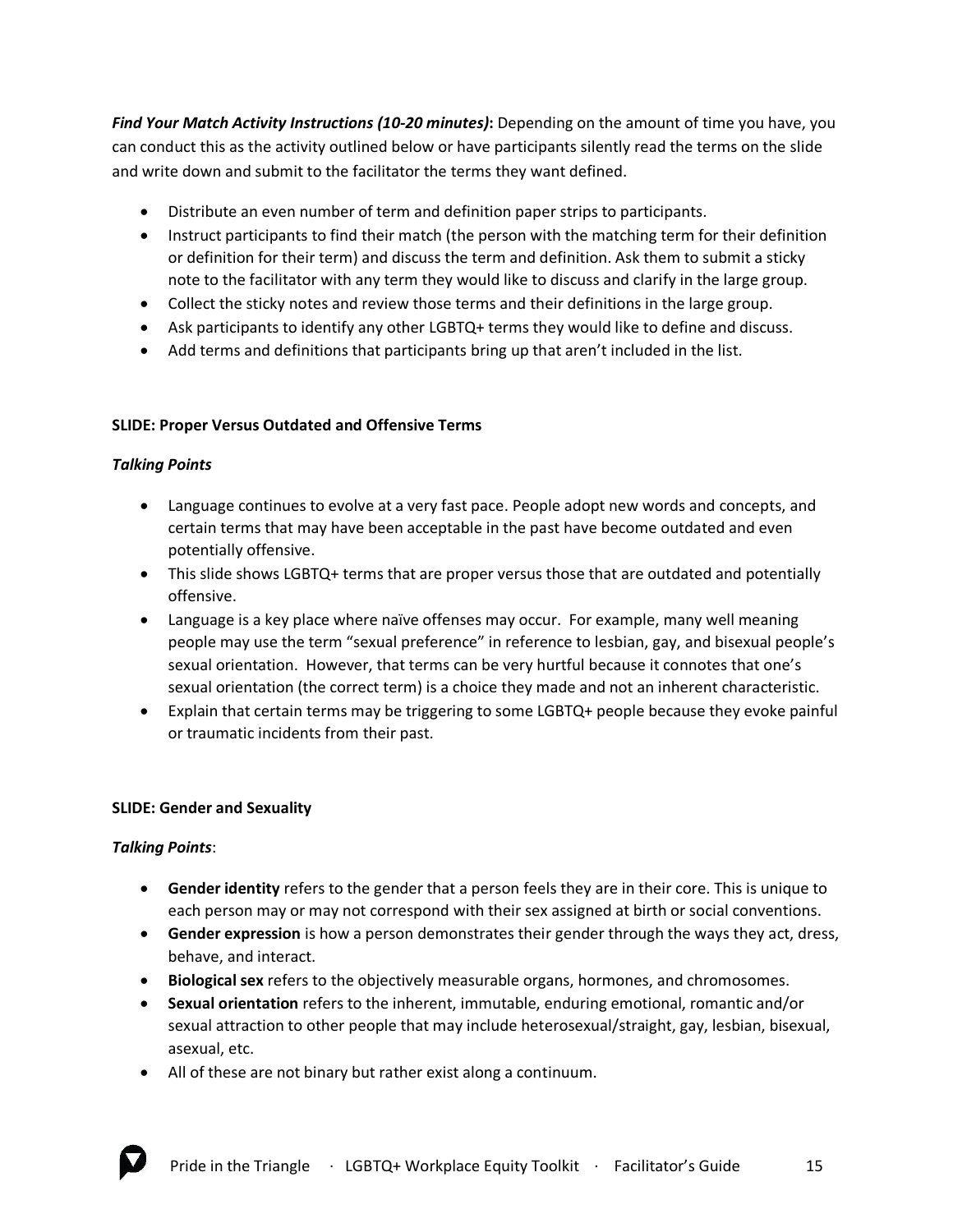***Find Your Match Activity Instructions (10-20 minutes)*:** Depending on the amount of time you have, you can conduct this as the activity outlined below or have participants silently read the terms on the slide and write down and submit to the facilitator the terms they want defined.

- Distribute an even number of term and definition paper strips to participants.
- Instruct participants to find their match (the person with the matching term for their definition or definition for their term) and discuss the term and definition. Ask them to submit a sticky note to the facilitator with any term they would like to discuss and clarify in the large group.
- Collect the sticky notes and review those terms and their definitions in the large group.
- Ask participants to identify any other LGBTQ+ terms they would like to define and discuss.
- Add terms and definitions that participants bring up that aren't included in the list.

**SLIDE: Proper Versus Outdated and Offensive Terms**

***Talking Points***

- Language continues to evolve at a very fast pace. People adopt new words and concepts, and certain terms that may have been acceptable in the past have become outdated and even potentially offensive.
- This slide shows LGBTQ+ terms that are proper versus those that are outdated and potentially offensive.
- Language is a key place where naïve offenses may occur. For example, many well meaning people may use the term "sexual preference" in reference to lesbian, gay, and bisexual people's sexual orientation. However, that terms can be very hurtful because it connotes that one's sexual orientation (the correct term) is a choice they made and not an inherent characteristic.
- Explain that certain terms may be triggering to some LGBTQ+ people because they evoke painful or traumatic incidents from their past.

**SLIDE: Gender and Sexuality**

***Talking Points***:

- **Gender identity** refers to the gender that a person feels they are in their core. This is unique to each person may or may not correspond with their sex assigned at birth or social conventions.
- **Gender expression** is how a person demonstrates their gender through the ways they act, dress, behave, and interact.
- **Biological sex** refers to the objectively measurable organs, hormones, and chromosomes.
- **Sexual orientation** refers to the inherent, immutable, enduring emotional, romantic and/or sexual attraction to other people that may include heterosexual/straight, gay, lesbian, bisexual, asexual, etc.
- All of these are not binary but rather exist along a continuum.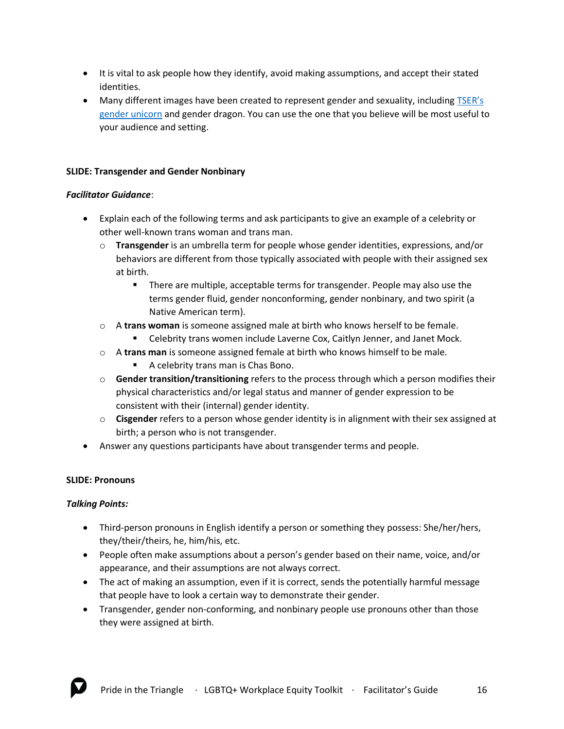- It is vital to ask people how they identify, avoid making assumptions, and accept their stated identities.
- Many different images have been created to represent gender and sexuality, including [TSER's gender unicorn]() and gender dragon. You can use the one that you believe will be most useful to your audience and setting.

**SLIDE: Transgender and Gender Nonbinary**

***Facilitator Guidance***:

- Explain each of the following terms and ask participants to give an example of a celebrity or other well-known trans woman and trans man.
  - **Transgender** is an umbrella term for people whose gender identities, expressions, and/or behaviors are different from those typically associated with people with their assigned sex at birth.
    - There are multiple, acceptable terms for transgender. People may also use the terms gender fluid, gender nonconforming, gender nonbinary, and two spirit (a Native American term).
  - A **trans woman** is someone assigned male at birth who knows herself to be female.
    - Celebrity trans women include Laverne Cox, Caitlyn Jenner, and Janet Mock.
  - A **trans man** is someone assigned female at birth who knows himself to be male.
    - A celebrity trans man is Chas Bono.
  - **Gender transition/transitioning** refers to the process through which a person modifies their physical characteristics and/or legal status and manner of gender expression to be consistent with their (internal) gender identity.
  - **Cisgender** refers to a person whose gender identity is in alignment with their sex assigned at birth; a person who is not transgender.
- Answer any questions participants have about transgender terms and people.

**SLIDE: Pronouns**

***Talking Points:***

- Third-person pronouns in English identify a person or something they possess: She/her/hers, they/their/theirs, he, him/his, etc.
- People often make assumptions about a person's gender based on their name, voice, and/or appearance, and their assumptions are not always correct.
- The act of making an assumption, even if it is correct, sends the potentially harmful message that people have to look a certain way to demonstrate their gender.
- Transgender, gender non-conforming, and nonbinary people use pronouns other than those they were assigned at birth.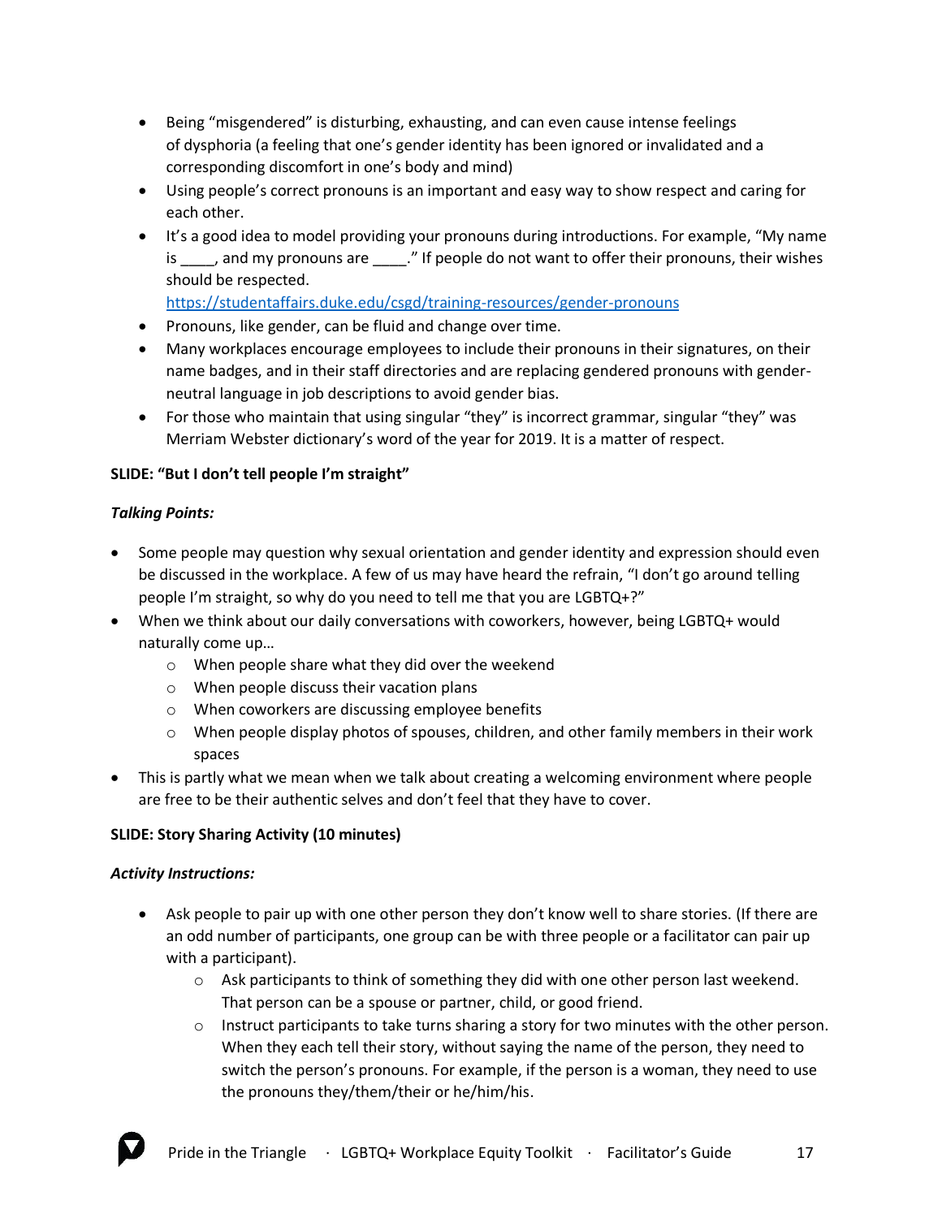- Being "misgendered" is disturbing, exhausting, and can even cause intense feelings of dysphoria (a feeling that one's gender identity has been ignored or invalidated and a corresponding discomfort in one's body and mind)
- Using people's correct pronouns is an important and easy way to show respect and caring for each other.
- It's a good idea to model providing your pronouns during introductions. For example, "My name is ____, and my pronouns are ____." If people do not want to offer their pronouns, their wishes should be respected. https://studentaffairs.duke.edu/csgd/training-resources/gender-pronouns
- Pronouns, like gender, can be fluid and change over time.
- Many workplaces encourage employees to include their pronouns in their signatures, on their name badges, and in their staff directories and are replacing gendered pronouns with gender-neutral language in job descriptions to avoid gender bias.
- For those who maintain that using singular "they" is incorrect grammar, singular "they" was Merriam Webster dictionary's word of the year for 2019. It is a matter of respect.

**SLIDE: "But I don't tell people I'm straight"**

***Talking Points:***

- Some people may question why sexual orientation and gender identity and expression should even be discussed in the workplace. A few of us may have heard the refrain, "I don't go around telling people I'm straight, so why do you need to tell me that you are LGBTQ+?"
- When we think about our daily conversations with coworkers, however, being LGBTQ+ would naturally come up…
  - When people share what they did over the weekend
  - When people discuss their vacation plans
  - When coworkers are discussing employee benefits
  - When people display photos of spouses, children, and other family members in their work spaces
- This is partly what we mean when we talk about creating a welcoming environment where people are free to be their authentic selves and don't feel that they have to cover.

**SLIDE: Story Sharing Activity (10 minutes)**

***Activity Instructions:***

- Ask people to pair up with one other person they don't know well to share stories. (If there are an odd number of participants, one group can be with three people or a facilitator can pair up with a participant).
  - Ask participants to think of something they did with one other person last weekend. That person can be a spouse or partner, child, or good friend.
  - Instruct participants to take turns sharing a story for two minutes with the other person. When they each tell their story, without saying the name of the person, they need to switch the person's pronouns. For example, if the person is a woman, they need to use the pronouns they/them/their or he/him/his.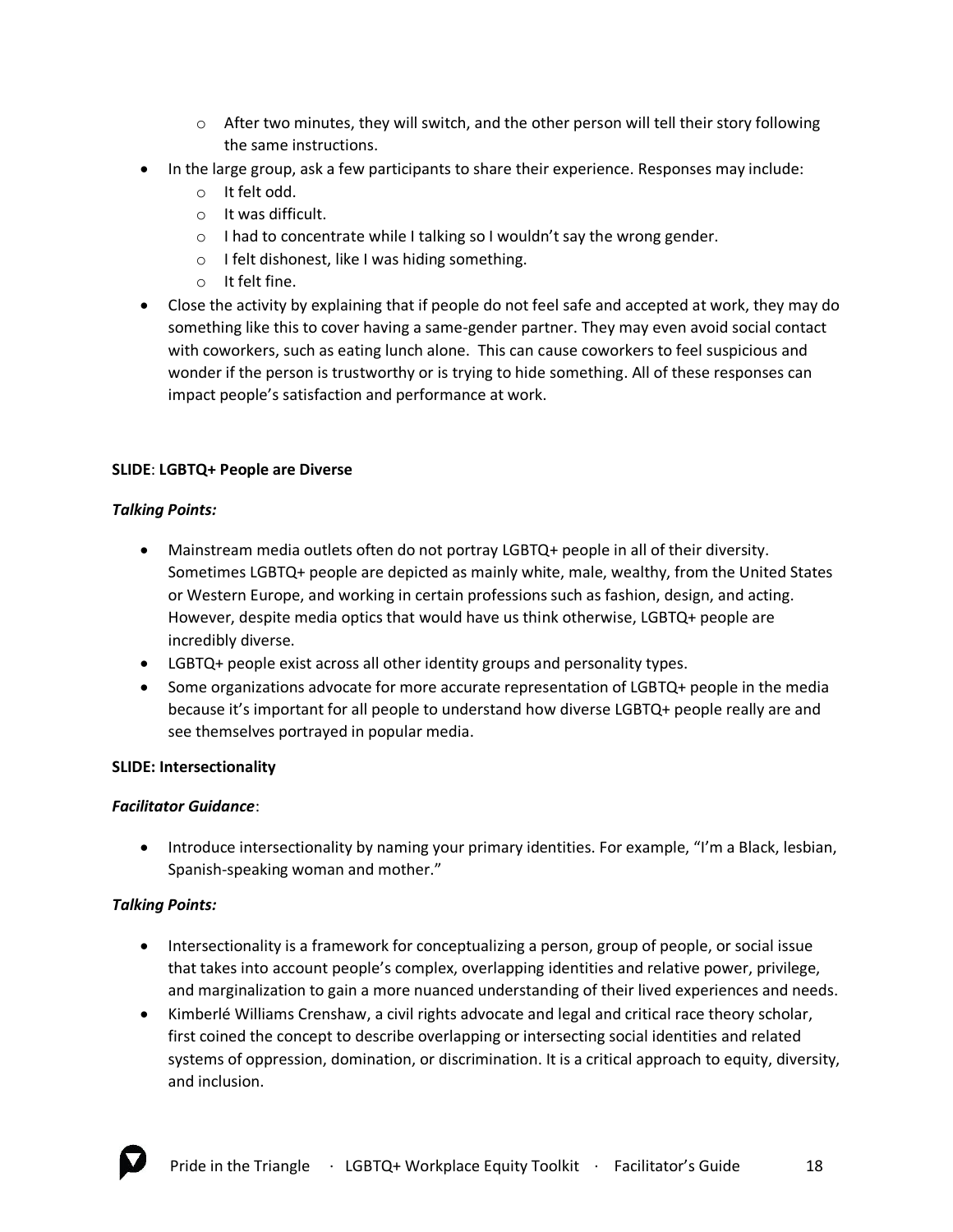- After two minutes, they will switch, and the other person will tell their story following the same instructions.
- In the large group, ask a few participants to share their experience. Responses may include:
    - It felt odd.
    - It was difficult.
    - I had to concentrate while I talking so I wouldn't say the wrong gender.
    - I felt dishonest, like I was hiding something.
    - It felt fine.
- Close the activity by explaining that if people do not feel safe and accepted at work, they may do something like this to cover having a same-gender partner. They may even avoid social contact with coworkers, such as eating lunch alone. This can cause coworkers to feel suspicious and wonder if the person is trustworthy or is trying to hide something. All of these responses can impact people's satisfaction and performance at work.

**SLIDE**: **LGBTQ+ People are Diverse**

***Talking Points:***

- Mainstream media outlets often do not portray LGBTQ+ people in all of their diversity. Sometimes LGBTQ+ people are depicted as mainly white, male, wealthy, from the United States or Western Europe, and working in certain professions such as fashion, design, and acting. However, despite media optics that would have us think otherwise, LGBTQ+ people are incredibly diverse.
- LGBTQ+ people exist across all other identity groups and personality types.
- Some organizations advocate for more accurate representation of LGBTQ+ people in the media because it's important for all people to understand how diverse LGBTQ+ people really are and see themselves portrayed in popular media.

**SLIDE: Intersectionality**

***Facilitator Guidance***:

- Introduce intersectionality by naming your primary identities. For example, "I'm a Black, lesbian, Spanish-speaking woman and mother."

***Talking Points:***

- Intersectionality is a framework for conceptualizing a person, group of people, or social issue that takes into account people's complex, overlapping identities and relative power, privilege, and marginalization to gain a more nuanced understanding of their lived experiences and needs.
- Kimberlé Williams Crenshaw, a civil rights advocate and legal and critical race theory scholar, first coined the concept to describe overlapping or intersecting social identities and related systems of oppression, domination, or discrimination. It is a critical approach to equity, diversity, and inclusion.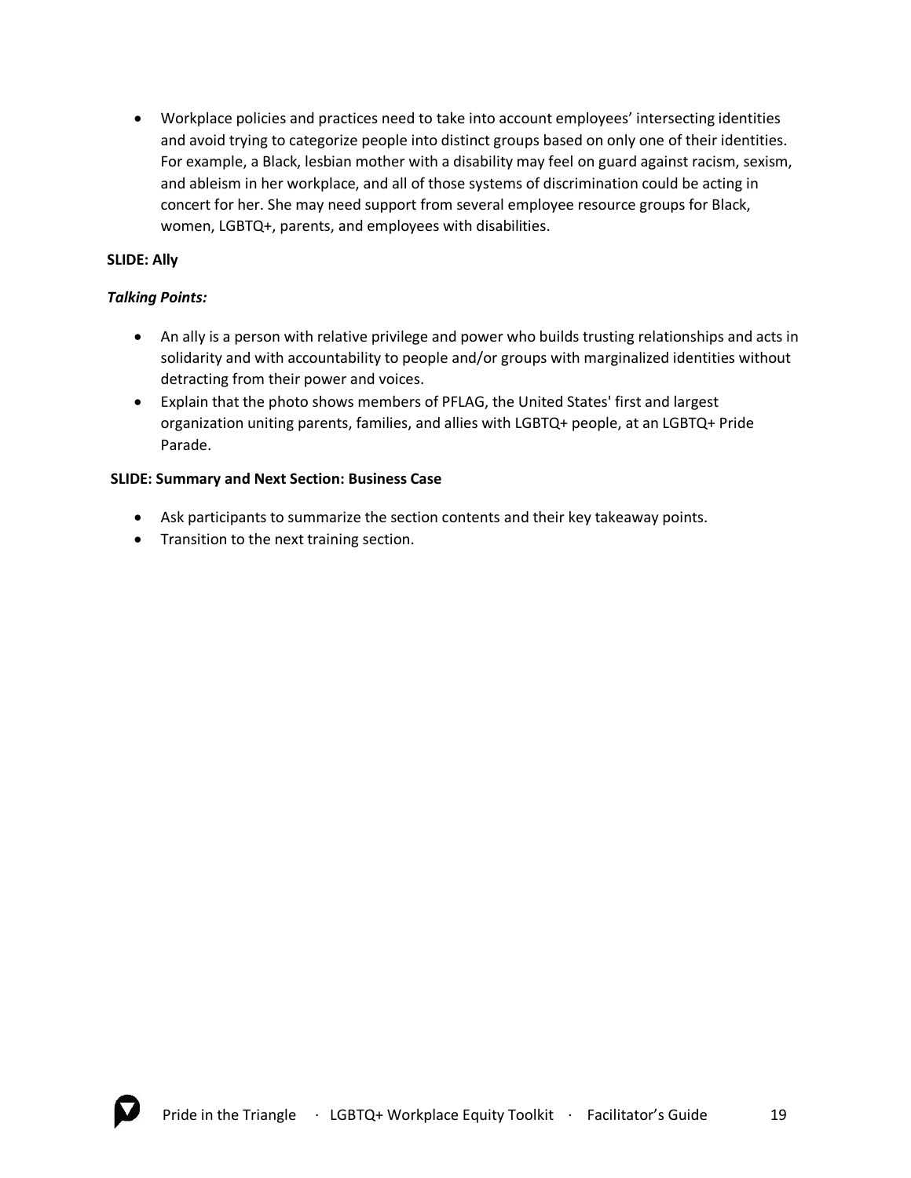- Workplace policies and practices need to take into account employees' intersecting identities and avoid trying to categorize people into distinct groups based on only one of their identities. For example, a Black, lesbian mother with a disability may feel on guard against racism, sexism, and ableism in her workplace, and all of those systems of discrimination could be acting in concert for her. She may need support from several employee resource groups for Black, women, LGBTQ+, parents, and employees with disabilities.

**SLIDE: Ally**

***Talking Points:***

- An ally is a person with relative privilege and power who builds trusting relationships and acts in solidarity and with accountability to people and/or groups with marginalized identities without detracting from their power and voices.
- Explain that the photo shows members of PFLAG, the United States' first and largest organization uniting parents, families, and allies with LGBTQ+ people, at an LGBTQ+ Pride Parade.

**SLIDE: Summary and Next Section: Business Case**

- Ask participants to summarize the section contents and their key takeaway points.
- Transition to the next training section.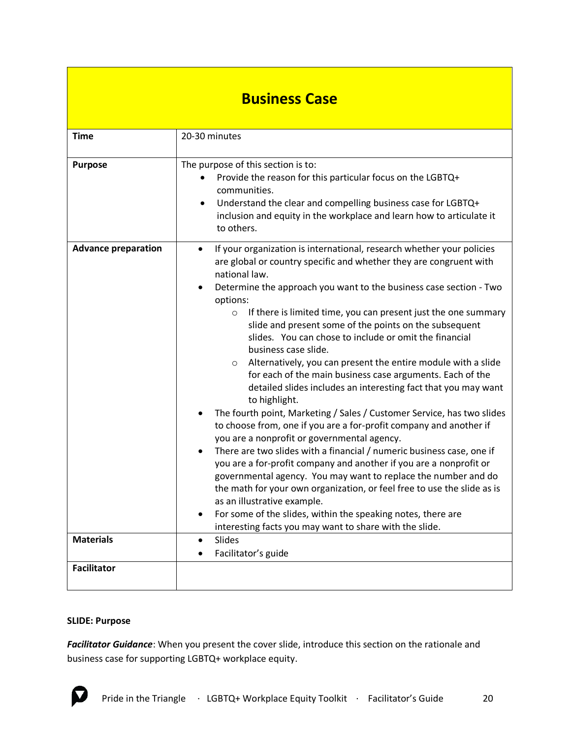| **Business Case** | |
|---|---|
| **Time** | 20-30 minutes |
| **Purpose** | The purpose of this section is to: <br>• Provide the reason for this particular focus on the LGBTQ+ communities. <br>• Understand the clear and compelling business case for LGBTQ+ inclusion and equity in the workplace and learn how to articulate it to others. |
| **Advance preparation** | • If your organization is international, research whether your policies are global or country specific and whether they are congruent with national law. <br>• Determine the approach you want to the business case section - Two options: <br>  ○ If there is limited time, you can present just the one summary slide and present some of the points on the subsequent slides. You can chose to include or omit the financial business case slide. <br>  ○ Alternatively, you can present the entire module with a slide for each of the main business case arguments. Each of the detailed slides includes an interesting fact that you may want to highlight. <br>• The fourth point, Marketing / Sales / Customer Service, has two slides to choose from, one if you are a for-profit company and another if you are a nonprofit or governmental agency. <br>• There are two slides with a financial / numeric business case, one if you are a for-profit company and another if you are a nonprofit or governmental agency. You may want to replace the number and do the math for your own organization, or feel free to use the slide as is as an illustrative example. <br>• For some of the slides, within the speaking notes, there are interesting facts you may want to share with the slide. |
| **Materials** | • Slides <br>• Facilitator's guide |
| **Facilitator** | |

**SLIDE: Purpose**

***Facilitator Guidance***: When you present the cover slide, introduce this section on the rationale and business case for supporting LGBTQ+ workplace equity.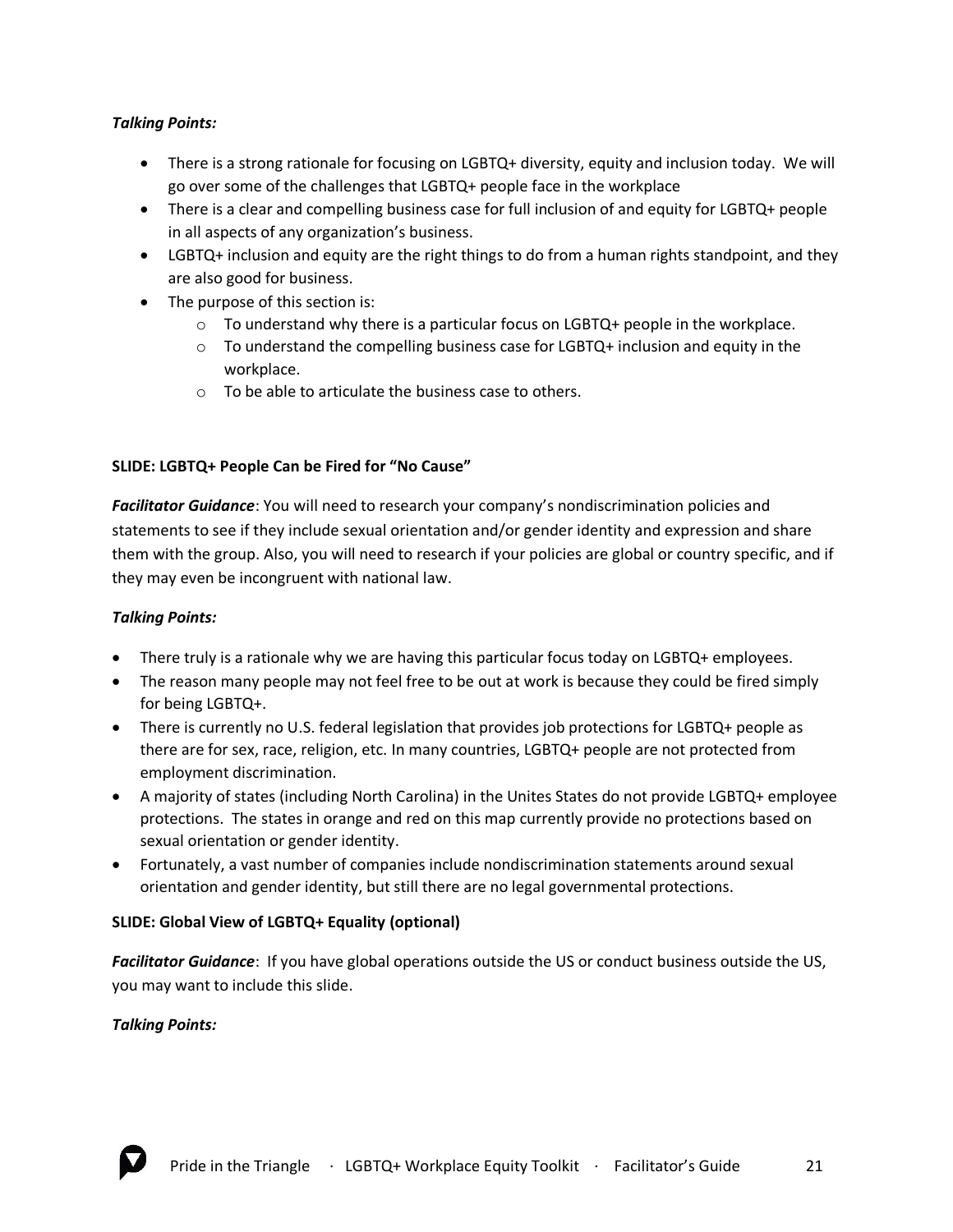***Talking Points:***

- There is a strong rationale for focusing on LGBTQ+ diversity, equity and inclusion today. We will go over some of the challenges that LGBTQ+ people face in the workplace
- There is a clear and compelling business case for full inclusion of and equity for LGBTQ+ people in all aspects of any organization's business.
- LGBTQ+ inclusion and equity are the right things to do from a human rights standpoint, and they are also good for business.
- The purpose of this section is:
  - To understand why there is a particular focus on LGBTQ+ people in the workplace.
  - To understand the compelling business case for LGBTQ+ inclusion and equity in the workplace.
  - To be able to articulate the business case to others.

**SLIDE: LGBTQ+ People Can be Fired for "No Cause"**

***Facilitator Guidance***: You will need to research your company's nondiscrimination policies and statements to see if they include sexual orientation and/or gender identity and expression and share them with the group. Also, you will need to research if your policies are global or country specific, and if they may even be incongruent with national law.

***Talking Points:***

- There truly is a rationale why we are having this particular focus today on LGBTQ+ employees.
- The reason many people may not feel free to be out at work is because they could be fired simply for being LGBTQ+.
- There is currently no U.S. federal legislation that provides job protections for LGBTQ+ people as there are for sex, race, religion, etc. In many countries, LGBTQ+ people are not protected from employment discrimination.
- A majority of states (including North Carolina) in the Unites States do not provide LGBTQ+ employee protections. The states in orange and red on this map currently provide no protections based on sexual orientation or gender identity.
- Fortunately, a vast number of companies include nondiscrimination statements around sexual orientation and gender identity, but still there are no legal governmental protections.

**SLIDE: Global View of LGBTQ+ Equality (optional)**

***Facilitator Guidance***: If you have global operations outside the US or conduct business outside the US, you may want to include this slide.

***Talking Points:***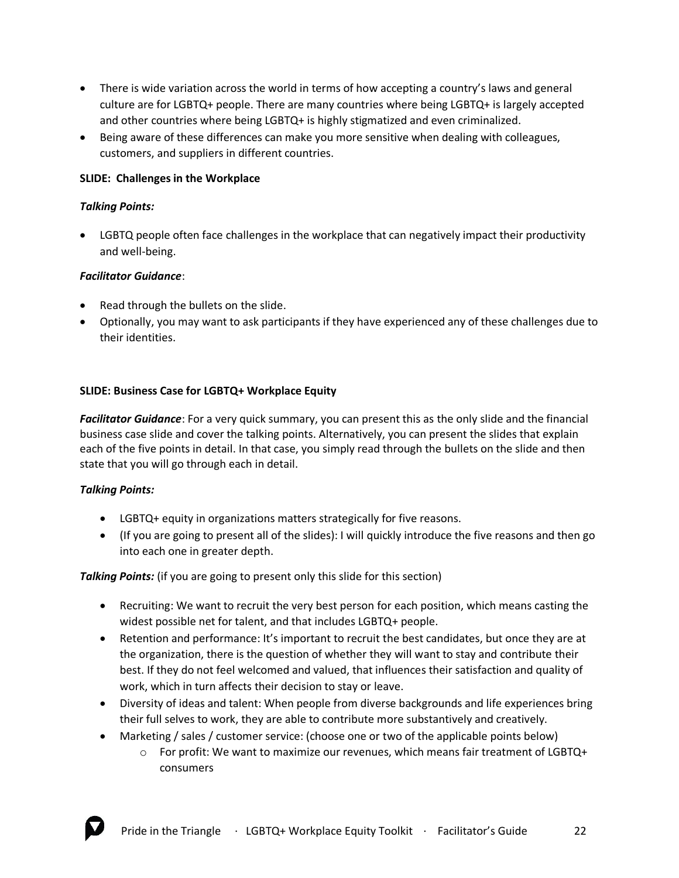- There is wide variation across the world in terms of how accepting a country's laws and general culture are for LGBTQ+ people. There are many countries where being LGBTQ+ is largely accepted and other countries where being LGBTQ+ is highly stigmatized and even criminalized.
- Being aware of these differences can make you more sensitive when dealing with colleagues, customers, and suppliers in different countries.

**SLIDE: Challenges in the Workplace**

***Talking Points:***

- LGBTQ people often face challenges in the workplace that can negatively impact their productivity and well-being.

***Facilitator Guidance***:

- Read through the bullets on the slide.
- Optionally, you may want to ask participants if they have experienced any of these challenges due to their identities.

**SLIDE: Business Case for LGBTQ+ Workplace Equity**

***Facilitator Guidance***: For a very quick summary, you can present this as the only slide and the financial business case slide and cover the talking points. Alternatively, you can present the slides that explain each of the five points in detail. In that case, you simply read through the bullets on the slide and then state that you will go through each in detail.

***Talking Points:***

- LGBTQ+ equity in organizations matters strategically for five reasons.
- (If you are going to present all of the slides): I will quickly introduce the five reasons and then go into each one in greater depth.

***Talking Points:*** (if you are going to present only this slide for this section)

- Recruiting: We want to recruit the very best person for each position, which means casting the widest possible net for talent, and that includes LGBTQ+ people.
- Retention and performance: It's important to recruit the best candidates, but once they are at the organization, there is the question of whether they will want to stay and contribute their best. If they do not feel welcomed and valued, that influences their satisfaction and quality of work, which in turn affects their decision to stay or leave.
- Diversity of ideas and talent: When people from diverse backgrounds and life experiences bring their full selves to work, they are able to contribute more substantively and creatively.
- Marketing / sales / customer service: (choose one or two of the applicable points below)
    - For profit: We want to maximize our revenues, which means fair treatment of LGBTQ+ consumers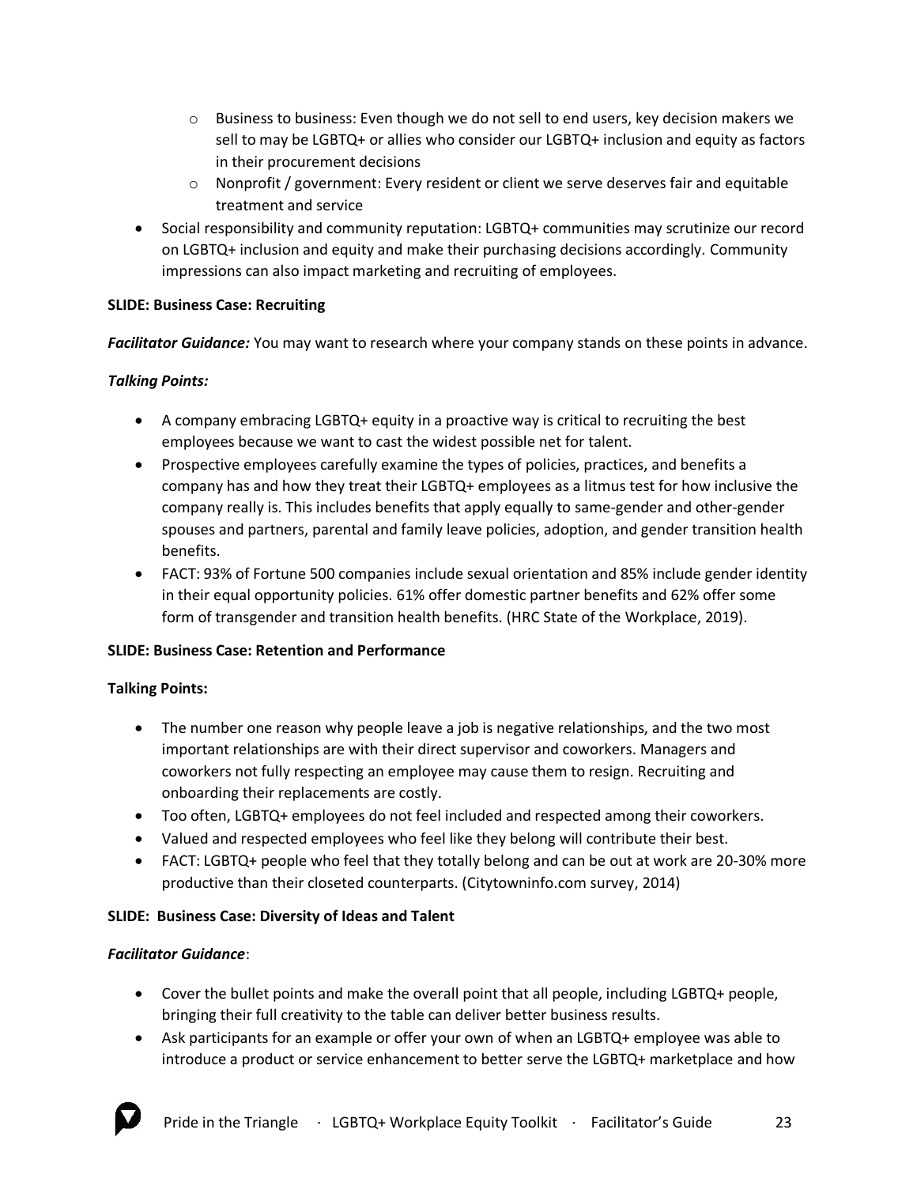- Business to business: Even though we do not sell to end users, key decision makers we sell to may be LGBTQ+ or allies who consider our LGBTQ+ inclusion and equity as factors in their procurement decisions
  - Nonprofit / government: Every resident or client we serve deserves fair and equitable treatment and service
- Social responsibility and community reputation: LGBTQ+ communities may scrutinize our record on LGBTQ+ inclusion and equity and make their purchasing decisions accordingly. Community impressions can also impact marketing and recruiting of employees.

**SLIDE: Business Case: Recruiting**

***Facilitator Guidance:*** You may want to research where your company stands on these points in advance.

***Talking Points:***

- A company embracing LGBTQ+ equity in a proactive way is critical to recruiting the best employees because we want to cast the widest possible net for talent.
- Prospective employees carefully examine the types of policies, practices, and benefits a company has and how they treat their LGBTQ+ employees as a litmus test for how inclusive the company really is. This includes benefits that apply equally to same-gender and other-gender spouses and partners, parental and family leave policies, adoption, and gender transition health benefits.
- FACT: 93% of Fortune 500 companies include sexual orientation and 85% include gender identity in their equal opportunity policies. 61% offer domestic partner benefits and 62% offer some form of transgender and transition health benefits. (HRC State of the Workplace, 2019).

**SLIDE: Business Case: Retention and Performance**

**Talking Points:**

- The number one reason why people leave a job is negative relationships, and the two most important relationships are with their direct supervisor and coworkers. Managers and coworkers not fully respecting an employee may cause them to resign. Recruiting and onboarding their replacements are costly.
- Too often, LGBTQ+ employees do not feel included and respected among their coworkers.
- Valued and respected employees who feel like they belong will contribute their best.
- FACT: LGBTQ+ people who feel that they totally belong and can be out at work are 20-30% more productive than their closeted counterparts. (Citytowninfo.com survey, 2014)

**SLIDE: Business Case: Diversity of Ideas and Talent**

***Facilitator Guidance***:

- Cover the bullet points and make the overall point that all people, including LGBTQ+ people, bringing their full creativity to the table can deliver better business results.
- Ask participants for an example or offer your own of when an LGBTQ+ employee was able to introduce a product or service enhancement to better serve the LGBTQ+ marketplace and how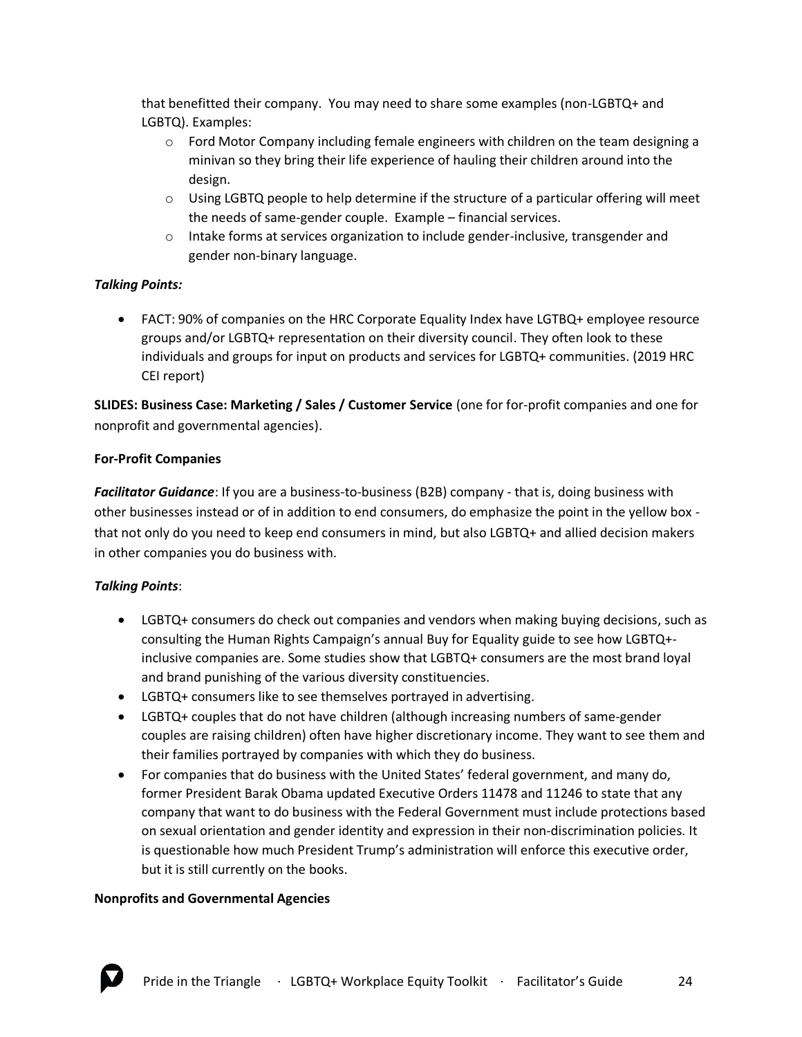that benefitted their company. You may need to share some examples (non-LGBTQ+ and LGBTQ). Examples:

- Ford Motor Company including female engineers with children on the team designing a minivan so they bring their life experience of hauling their children around into the design.
- Using LGBTQ people to help determine if the structure of a particular offering will meet the needs of same-gender couple. Example – financial services.
- Intake forms at services organization to include gender-inclusive, transgender and gender non-binary language.

***Talking Points:***

- FACT: 90% of companies on the HRC Corporate Equality Index have LGTBQ+ employee resource groups and/or LGBTQ+ representation on their diversity council. They often look to these individuals and groups for input on products and services for LGBTQ+ communities. (2019 HRC CEI report)

**SLIDES: Business Case: Marketing / Sales / Customer Service** (one for for-profit companies and one for nonprofit and governmental agencies).

**For-Profit Companies**

***Facilitator Guidance***: If you are a business-to-business (B2B) company - that is, doing business with other businesses instead or of in addition to end consumers, do emphasize the point in the yellow box - that not only do you need to keep end consumers in mind, but also LGBTQ+ and allied decision makers in other companies you do business with.

***Talking Points***:

- LGBTQ+ consumers do check out companies and vendors when making buying decisions, such as consulting the Human Rights Campaign's annual Buy for Equality guide to see how LGBTQ+-inclusive companies are. Some studies show that LGBTQ+ consumers are the most brand loyal and brand punishing of the various diversity constituencies.
- LGBTQ+ consumers like to see themselves portrayed in advertising.
- LGBTQ+ couples that do not have children (although increasing numbers of same-gender couples are raising children) often have higher discretionary income. They want to see them and their families portrayed by companies with which they do business.
- For companies that do business with the United States' federal government, and many do, former President Barak Obama updated Executive Orders 11478 and 11246 to state that any company that want to do business with the Federal Government must include protections based on sexual orientation and gender identity and expression in their non-discrimination policies. It is questionable how much President Trump's administration will enforce this executive order, but it is still currently on the books.

**Nonprofits and Governmental Agencies**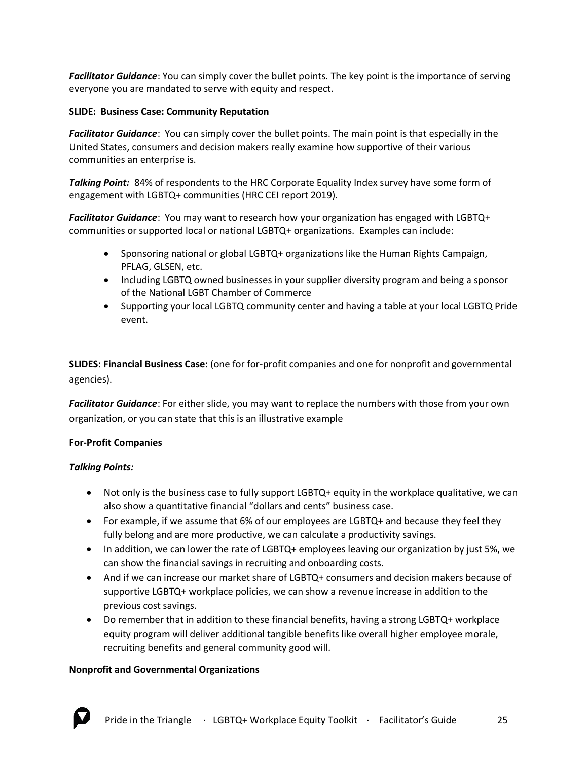***Facilitator Guidance***: You can simply cover the bullet points. The key point is the importance of serving everyone you are mandated to serve with equity and respect.

**SLIDE: Business Case: Community Reputation**

***Facilitator Guidance***: You can simply cover the bullet points. The main point is that especially in the United States, consumers and decision makers really examine how supportive of their various communities an enterprise is.

***Talking Point:*** 84% of respondents to the HRC Corporate Equality Index survey have some form of engagement with LGBTQ+ communities (HRC CEI report 2019).

***Facilitator Guidance***: You may want to research how your organization has engaged with LGBTQ+ communities or supported local or national LGBTQ+ organizations. Examples can include:

- Sponsoring national or global LGBTQ+ organizations like the Human Rights Campaign, PFLAG, GLSEN, etc.
- Including LGBTQ owned businesses in your supplier diversity program and being a sponsor of the National LGBT Chamber of Commerce
- Supporting your local LGBTQ community center and having a table at your local LGBTQ Pride event.

**SLIDES: Financial Business Case:** (one for for-profit companies and one for nonprofit and governmental agencies).

***Facilitator Guidance***: For either slide, you may want to replace the numbers with those from your own organization, or you can state that this is an illustrative example

**For-Profit Companies**

***Talking Points:***

- Not only is the business case to fully support LGBTQ+ equity in the workplace qualitative, we can also show a quantitative financial "dollars and cents" business case.
- For example, if we assume that 6% of our employees are LGBTQ+ and because they feel they fully belong and are more productive, we can calculate a productivity savings.
- In addition, we can lower the rate of LGBTQ+ employees leaving our organization by just 5%, we can show the financial savings in recruiting and onboarding costs.
- And if we can increase our market share of LGBTQ+ consumers and decision makers because of supportive LGBTQ+ workplace policies, we can show a revenue increase in addition to the previous cost savings.
- Do remember that in addition to these financial benefits, having a strong LGBTQ+ workplace equity program will deliver additional tangible benefits like overall higher employee morale, recruiting benefits and general community good will.

**Nonprofit and Governmental Organizations**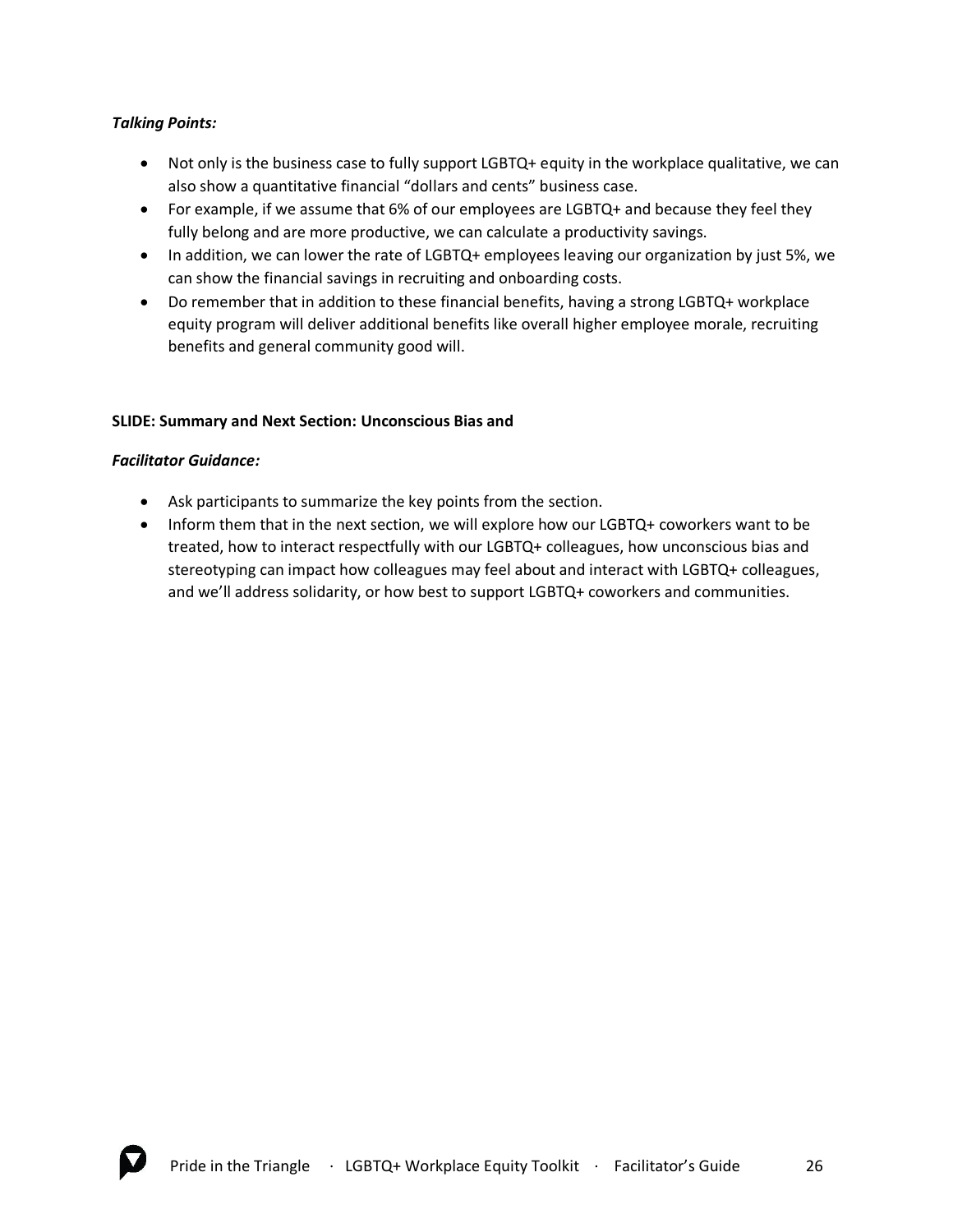***Talking Points:***

- Not only is the business case to fully support LGBTQ+ equity in the workplace qualitative, we can also show a quantitative financial "dollars and cents" business case.
- For example, if we assume that 6% of our employees are LGBTQ+ and because they feel they fully belong and are more productive, we can calculate a productivity savings.
- In addition, we can lower the rate of LGBTQ+ employees leaving our organization by just 5%, we can show the financial savings in recruiting and onboarding costs.
- Do remember that in addition to these financial benefits, having a strong LGBTQ+ workplace equity program will deliver additional benefits like overall higher employee morale, recruiting benefits and general community good will.

**SLIDE: Summary and Next Section: Unconscious Bias and**

***Facilitator Guidance:***

- Ask participants to summarize the key points from the section.
- Inform them that in the next section, we will explore how our LGBTQ+ coworkers want to be treated, how to interact respectfully with our LGBTQ+ colleagues, how unconscious bias and stereotyping can impact how colleagues may feel about and interact with LGBTQ+ colleagues, and we'll address solidarity, or how best to support LGBTQ+ coworkers and communities.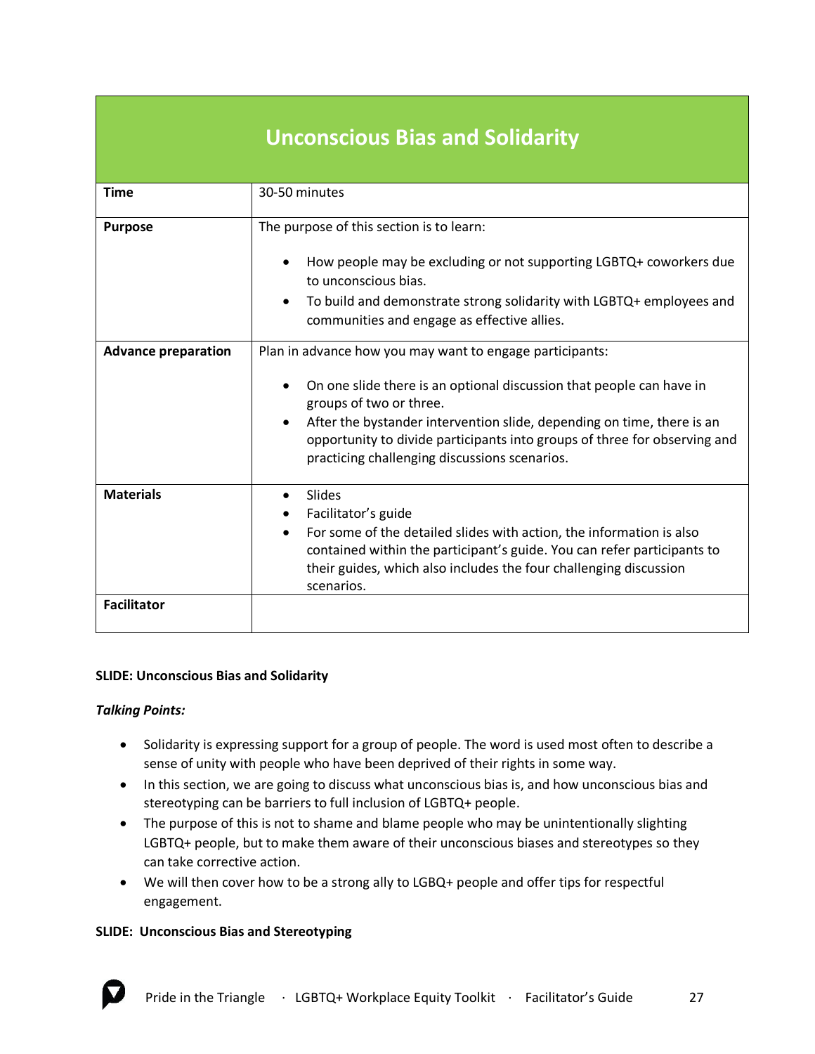| Unconscious Bias and Solidarity | |
|---|---|
| **Time** | 30-50 minutes |
| **Purpose** | The purpose of this section is to learn:<br><br>• How people may be excluding or not supporting LGBTQ+ coworkers due to unconscious bias.<br>• To build and demonstrate strong solidarity with LGBTQ+ employees and communities and engage as effective allies. |
| **Advance preparation** | Plan in advance how you may want to engage participants:<br><br>• On one slide there is an optional discussion that people can have in groups of two or three.<br>• After the bystander intervention slide, depending on time, there is an opportunity to divide participants into groups of three for observing and practicing challenging discussions scenarios. |
| **Materials** | • Slides<br>• Facilitator's guide<br>• For some of the detailed slides with action, the information is also contained within the participant's guide. You can refer participants to their guides, which also includes the four challenging discussion scenarios. |
| **Facilitator** | |

**SLIDE: Unconscious Bias and Solidarity**

***Talking Points:***

- Solidarity is expressing support for a group of people. The word is used most often to describe a sense of unity with people who have been deprived of their rights in some way.
- In this section, we are going to discuss what unconscious bias is, and how unconscious bias and stereotyping can be barriers to full inclusion of LGBTQ+ people.
- The purpose of this is not to shame and blame people who may be unintentionally slighting LGBTQ+ people, but to make them aware of their unconscious biases and stereotypes so they can take corrective action.
- We will then cover how to be a strong ally to LGBQ+ people and offer tips for respectful engagement.

**SLIDE: Unconscious Bias and Stereotyping**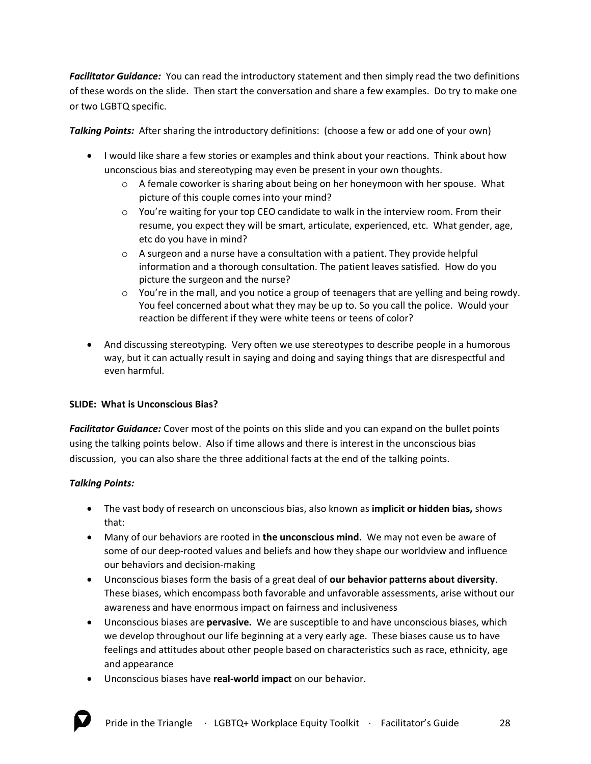***Facilitator Guidance:*** You can read the introductory statement and then simply read the two definitions of these words on the slide. Then start the conversation and share a few examples. Do try to make one or two LGBTQ specific.

***Talking Points:*** After sharing the introductory definitions: (choose a few or add one of your own)

- I would like share a few stories or examples and think about your reactions. Think about how unconscious bias and stereotyping may even be present in your own thoughts.
  - A female coworker is sharing about being on her honeymoon with her spouse. What picture of this couple comes into your mind?
  - You're waiting for your top CEO candidate to walk in the interview room. From their resume, you expect they will be smart, articulate, experienced, etc. What gender, age, etc do you have in mind?
  - A surgeon and a nurse have a consultation with a patient. They provide helpful information and a thorough consultation. The patient leaves satisfied. How do you picture the surgeon and the nurse?
  - You're in the mall, and you notice a group of teenagers that are yelling and being rowdy. You feel concerned about what they may be up to. So you call the police. Would your reaction be different if they were white teens or teens of color?
- And discussing stereotyping. Very often we use stereotypes to describe people in a humorous way, but it can actually result in saying and doing and saying things that are disrespectful and even harmful.

**SLIDE: What is Unconscious Bias?**

***Facilitator Guidance:*** Cover most of the points on this slide and you can expand on the bullet points using the talking points below. Also if time allows and there is interest in the unconscious bias discussion, you can also share the three additional facts at the end of the talking points.

***Talking Points:***

- The vast body of research on unconscious bias, also known as **implicit or hidden bias,** shows that:
- Many of our behaviors are rooted in **the unconscious mind.** We may not even be aware of some of our deep-rooted values and beliefs and how they shape our worldview and influence our behaviors and decision-making
- Unconscious biases form the basis of a great deal of **our behavior patterns about diversity**. These biases, which encompass both favorable and unfavorable assessments, arise without our awareness and have enormous impact on fairness and inclusiveness
- Unconscious biases are **pervasive.** We are susceptible to and have unconscious biases, which we develop throughout our life beginning at a very early age. These biases cause us to have feelings and attitudes about other people based on characteristics such as race, ethnicity, age and appearance
- Unconscious biases have **real-world impact** on our behavior.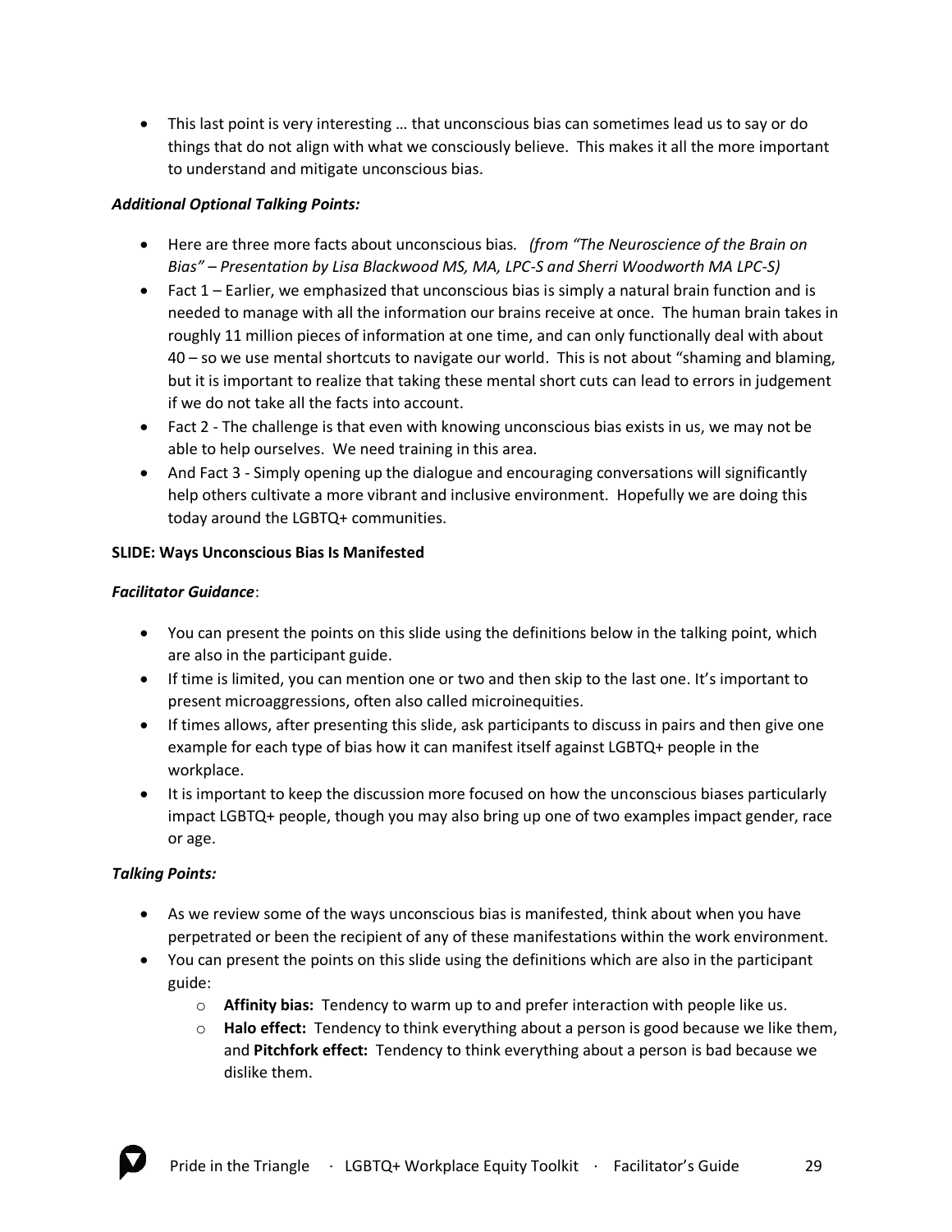- This last point is very interesting … that unconscious bias can sometimes lead us to say or do things that do not align with what we consciously believe. This makes it all the more important to understand and mitigate unconscious bias.

***Additional Optional Talking Points:***

- Here are three more facts about unconscious bias. *(from "The Neuroscience of the Brain on Bias" – Presentation by Lisa Blackwood MS, MA, LPC-S and Sherri Woodworth MA LPC-S)*
- Fact 1 – Earlier, we emphasized that unconscious bias is simply a natural brain function and is needed to manage with all the information our brains receive at once. The human brain takes in roughly 11 million pieces of information at one time, and can only functionally deal with about 40 – so we use mental shortcuts to navigate our world. This is not about "shaming and blaming, but it is important to realize that taking these mental short cuts can lead to errors in judgement if we do not take all the facts into account.
- Fact 2 - The challenge is that even with knowing unconscious bias exists in us, we may not be able to help ourselves. We need training in this area.
- And Fact 3 - Simply opening up the dialogue and encouraging conversations will significantly help others cultivate a more vibrant and inclusive environment. Hopefully we are doing this today around the LGBTQ+ communities.

**SLIDE: Ways Unconscious Bias Is Manifested**

***Facilitator Guidance***:

- You can present the points on this slide using the definitions below in the talking point, which are also in the participant guide.
- If time is limited, you can mention one or two and then skip to the last one. It's important to present microaggressions, often also called microinequities.
- If times allows, after presenting this slide, ask participants to discuss in pairs and then give one example for each type of bias how it can manifest itself against LGBTQ+ people in the workplace.
- It is important to keep the discussion more focused on how the unconscious biases particularly impact LGBTQ+ people, though you may also bring up one of two examples impact gender, race or age.

***Talking Points:***

- As we review some of the ways unconscious bias is manifested, think about when you have perpetrated or been the recipient of any of these manifestations within the work environment.
- You can present the points on this slide using the definitions which are also in the participant guide:
  - **Affinity bias:** Tendency to warm up to and prefer interaction with people like us.
  - **Halo effect:** Tendency to think everything about a person is good because we like them, and **Pitchfork effect:** Tendency to think everything about a person is bad because we dislike them.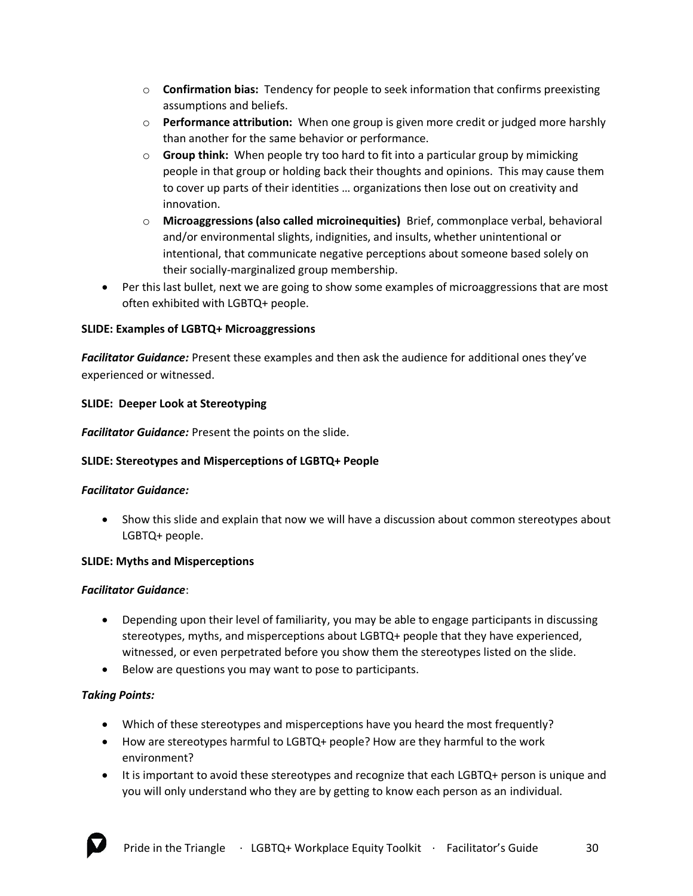- **Confirmation bias:** Tendency for people to seek information that confirms preexisting assumptions and beliefs.
  - **Performance attribution:** When one group is given more credit or judged more harshly than another for the same behavior or performance.
  - **Group think:** When people try too hard to fit into a particular group by mimicking people in that group or holding back their thoughts and opinions. This may cause them to cover up parts of their identities … organizations then lose out on creativity and innovation.
  - **Microaggressions (also called microinequities)** Brief, commonplace verbal, behavioral and/or environmental slights, indignities, and insults, whether unintentional or intentional, that communicate negative perceptions about someone based solely on their socially-marginalized group membership.
- Per this last bullet, next we are going to show some examples of microaggressions that are most often exhibited with LGBTQ+ people.

**SLIDE: Examples of LGBTQ+ Microaggressions**

***Facilitator Guidance:*** Present these examples and then ask the audience for additional ones they've experienced or witnessed.

**SLIDE: Deeper Look at Stereotyping**

***Facilitator Guidance:*** Present the points on the slide.

**SLIDE: Stereotypes and Misperceptions of LGBTQ+ People**

***Facilitator Guidance:***

- Show this slide and explain that now we will have a discussion about common stereotypes about LGBTQ+ people.

**SLIDE: Myths and Misperceptions**

***Facilitator Guidance***:

- Depending upon their level of familiarity, you may be able to engage participants in discussing stereotypes, myths, and misperceptions about LGBTQ+ people that they have experienced, witnessed, or even perpetrated before you show them the stereotypes listed on the slide.
- Below are questions you may want to pose to participants.

***Taking Points:***

- Which of these stereotypes and misperceptions have you heard the most frequently?
- How are stereotypes harmful to LGBTQ+ people? How are they harmful to the work environment?
- It is important to avoid these stereotypes and recognize that each LGBTQ+ person is unique and you will only understand who they are by getting to know each person as an individual.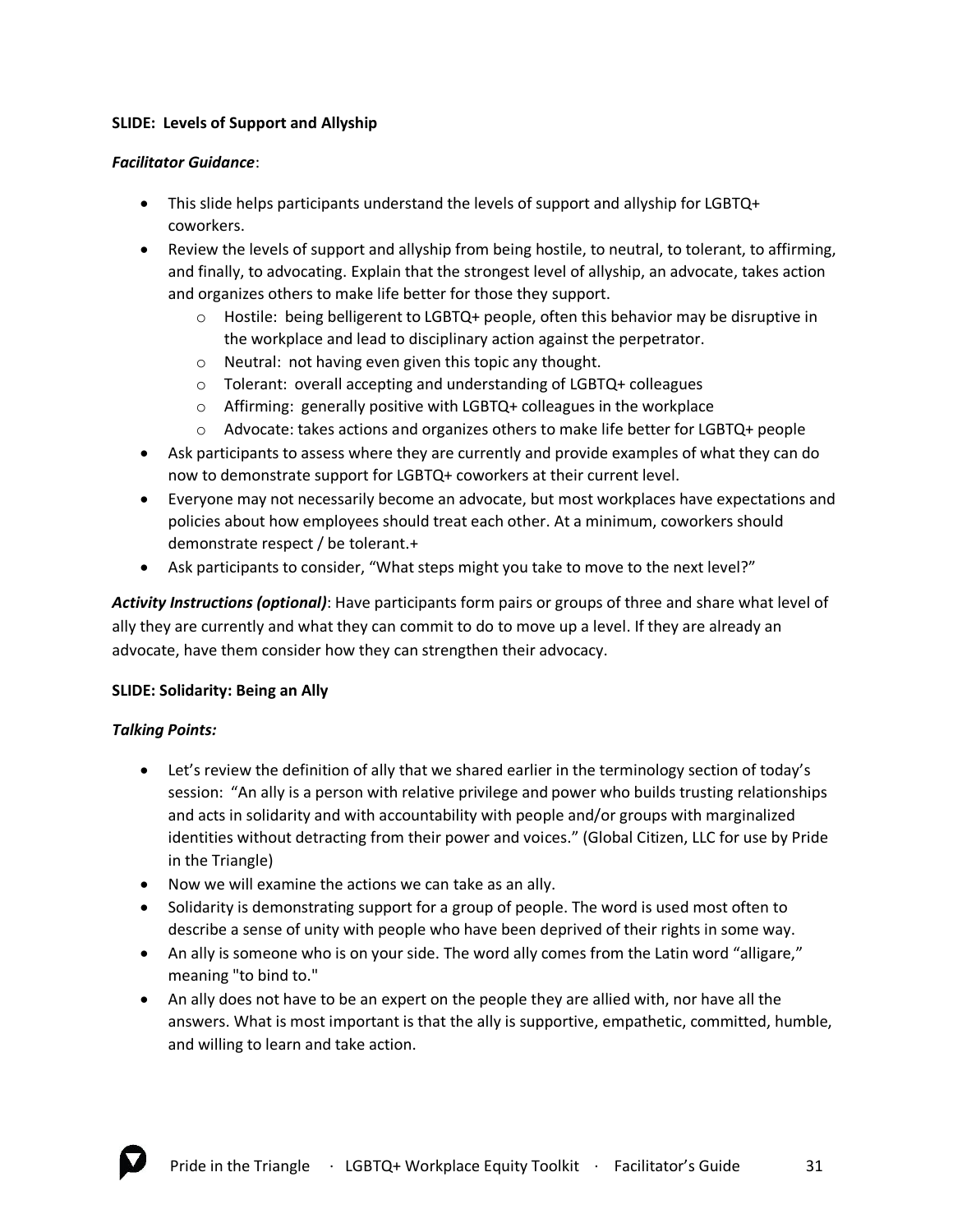**SLIDE: Levels of Support and Allyship**

***Facilitator Guidance***:

- This slide helps participants understand the levels of support and allyship for LGBTQ+ coworkers.
- Review the levels of support and allyship from being hostile, to neutral, to tolerant, to affirming, and finally, to advocating. Explain that the strongest level of allyship, an advocate, takes action and organizes others to make life better for those they support.
    - Hostile: being belligerent to LGBTQ+ people, often this behavior may be disruptive in the workplace and lead to disciplinary action against the perpetrator.
    - Neutral: not having even given this topic any thought.
    - Tolerant: overall accepting and understanding of LGBTQ+ colleagues
    - Affirming: generally positive with LGBTQ+ colleagues in the workplace
    - Advocate: takes actions and organizes others to make life better for LGBTQ+ people
- Ask participants to assess where they are currently and provide examples of what they can do now to demonstrate support for LGBTQ+ coworkers at their current level.
- Everyone may not necessarily become an advocate, but most workplaces have expectations and policies about how employees should treat each other. At a minimum, coworkers should demonstrate respect / be tolerant.+
- Ask participants to consider, "What steps might you take to move to the next level?"

***Activity Instructions (optional)***: Have participants form pairs or groups of three and share what level of ally they are currently and what they can commit to do to move up a level. If they are already an advocate, have them consider how they can strengthen their advocacy.

**SLIDE: Solidarity: Being an Ally**

***Talking Points:***

- Let's review the definition of ally that we shared earlier in the terminology section of today's session: "An ally is a person with relative privilege and power who builds trusting relationships and acts in solidarity and with accountability with people and/or groups with marginalized identities without detracting from their power and voices." (Global Citizen, LLC for use by Pride in the Triangle)
- Now we will examine the actions we can take as an ally.
- Solidarity is demonstrating support for a group of people. The word is used most often to describe a sense of unity with people who have been deprived of their rights in some way.
- An ally is someone who is on your side. The word ally comes from the Latin word "alligare," meaning "to bind to."
- An ally does not have to be an expert on the people they are allied with, nor have all the answers. What is most important is that the ally is supportive, empathetic, committed, humble, and willing to learn and take action.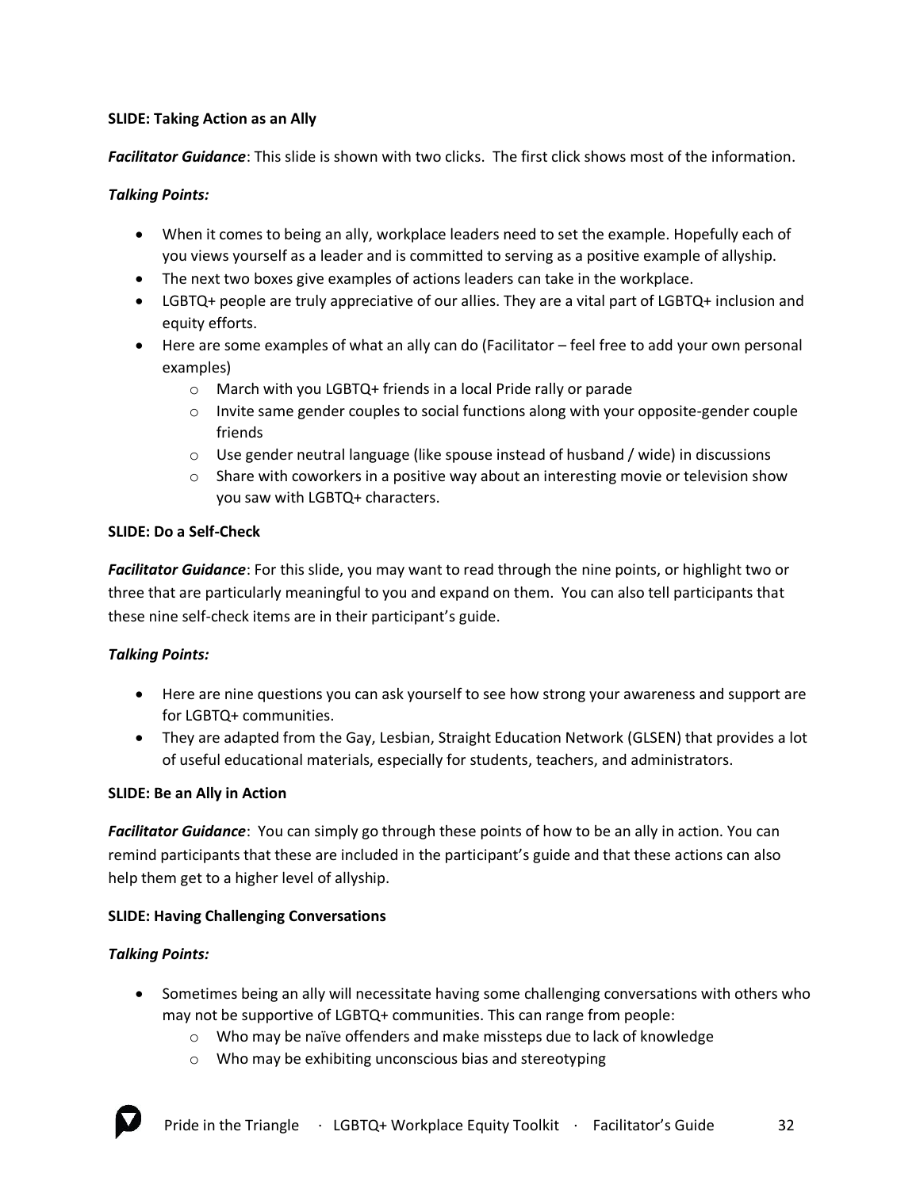**SLIDE: Taking Action as an Ally**

***Facilitator Guidance***: This slide is shown with two clicks. The first click shows most of the information.

***Talking Points:***

- When it comes to being an ally, workplace leaders need to set the example. Hopefully each of you views yourself as a leader and is committed to serving as a positive example of allyship.
- The next two boxes give examples of actions leaders can take in the workplace.
- LGBTQ+ people are truly appreciative of our allies. They are a vital part of LGBTQ+ inclusion and equity efforts.
- Here are some examples of what an ally can do (Facilitator – feel free to add your own personal examples)
  - March with you LGBTQ+ friends in a local Pride rally or parade
  - Invite same gender couples to social functions along with your opposite-gender couple friends
  - Use gender neutral language (like spouse instead of husband / wide) in discussions
  - Share with coworkers in a positive way about an interesting movie or television show you saw with LGBTQ+ characters.

**SLIDE: Do a Self-Check**

***Facilitator Guidance***: For this slide, you may want to read through the nine points, or highlight two or three that are particularly meaningful to you and expand on them. You can also tell participants that these nine self-check items are in their participant's guide.

***Talking Points:***

- Here are nine questions you can ask yourself to see how strong your awareness and support are for LGBTQ+ communities.
- They are adapted from the Gay, Lesbian, Straight Education Network (GLSEN) that provides a lot of useful educational materials, especially for students, teachers, and administrators.

**SLIDE: Be an Ally in Action**

***Facilitator Guidance***: You can simply go through these points of how to be an ally in action. You can remind participants that these are included in the participant's guide and that these actions can also help them get to a higher level of allyship.

**SLIDE: Having Challenging Conversations**

***Talking Points:***

- Sometimes being an ally will necessitate having some challenging conversations with others who may not be supportive of LGBTQ+ communities. This can range from people:
  - Who may be naïve offenders and make missteps due to lack of knowledge
  - Who may be exhibiting unconscious bias and stereotyping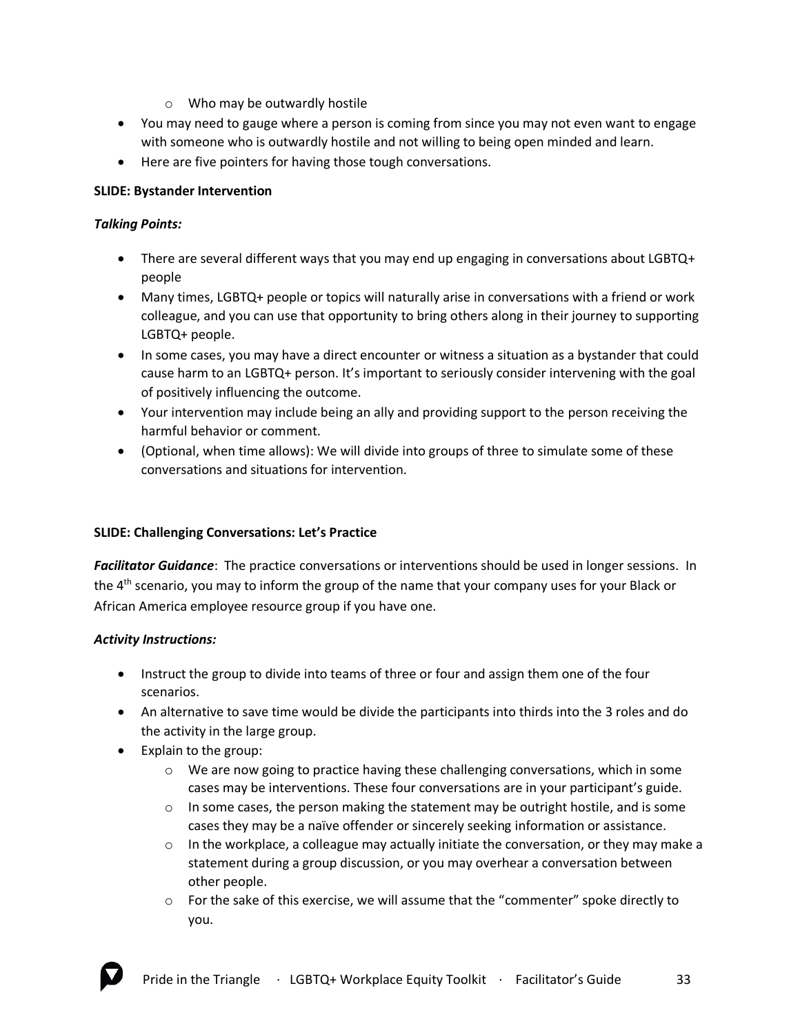- Who may be outwardly hostile
- You may need to gauge where a person is coming from since you may not even want to engage with someone who is outwardly hostile and not willing to being open minded and learn.
- Here are five pointers for having those tough conversations.

**SLIDE: Bystander Intervention**

***Talking Points:***

- There are several different ways that you may end up engaging in conversations about LGBTQ+ people
- Many times, LGBTQ+ people or topics will naturally arise in conversations with a friend or work colleague, and you can use that opportunity to bring others along in their journey to supporting LGBTQ+ people.
- In some cases, you may have a direct encounter or witness a situation as a bystander that could cause harm to an LGBTQ+ person. It's important to seriously consider intervening with the goal of positively influencing the outcome.
- Your intervention may include being an ally and providing support to the person receiving the harmful behavior or comment.
- (Optional, when time allows): We will divide into groups of three to simulate some of these conversations and situations for intervention.

**SLIDE: Challenging Conversations: Let's Practice**

***Facilitator Guidance***: The practice conversations or interventions should be used in longer sessions. In the 4th scenario, you may to inform the group of the name that your company uses for your Black or African America employee resource group if you have one.

***Activity Instructions:***

- Instruct the group to divide into teams of three or four and assign them one of the four scenarios.
- An alternative to save time would be divide the participants into thirds into the 3 roles and do the activity in the large group.
- Explain to the group:
    - We are now going to practice having these challenging conversations, which in some cases may be interventions. These four conversations are in your participant's guide.
    - In some cases, the person making the statement may be outright hostile, and is some cases they may be a naïve offender or sincerely seeking information or assistance.
    - In the workplace, a colleague may actually initiate the conversation, or they may make a statement during a group discussion, or you may overhear a conversation between other people.
    - For the sake of this exercise, we will assume that the "commenter" spoke directly to you.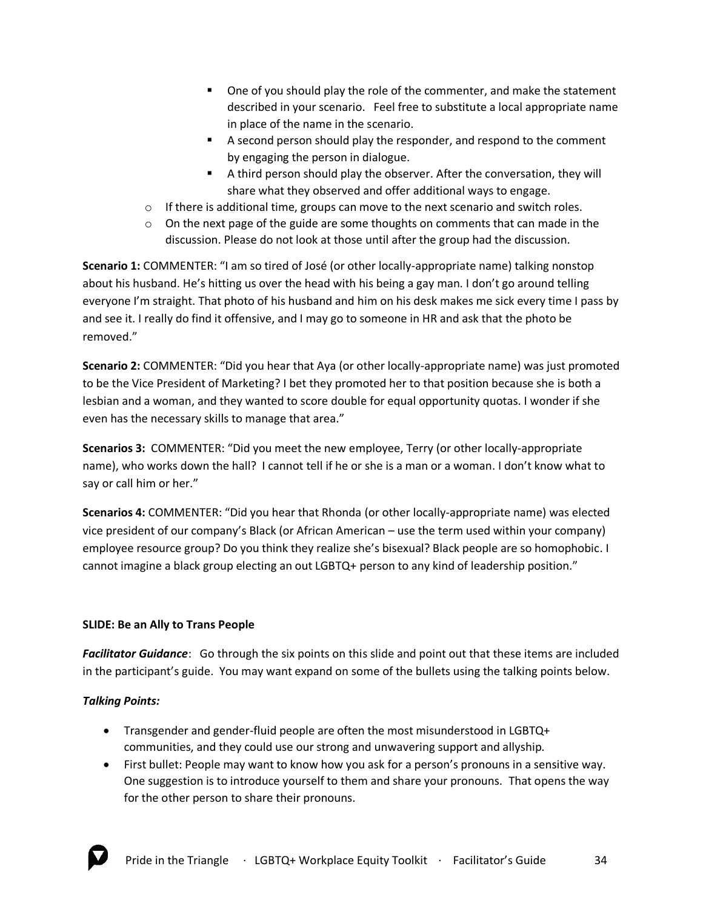- One of you should play the role of the commenter, and make the statement described in your scenario. Feel free to substitute a local appropriate name in place of the name in the scenario.
    - A second person should play the responder, and respond to the comment by engaging the person in dialogue.
    - A third person should play the observer. After the conversation, they will share what they observed and offer additional ways to engage.
  - If there is additional time, groups can move to the next scenario and switch roles.
  - On the next page of the guide are some thoughts on comments that can made in the discussion. Please do not look at those until after the group had the discussion.

**Scenario 1:** COMMENTER: "I am so tired of José (or other locally-appropriate name) talking nonstop about his husband. He's hitting us over the head with his being a gay man. I don't go around telling everyone I'm straight. That photo of his husband and him on his desk makes me sick every time I pass by and see it. I really do find it offensive, and I may go to someone in HR and ask that the photo be removed."

**Scenario 2:** COMMENTER: "Did you hear that Aya (or other locally-appropriate name) was just promoted to be the Vice President of Marketing? I bet they promoted her to that position because she is both a lesbian and a woman, and they wanted to score double for equal opportunity quotas. I wonder if she even has the necessary skills to manage that area."

**Scenarios 3:** COMMENTER: "Did you meet the new employee, Terry (or other locally-appropriate name), who works down the hall? I cannot tell if he or she is a man or a woman. I don't know what to say or call him or her."

**Scenarios 4:** COMMENTER: "Did you hear that Rhonda (or other locally-appropriate name) was elected vice president of our company's Black (or African American – use the term used within your company) employee resource group? Do you think they realize she's bisexual? Black people are so homophobic. I cannot imagine a black group electing an out LGBTQ+ person to any kind of leadership position."

**SLIDE: Be an Ally to Trans People**

***Facilitator Guidance***: Go through the six points on this slide and point out that these items are included in the participant's guide. You may want expand on some of the bullets using the talking points below.

***Talking Points:***

- Transgender and gender-fluid people are often the most misunderstood in LGBTQ+ communities, and they could use our strong and unwavering support and allyship.
- First bullet: People may want to know how you ask for a person's pronouns in a sensitive way. One suggestion is to introduce yourself to them and share your pronouns. That opens the way for the other person to share their pronouns.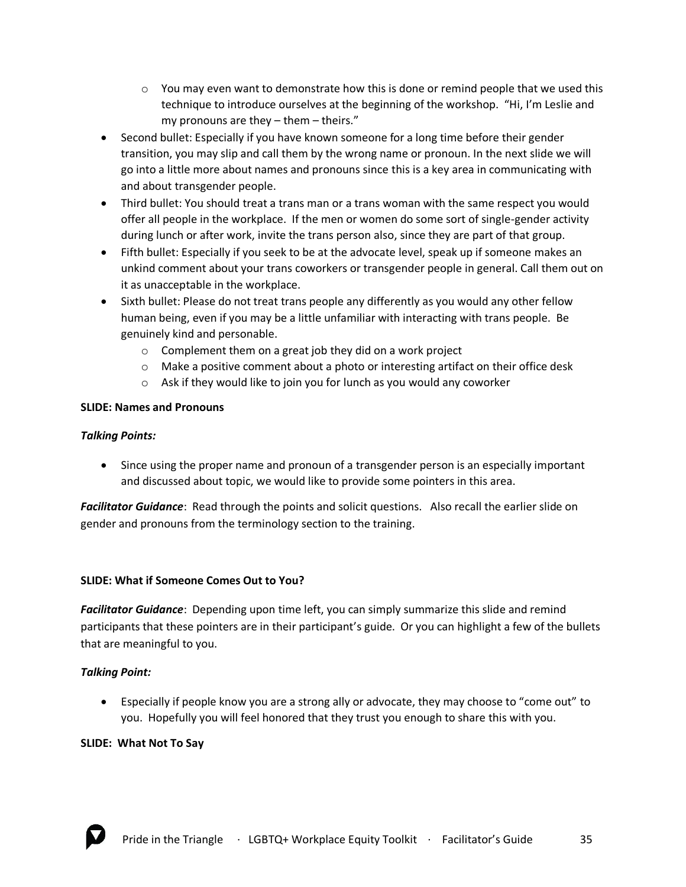- You may even want to demonstrate how this is done or remind people that we used this technique to introduce ourselves at the beginning of the workshop. "Hi, I'm Leslie and my pronouns are they – them – theirs."
- Second bullet: Especially if you have known someone for a long time before their gender transition, you may slip and call them by the wrong name or pronoun. In the next slide we will go into a little more about names and pronouns since this is a key area in communicating with and about transgender people.
- Third bullet: You should treat a trans man or a trans woman with the same respect you would offer all people in the workplace. If the men or women do some sort of single-gender activity during lunch or after work, invite the trans person also, since they are part of that group.
- Fifth bullet: Especially if you seek to be at the advocate level, speak up if someone makes an unkind comment about your trans coworkers or transgender people in general. Call them out on it as unacceptable in the workplace.
- Sixth bullet: Please do not treat trans people any differently as you would any other fellow human being, even if you may be a little unfamiliar with interacting with trans people. Be genuinely kind and personable.
  - Complement them on a great job they did on a work project
  - Make a positive comment about a photo or interesting artifact on their office desk
  - Ask if they would like to join you for lunch as you would any coworker

**SLIDE: Names and Pronouns**

***Talking Points:***

- Since using the proper name and pronoun of a transgender person is an especially important and discussed about topic, we would like to provide some pointers in this area.

***Facilitator Guidance***: Read through the points and solicit questions. Also recall the earlier slide on gender and pronouns from the terminology section to the training.

**SLIDE: What if Someone Comes Out to You?**

***Facilitator Guidance***: Depending upon time left, you can simply summarize this slide and remind participants that these pointers are in their participant's guide. Or you can highlight a few of the bullets that are meaningful to you.

***Talking Point:***

- Especially if people know you are a strong ally or advocate, they may choose to "come out" to you. Hopefully you will feel honored that they trust you enough to share this with you.

**SLIDE: What Not To Say**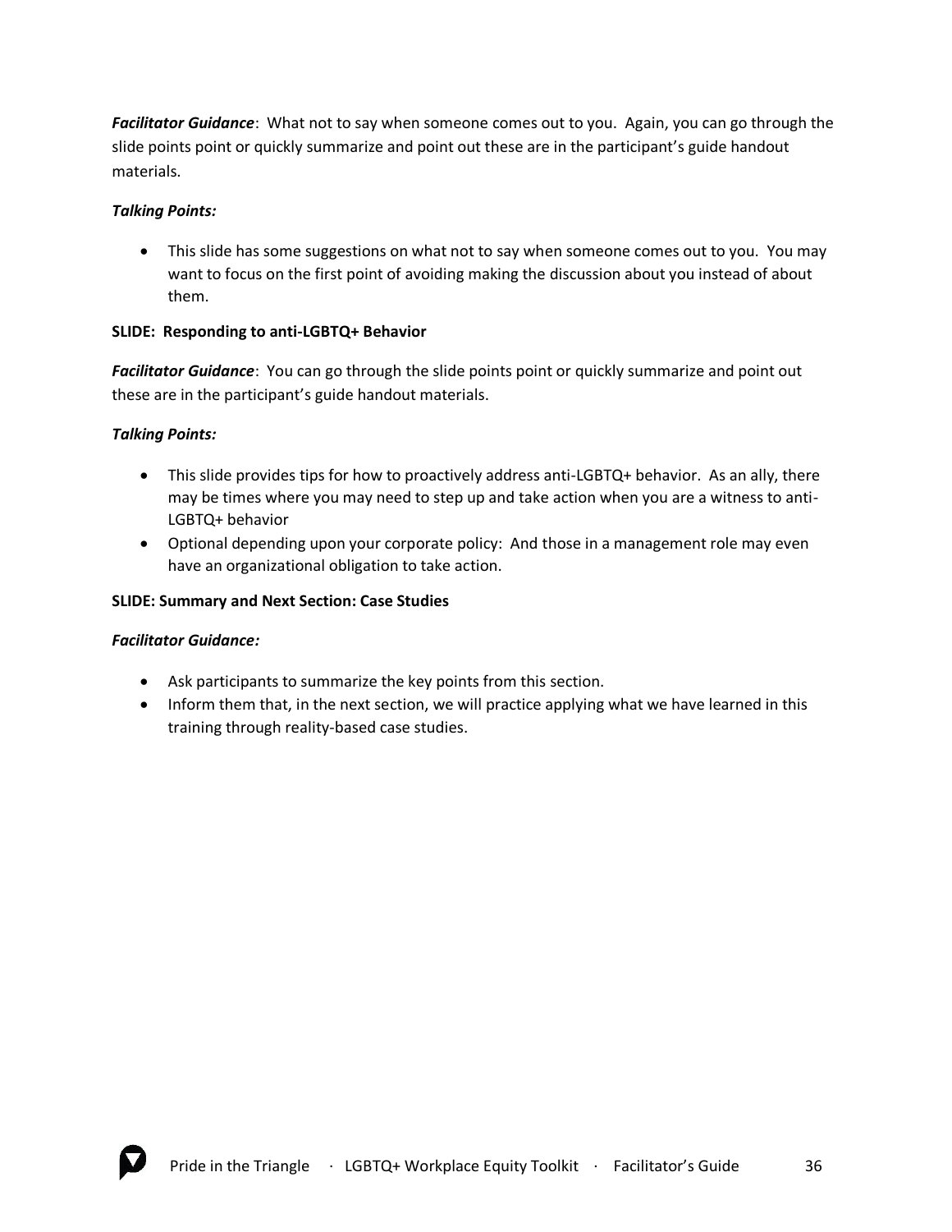***Facilitator Guidance***: What not to say when someone comes out to you. Again, you can go through the slide points point or quickly summarize and point out these are in the participant's guide handout materials.

***Talking Points:***

- This slide has some suggestions on what not to say when someone comes out to you. You may want to focus on the first point of avoiding making the discussion about you instead of about them.

**SLIDE: Responding to anti-LGBTQ+ Behavior**

***Facilitator Guidance***: You can go through the slide points point or quickly summarize and point out these are in the participant's guide handout materials.

***Talking Points:***

- This slide provides tips for how to proactively address anti-LGBTQ+ behavior. As an ally, there may be times where you may need to step up and take action when you are a witness to anti-LGBTQ+ behavior
- Optional depending upon your corporate policy: And those in a management role may even have an organizational obligation to take action.

**SLIDE: Summary and Next Section: Case Studies**

***Facilitator Guidance:***

- Ask participants to summarize the key points from this section.
- Inform them that, in the next section, we will practice applying what we have learned in this training through reality-based case studies.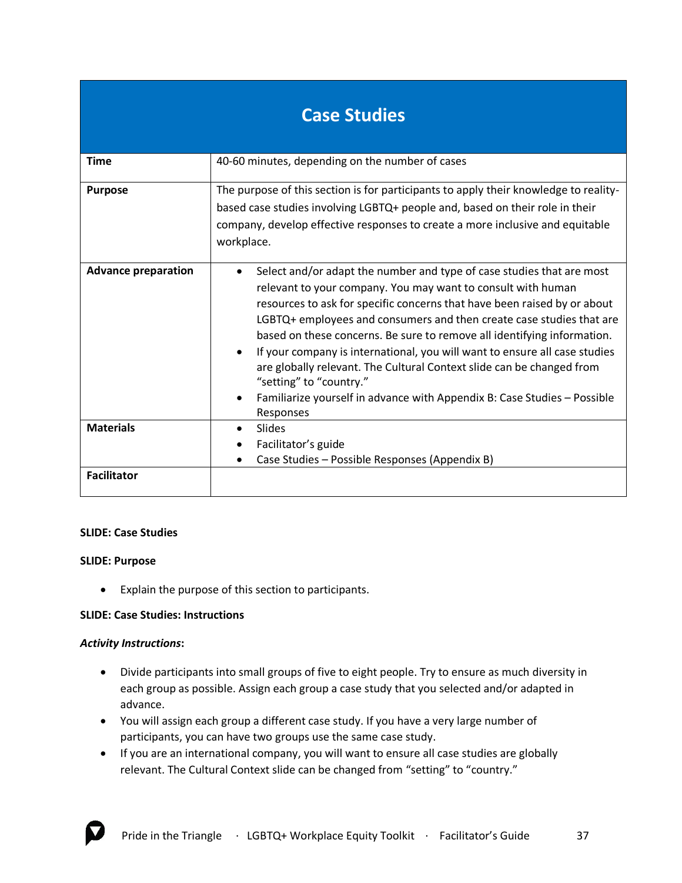# Case Studies

| | |
|---|---|
| **Time** | 40-60 minutes, depending on the number of cases |
| **Purpose** | The purpose of this section is for participants to apply their knowledge to reality-based case studies involving LGBTQ+ people and, based on their role in their company, develop effective responses to create a more inclusive and equitable workplace. |
| **Advance preparation** | • Select and/or adapt the number and type of case studies that are most relevant to your company. You may want to consult with human resources to ask for specific concerns that have been raised by or about LGBTQ+ employees and consumers and then create case studies that are based on these concerns. Be sure to remove all identifying information. <br> • If your company is international, you will want to ensure all case studies are globally relevant. The Cultural Context slide can be changed from "setting" to "country." <br> • Familiarize yourself in advance with Appendix B: Case Studies – Possible Responses |
| **Materials** | • Slides <br> • Facilitator's guide <br> • Case Studies – Possible Responses (Appendix B) |
| **Facilitator** | |

**SLIDE: Case Studies**

**SLIDE: Purpose**

- Explain the purpose of this section to participants.

**SLIDE: Case Studies: Instructions**

***Activity Instructions*:**

- Divide participants into small groups of five to eight people. Try to ensure as much diversity in each group as possible. Assign each group a case study that you selected and/or adapted in advance.
- You will assign each group a different case study. If you have a very large number of participants, you can have two groups use the same case study.
- If you are an international company, you will want to ensure all case studies are globally relevant. The Cultural Context slide can be changed from "setting" to "country."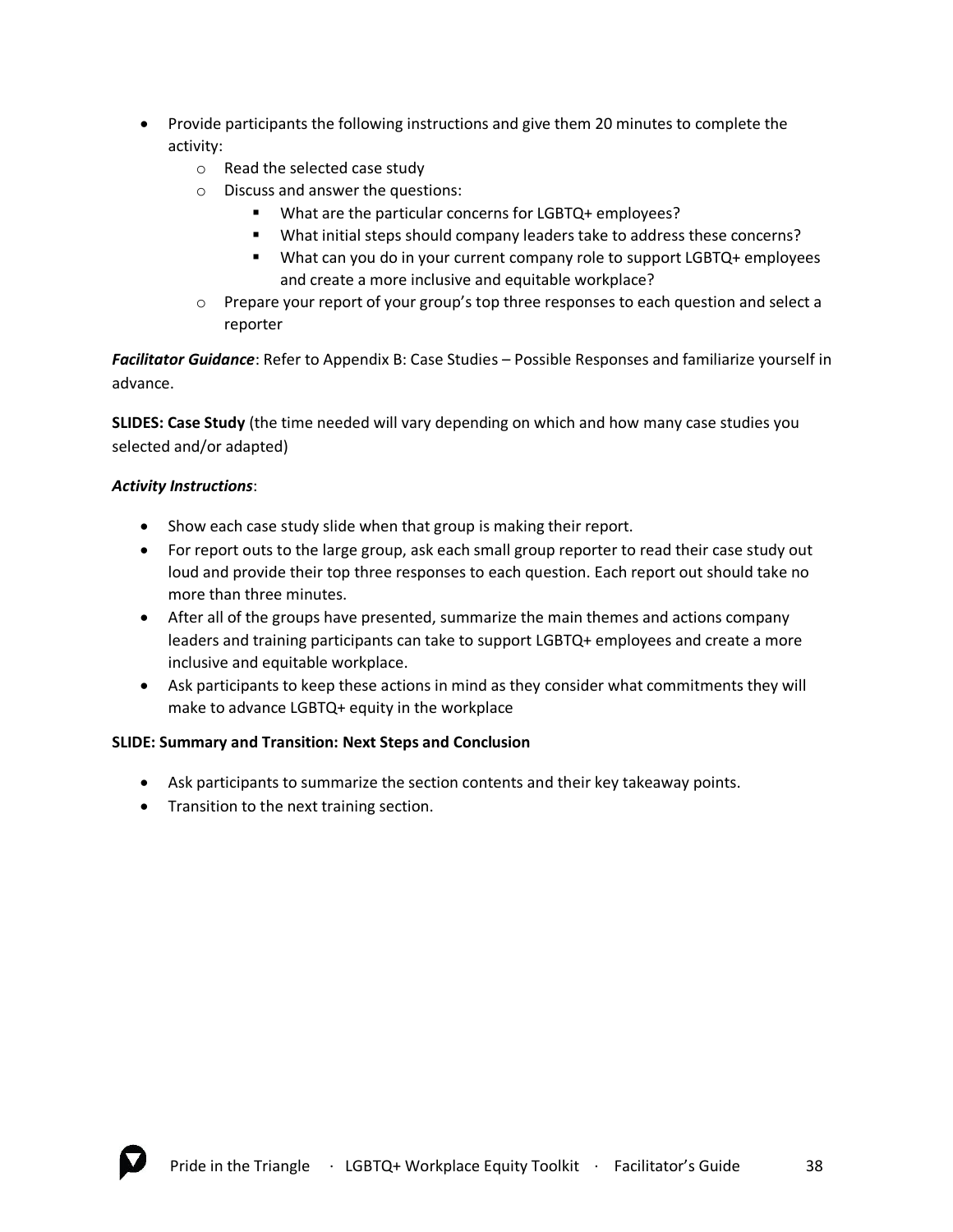- Provide participants the following instructions and give them 20 minutes to complete the activity:
    - Read the selected case study
    - Discuss and answer the questions:
        - What are the particular concerns for LGBTQ+ employees?
        - What initial steps should company leaders take to address these concerns?
        - What can you do in your current company role to support LGBTQ+ employees and create a more inclusive and equitable workplace?
    - Prepare your report of your group's top three responses to each question and select a reporter

***Facilitator Guidance***: Refer to Appendix B: Case Studies – Possible Responses and familiarize yourself in advance.

**SLIDES: Case Study** (the time needed will vary depending on which and how many case studies you selected and/or adapted)

***Activity Instructions***:

- Show each case study slide when that group is making their report.
- For report outs to the large group, ask each small group reporter to read their case study out loud and provide their top three responses to each question. Each report out should take no more than three minutes.
- After all of the groups have presented, summarize the main themes and actions company leaders and training participants can take to support LGBTQ+ employees and create a more inclusive and equitable workplace.
- Ask participants to keep these actions in mind as they consider what commitments they will make to advance LGBTQ+ equity in the workplace

**SLIDE: Summary and Transition: Next Steps and Conclusion**

- Ask participants to summarize the section contents and their key takeaway points.
- Transition to the next training section.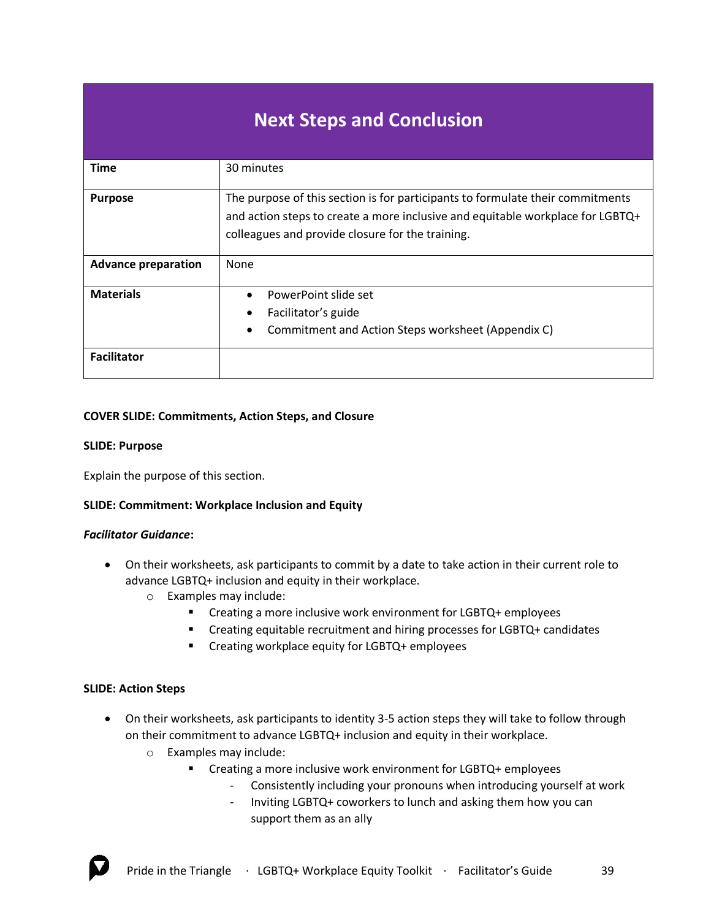# Next Steps and Conclusion

| | |
|---|---|
| **Time** | 30 minutes |
| **Purpose** | The purpose of this section is for participants to formulate their commitments and action steps to create a more inclusive and equitable workplace for LGBTQ+ colleagues and provide closure for the training. |
| **Advance preparation** | None |
| **Materials** | • PowerPoint slide set<br>• Facilitator's guide<br>• Commitment and Action Steps worksheet (Appendix C) |
| **Facilitator** | |

**COVER SLIDE: Commitments, Action Steps, and Closure**

**SLIDE: Purpose**

Explain the purpose of this section.

**SLIDE: Commitment: Workplace Inclusion and Equity**

***Facilitator Guidance*:**

- On their worksheets, ask participants to commit by a date to take action in their current role to advance LGBTQ+ inclusion and equity in their workplace.
  - Examples may include:
    - Creating a more inclusive work environment for LGBTQ+ employees
    - Creating equitable recruitment and hiring processes for LGBTQ+ candidates
    - Creating workplace equity for LGBTQ+ employees

**SLIDE: Action Steps**

- On their worksheets, ask participants to identity 3-5 action steps they will take to follow through on their commitment to advance LGBTQ+ inclusion and equity in their workplace.
  - Examples may include:
    - Creating a more inclusive work environment for LGBTQ+ employees
      - Consistently including your pronouns when introducing yourself at work
      - Inviting LGBTQ+ coworkers to lunch and asking them how you can support them as an ally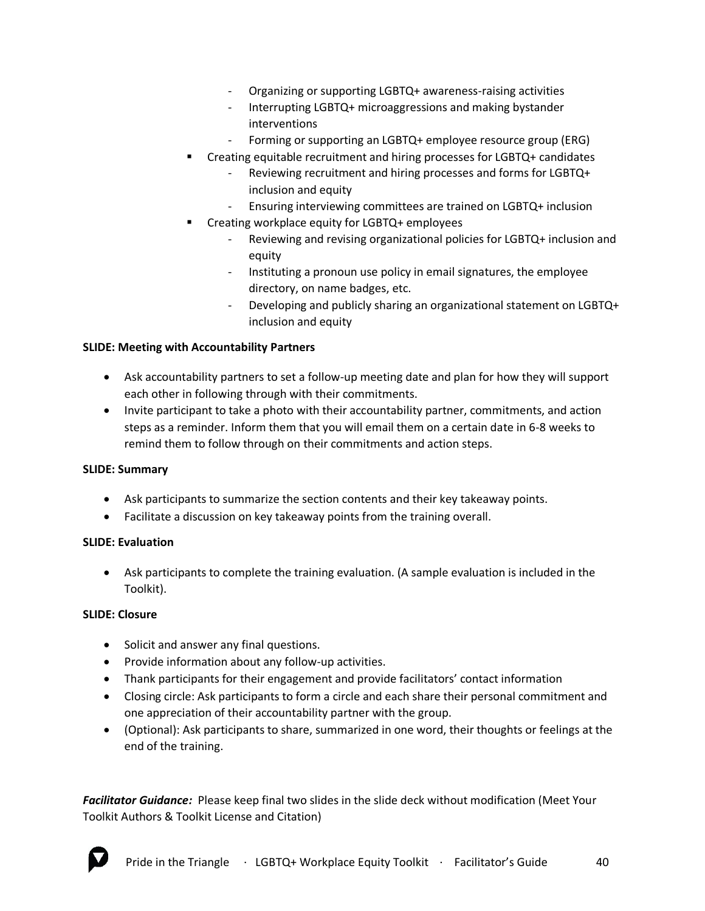- Organizing or supporting LGBTQ+ awareness-raising activities
        - Interrupting LGBTQ+ microaggressions and making bystander interventions
        - Forming or supporting an LGBTQ+ employee resource group (ERG)
    - Creating equitable recruitment and hiring processes for LGBTQ+ candidates
        - Reviewing recruitment and hiring processes and forms for LGBTQ+ inclusion and equity
        - Ensuring interviewing committees are trained on LGBTQ+ inclusion
    - Creating workplace equity for LGBTQ+ employees
        - Reviewing and revising organizational policies for LGBTQ+ inclusion and equity
        - Instituting a pronoun use policy in email signatures, the employee directory, on name badges, etc.
        - Developing and publicly sharing an organizational statement on LGBTQ+ inclusion and equity

**SLIDE: Meeting with Accountability Partners**

- Ask accountability partners to set a follow-up meeting date and plan for how they will support each other in following through with their commitments.
- Invite participant to take a photo with their accountability partner, commitments, and action steps as a reminder. Inform them that you will email them on a certain date in 6-8 weeks to remind them to follow through on their commitments and action steps.

**SLIDE: Summary**

- Ask participants to summarize the section contents and their key takeaway points.
- Facilitate a discussion on key takeaway points from the training overall.

**SLIDE: Evaluation**

- Ask participants to complete the training evaluation. (A sample evaluation is included in the Toolkit).

**SLIDE: Closure**

- Solicit and answer any final questions.
- Provide information about any follow-up activities.
- Thank participants for their engagement and provide facilitators' contact information
- Closing circle: Ask participants to form a circle and each share their personal commitment and one appreciation of their accountability partner with the group.
- (Optional): Ask participants to share, summarized in one word, their thoughts or feelings at the end of the training.

***Facilitator Guidance:*** Please keep final two slides in the slide deck without modification (Meet Your Toolkit Authors & Toolkit License and Citation)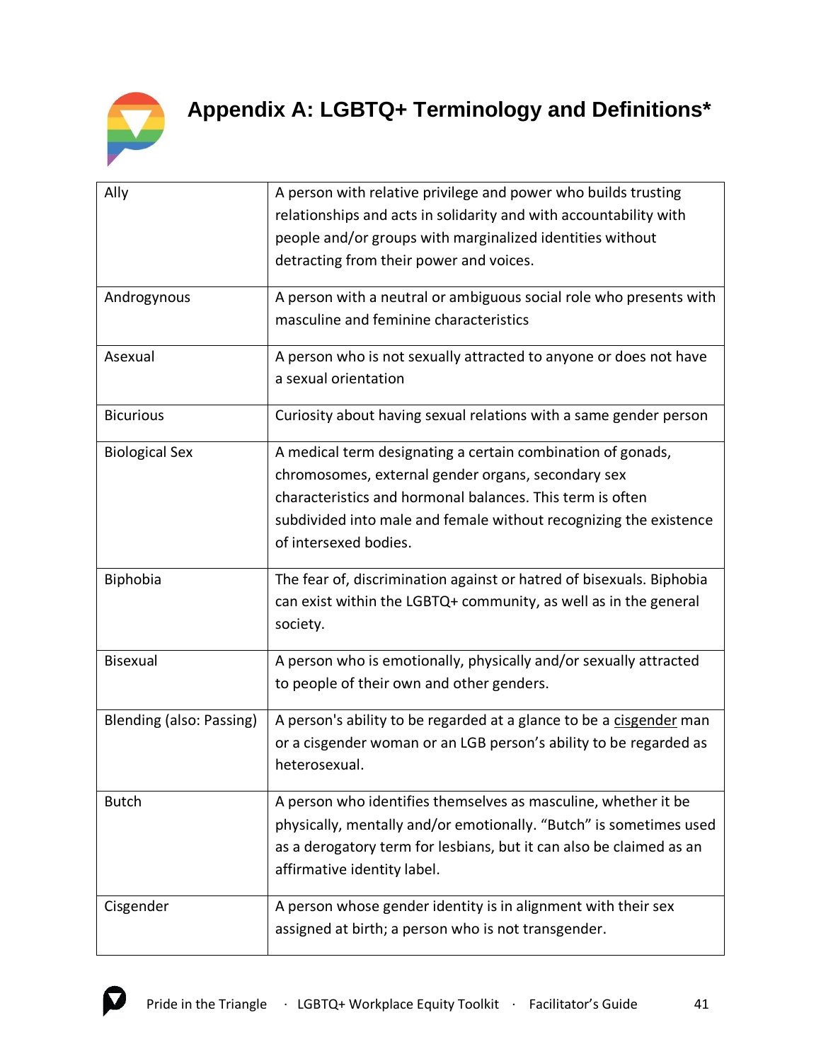# Appendix A: LGBTQ+ Terminology and Definitions*

| Term | Definition |
|---|---|
| Ally | A person with relative privilege and power who builds trusting relationships and acts in solidarity and with accountability with people and/or groups with marginalized identities without detracting from their power and voices. |
| Androgynous | A person with a neutral or ambiguous social role who presents with masculine and feminine characteristics |
| Asexual | A person who is not sexually attracted to anyone or does not have a sexual orientation |
| Bicurious | Curiosity about having sexual relations with a same gender person |
| Biological Sex | A medical term designating a certain combination of gonads, chromosomes, external gender organs, secondary sex characteristics and hormonal balances. This term is often subdivided into male and female without recognizing the existence of intersexed bodies. |
| Biphobia | The fear of, discrimination against or hatred of bisexuals. Biphobia can exist within the LGBTQ+ community, as well as in the general society. |
| Bisexual | A person who is emotionally, physically and/or sexually attracted to people of their own and other genders. |
| Blending (also: Passing) | A person's ability to be regarded at a glance to be a cisgender man or a cisgender woman or an LGB person's ability to be regarded as heterosexual. |
| Butch | A person who identifies themselves as masculine, whether it be physically, mentally and/or emotionally. "Butch" is sometimes used as a derogatory term for lesbians, but it can also be claimed as an affirmative identity label. |
| Cisgender | A person whose gender identity is in alignment with their sex assigned at birth; a person who is not transgender. |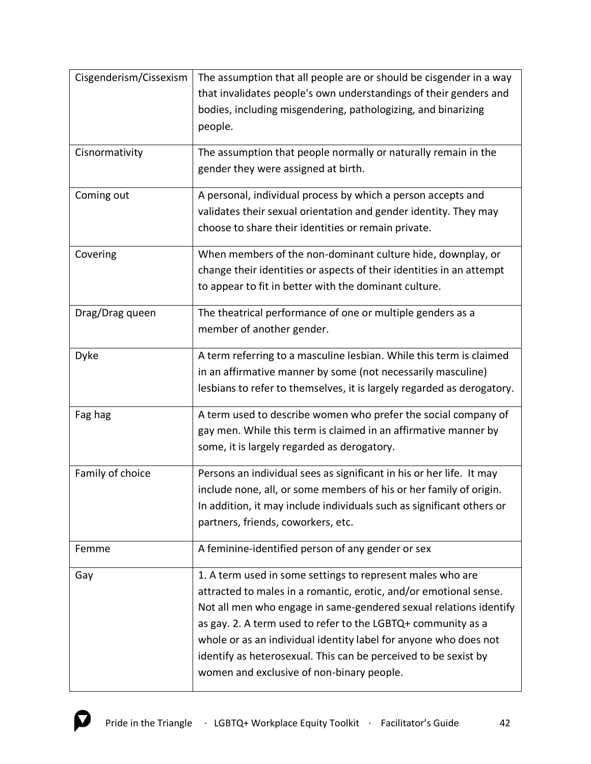| | |
|---|---|
| Cisgenderism/Cissexism | The assumption that all people are or should be cisgender in a way that invalidates people's own understandings of their genders and bodies, including misgendering, pathologizing, and binarizing people. |
| Cisnormativity | The assumption that people normally or naturally remain in the gender they were assigned at birth. |
| Coming out | A personal, individual process by which a person accepts and validates their sexual orientation and gender identity. They may choose to share their identities or remain private. |
| Covering | When members of the non-dominant culture hide, downplay, or change their identities or aspects of their identities in an attempt to appear to fit in better with the dominant culture. |
| Drag/Drag queen | The theatrical performance of one or multiple genders as a member of another gender. |
| Dyke | A term referring to a masculine lesbian. While this term is claimed in an affirmative manner by some (not necessarily masculine) lesbians to refer to themselves, it is largely regarded as derogatory. |
| Fag hag | A term used to describe women who prefer the social company of gay men. While this term is claimed in an affirmative manner by some, it is largely regarded as derogatory. |
| Family of choice | Persons an individual sees as significant in his or her life. It may include none, all, or some members of his or her family of origin. In addition, it may include individuals such as significant others or partners, friends, coworkers, etc. |
| Femme | A feminine-identified person of any gender or sex |
| Gay | 1. A term used in some settings to represent males who are attracted to males in a romantic, erotic, and/or emotional sense. Not all men who engage in same-gendered sexual relations identify as gay. 2. A term used to refer to the LGBTQ+ community as a whole or as an individual identity label for anyone who does not identify as heterosexual. This can be perceived to be sexist by women and exclusive of non-binary people. |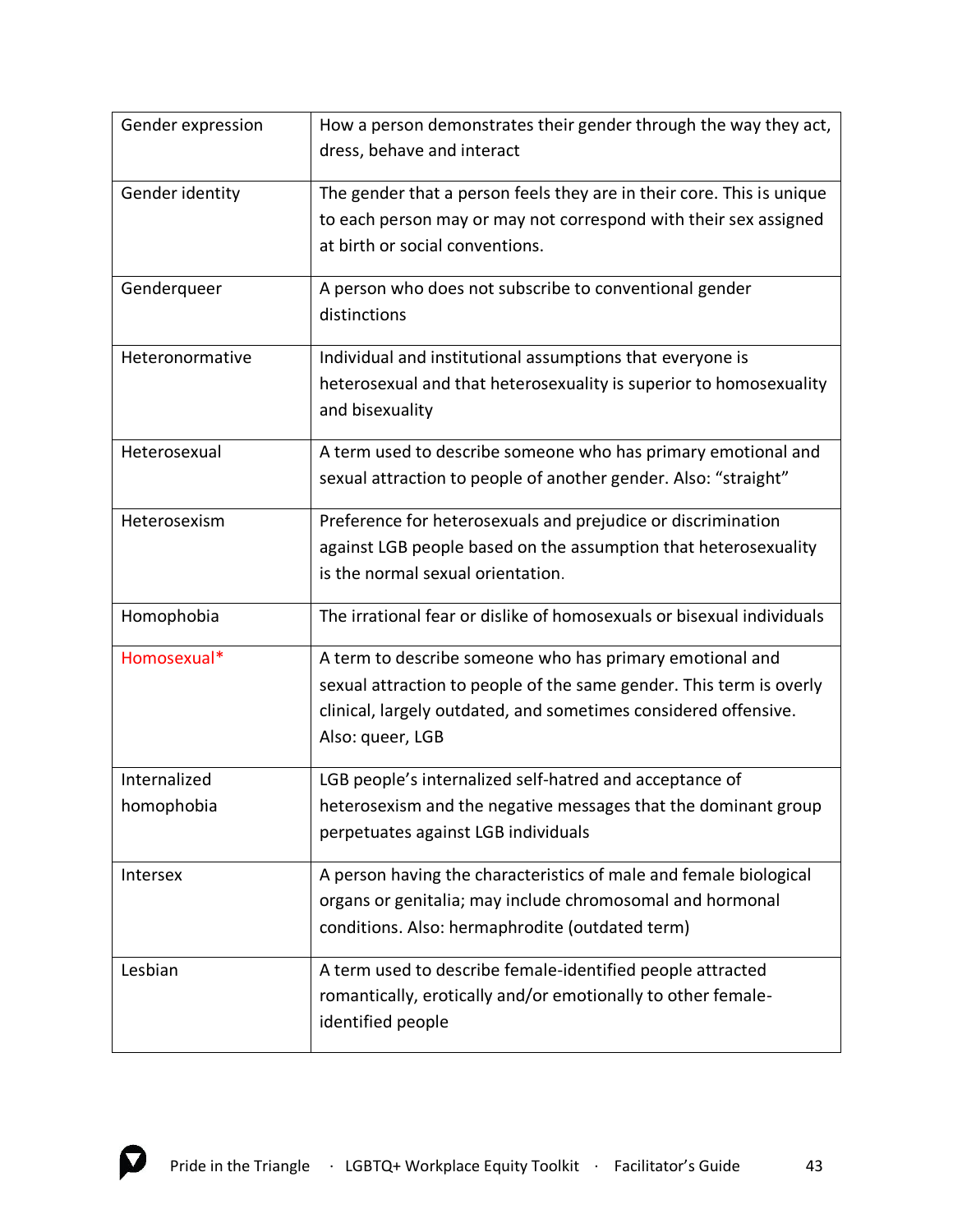| | |
|---|---|
| Gender expression | How a person demonstrates their gender through the way they act, dress, behave and interact |
| Gender identity | The gender that a person feels they are in their core. This is unique to each person may or may not correspond with their sex assigned at birth or social conventions. |
| Genderqueer | A person who does not subscribe to conventional gender distinctions |
| Heteronormative | Individual and institutional assumptions that everyone is heterosexual and that heterosexuality is superior to homosexuality and bisexuality |
| Heterosexual | A term used to describe someone who has primary emotional and sexual attraction to people of another gender. Also: "straight" |
| Heterosexism | Preference for heterosexuals and prejudice or discrimination against LGB people based on the assumption that heterosexuality is the normal sexual orientation. |
| Homophobia | The irrational fear or dislike of homosexuals or bisexual individuals |
| Homosexual* | A term to describe someone who has primary emotional and sexual attraction to people of the same gender. This term is overly clinical, largely outdated, and sometimes considered offensive. Also: queer, LGB |
| Internalized homophobia | LGB people's internalized self-hatred and acceptance of heterosexism and the negative messages that the dominant group perpetuates against LGB individuals |
| Intersex | A person having the characteristics of male and female biological organs or genitalia; may include chromosomal and hormonal conditions. Also: hermaphrodite (outdated term) |
| Lesbian | A term used to describe female-identified people attracted romantically, erotically and/or emotionally to other female-identified people |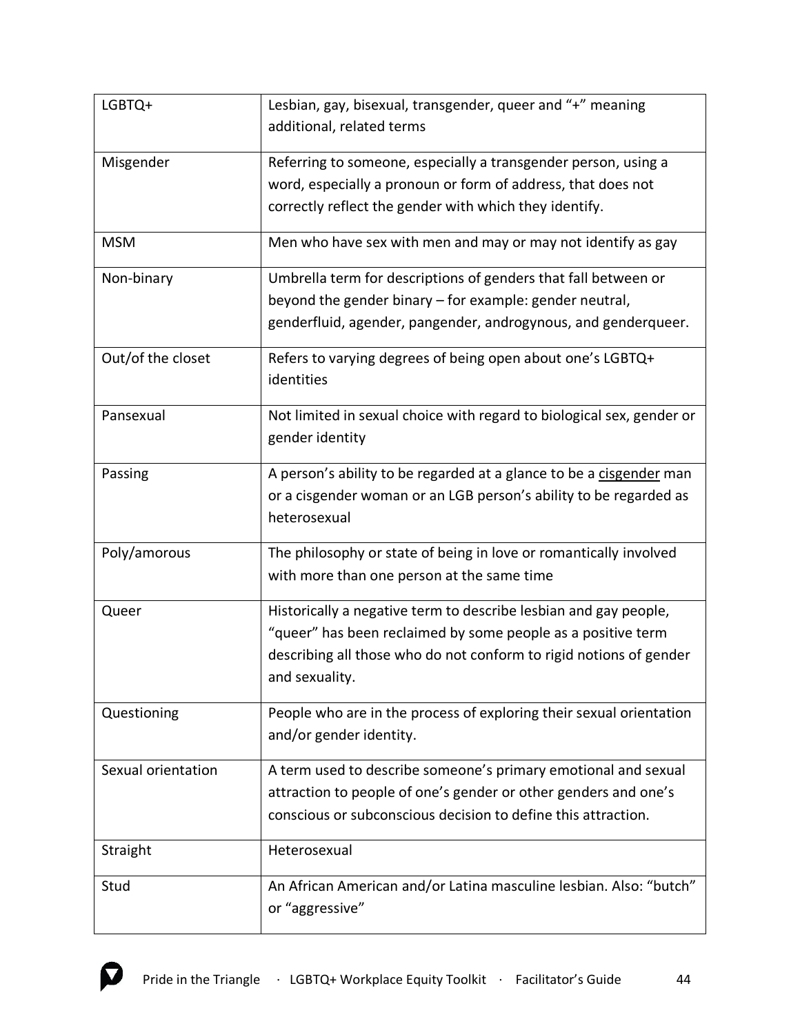| | |
|---|---|
| LGBTQ+ | Lesbian, gay, bisexual, transgender, queer and "+" meaning additional, related terms |
| Misgender | Referring to someone, especially a transgender person, using a word, especially a pronoun or form of address, that does not correctly reflect the gender with which they identify. |
| MSM | Men who have sex with men and may or may not identify as gay |
| Non-binary | Umbrella term for descriptions of genders that fall between or beyond the gender binary – for example: gender neutral, genderfluid, agender, pangender, androgynous, and genderqueer. |
| Out/of the closet | Refers to varying degrees of being open about one's LGBTQ+ identities |
| Pansexual | Not limited in sexual choice with regard to biological sex, gender or gender identity |
| Passing | A person's ability to be regarded at a glance to be a cisgender man or a cisgender woman or an LGB person's ability to be regarded as heterosexual |
| Poly/amorous | The philosophy or state of being in love or romantically involved with more than one person at the same time |
| Queer | Historically a negative term to describe lesbian and gay people, "queer" has been reclaimed by some people as a positive term describing all those who do not conform to rigid notions of gender and sexuality. |
| Questioning | People who are in the process of exploring their sexual orientation and/or gender identity. |
| Sexual orientation | A term used to describe someone's primary emotional and sexual attraction to people of one's gender or other genders and one's conscious or subconscious decision to define this attraction. |
| Straight | Heterosexual |
| Stud | An African American and/or Latina masculine lesbian. Also: "butch" or "aggressive" |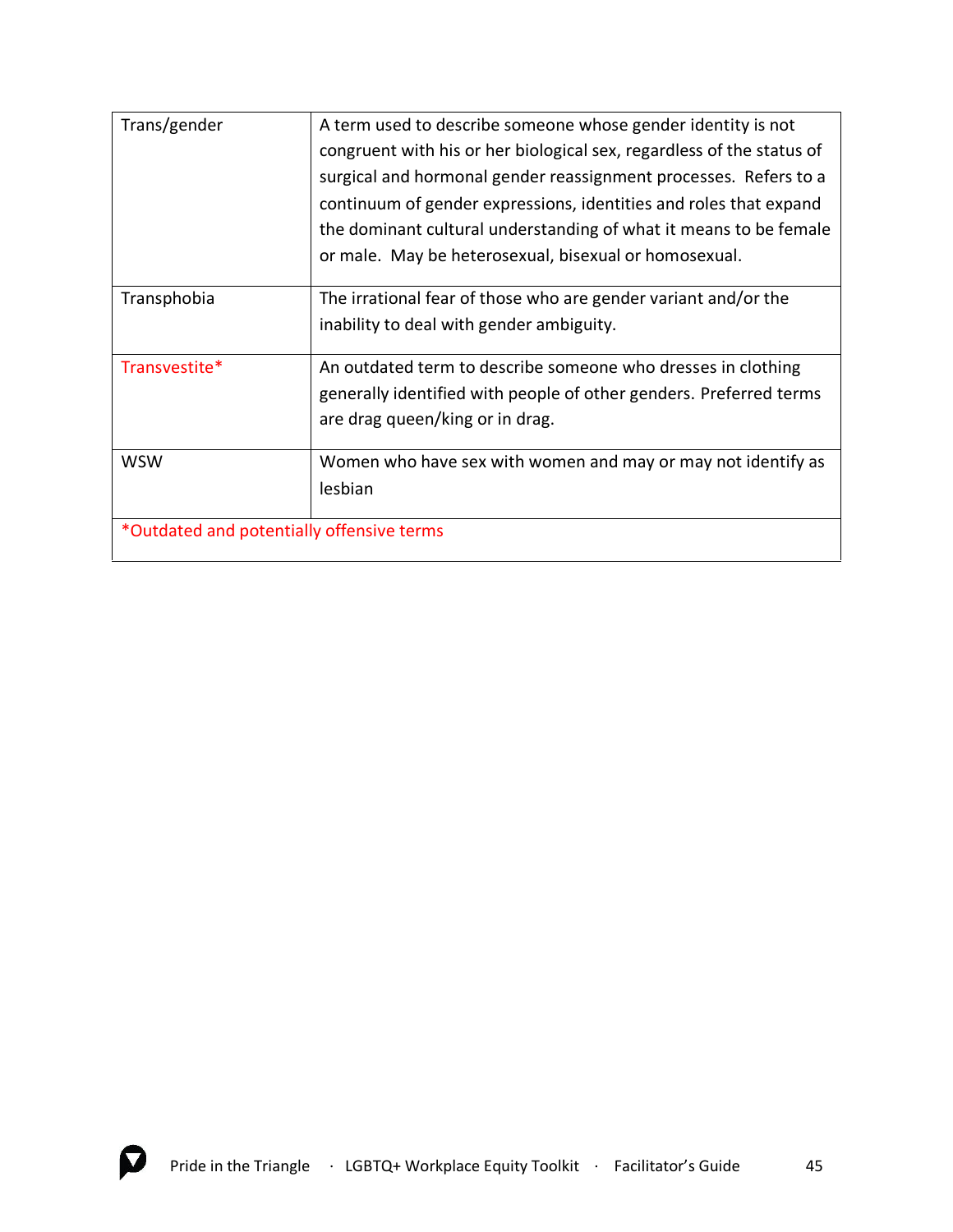| Trans/gender | A term used to describe someone whose gender identity is not congruent with his or her biological sex, regardless of the status of surgical and hormonal gender reassignment processes. Refers to a continuum of gender expressions, identities and roles that expand the dominant cultural understanding of what it means to be female or male. May be heterosexual, bisexual or homosexual. |
|---|---|
| Transphobia | The irrational fear of those who are gender variant and/or the inability to deal with gender ambiguity. |
| Transvestite* | An outdated term to describe someone who dresses in clothing generally identified with people of other genders. Preferred terms are drag queen/king or in drag. |
| WSW | Women who have sex with women and may or may not identify as lesbian |
| *Outdated and potentially offensive terms | |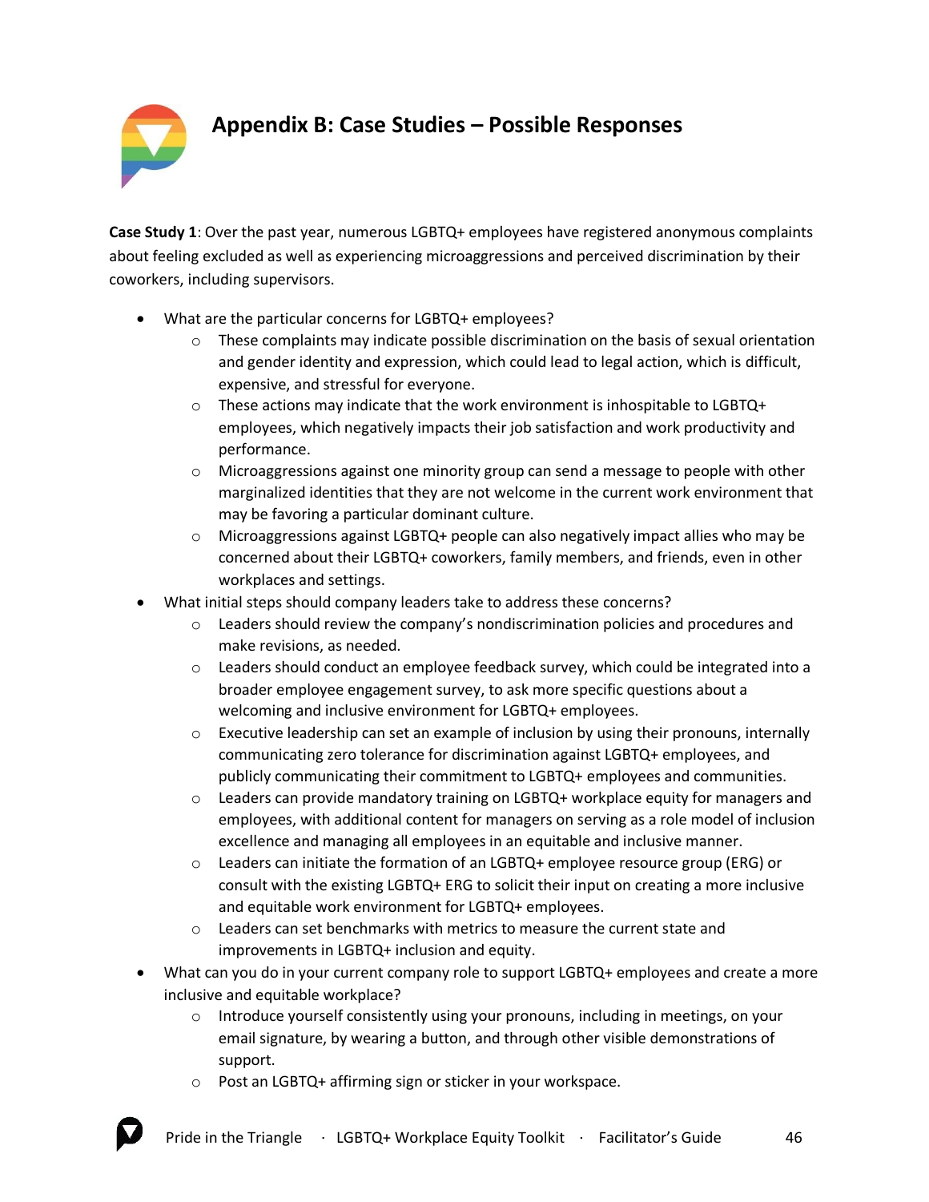# Appendix B: Case Studies – Possible Responses

**Case Study 1**: Over the past year, numerous LGBTQ+ employees have registered anonymous complaints about feeling excluded as well as experiencing microaggressions and perceived discrimination by their coworkers, including supervisors.

- What are the particular concerns for LGBTQ+ employees?
    - These complaints may indicate possible discrimination on the basis of sexual orientation and gender identity and expression, which could lead to legal action, which is difficult, expensive, and stressful for everyone.
    - These actions may indicate that the work environment is inhospitable to LGBTQ+ employees, which negatively impacts their job satisfaction and work productivity and performance.
    - Microaggressions against one minority group can send a message to people with other marginalized identities that they are not welcome in the current work environment that may be favoring a particular dominant culture.
    - Microaggressions against LGBTQ+ people can also negatively impact allies who may be concerned about their LGBTQ+ coworkers, family members, and friends, even in other workplaces and settings.
- What initial steps should company leaders take to address these concerns?
    - Leaders should review the company's nondiscrimination policies and procedures and make revisions, as needed.
    - Leaders should conduct an employee feedback survey, which could be integrated into a broader employee engagement survey, to ask more specific questions about a welcoming and inclusive environment for LGBTQ+ employees.
    - Executive leadership can set an example of inclusion by using their pronouns, internally communicating zero tolerance for discrimination against LGBTQ+ employees, and publicly communicating their commitment to LGBTQ+ employees and communities.
    - Leaders can provide mandatory training on LGBTQ+ workplace equity for managers and employees, with additional content for managers on serving as a role model of inclusion excellence and managing all employees in an equitable and inclusive manner.
    - Leaders can initiate the formation of an LGBTQ+ employee resource group (ERG) or consult with the existing LGBTQ+ ERG to solicit their input on creating a more inclusive and equitable work environment for LGBTQ+ employees.
    - Leaders can set benchmarks with metrics to measure the current state and improvements in LGBTQ+ inclusion and equity.
- What can you do in your current company role to support LGBTQ+ employees and create a more inclusive and equitable workplace?
    - Introduce yourself consistently using your pronouns, including in meetings, on your email signature, by wearing a button, and through other visible demonstrations of support.
    - Post an LGBTQ+ affirming sign or sticker in your workspace.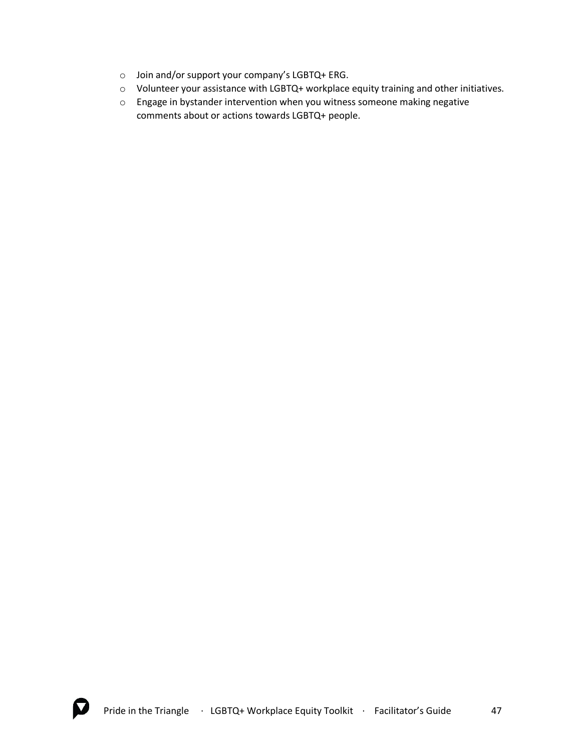- Join and/or support your company's LGBTQ+ ERG.
- Volunteer your assistance with LGBTQ+ workplace equity training and other initiatives.
- Engage in bystander intervention when you witness someone making negative comments about or actions towards LGBTQ+ people.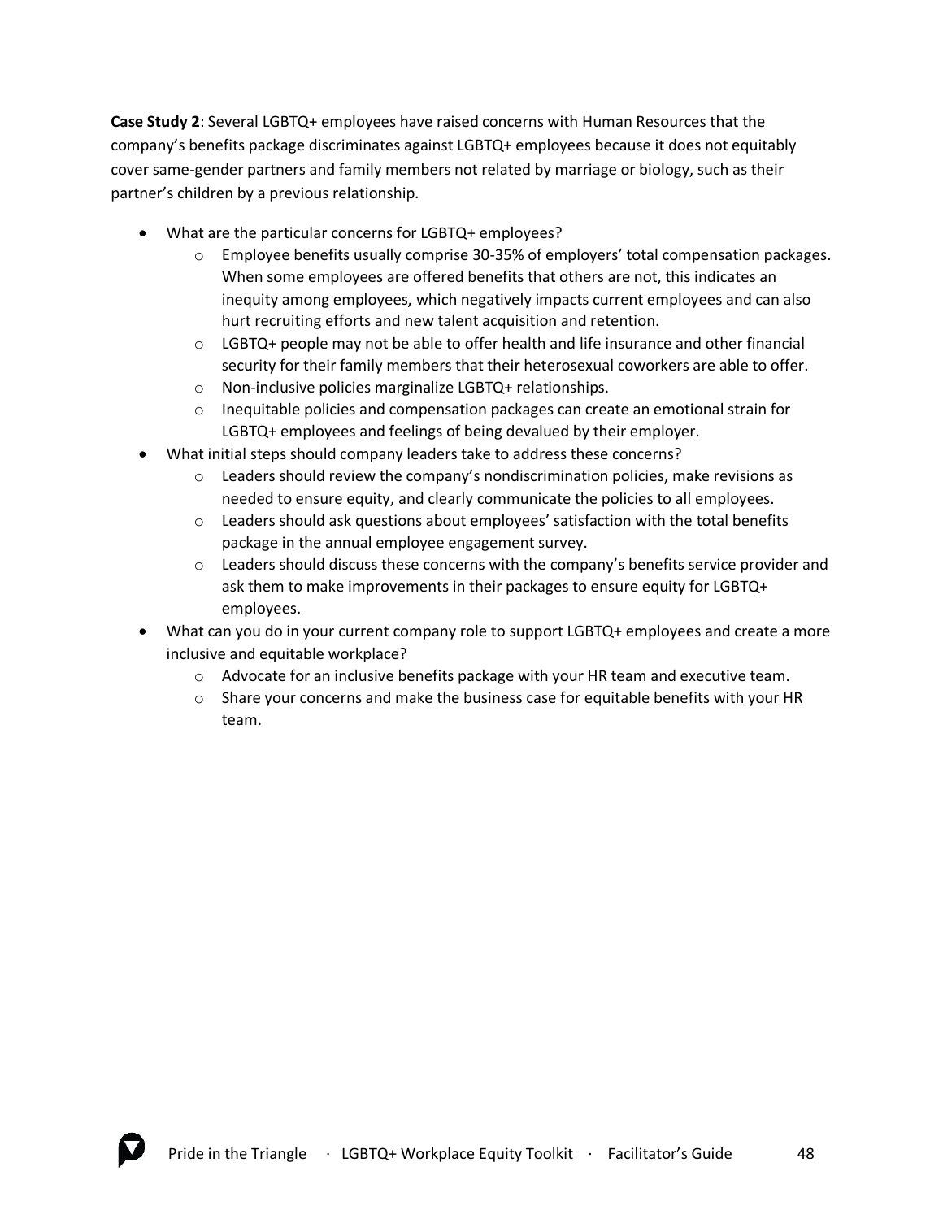**Case Study 2**: Several LGBTQ+ employees have raised concerns with Human Resources that the company's benefits package discriminates against LGBTQ+ employees because it does not equitably cover same-gender partners and family members not related by marriage or biology, such as their partner's children by a previous relationship.

- What are the particular concerns for LGBTQ+ employees?
  - Employee benefits usually comprise 30-35% of employers' total compensation packages. When some employees are offered benefits that others are not, this indicates an inequity among employees, which negatively impacts current employees and can also hurt recruiting efforts and new talent acquisition and retention.
  - LGBTQ+ people may not be able to offer health and life insurance and other financial security for their family members that their heterosexual coworkers are able to offer.
  - Non-inclusive policies marginalize LGBTQ+ relationships.
  - Inequitable policies and compensation packages can create an emotional strain for LGBTQ+ employees and feelings of being devalued by their employer.
- What initial steps should company leaders take to address these concerns?
  - Leaders should review the company's nondiscrimination policies, make revisions as needed to ensure equity, and clearly communicate the policies to all employees.
  - Leaders should ask questions about employees' satisfaction with the total benefits package in the annual employee engagement survey.
  - Leaders should discuss these concerns with the company's benefits service provider and ask them to make improvements in their packages to ensure equity for LGBTQ+ employees.
- What can you do in your current company role to support LGBTQ+ employees and create a more inclusive and equitable workplace?
  - Advocate for an inclusive benefits package with your HR team and executive team.
  - Share your concerns and make the business case for equitable benefits with your HR team.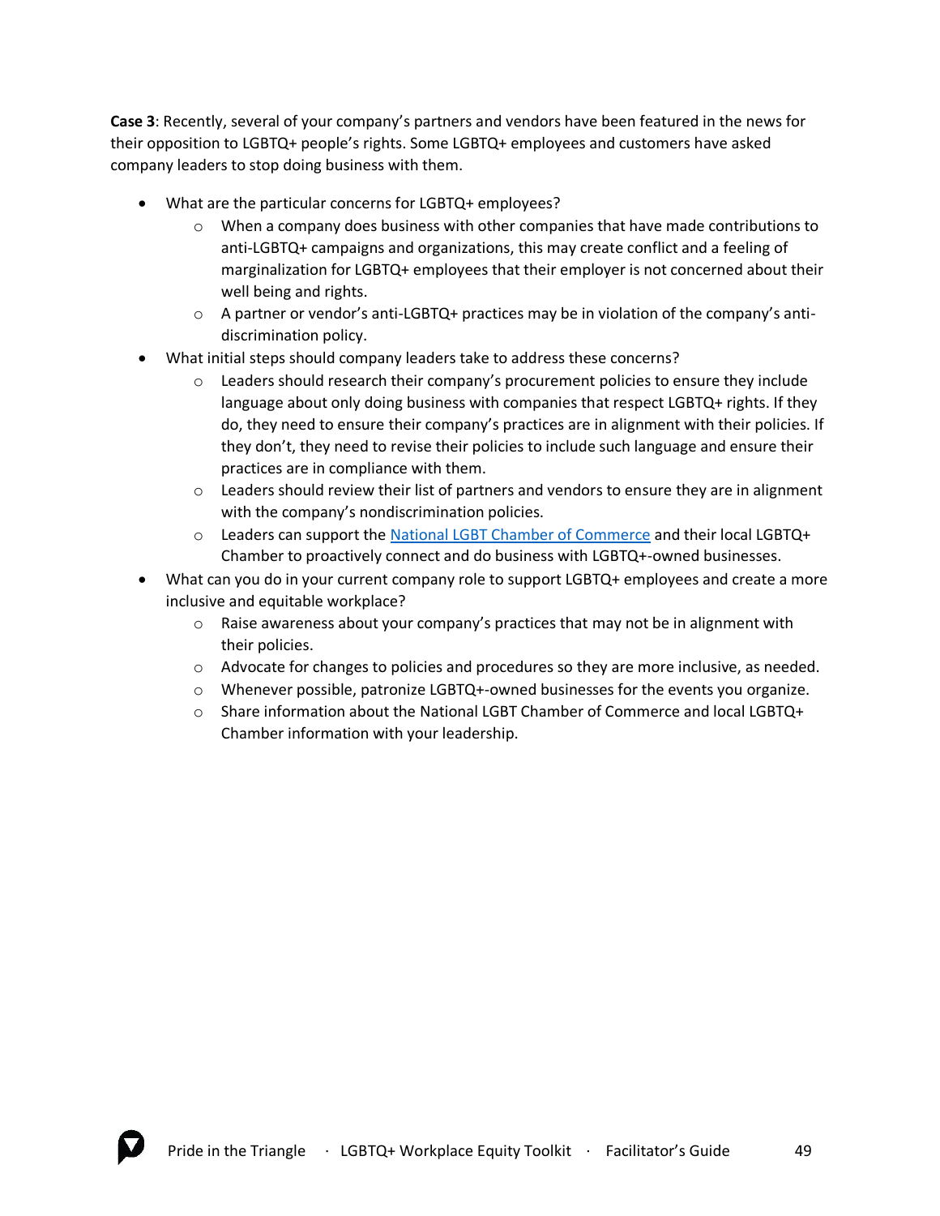**Case 3**: Recently, several of your company's partners and vendors have been featured in the news for their opposition to LGBTQ+ people's rights. Some LGBTQ+ employees and customers have asked company leaders to stop doing business with them.

- What are the particular concerns for LGBTQ+ employees?
    - When a company does business with other companies that have made contributions to anti-LGBTQ+ campaigns and organizations, this may create conflict and a feeling of marginalization for LGBTQ+ employees that their employer is not concerned about their well being and rights.
    - A partner or vendor's anti-LGBTQ+ practices may be in violation of the company's anti-discrimination policy.
- What initial steps should company leaders take to address these concerns?
    - Leaders should research their company's procurement policies to ensure they include language about only doing business with companies that respect LGBTQ+ rights. If they do, they need to ensure their company's practices are in alignment with their policies. If they don't, they need to revise their policies to include such language and ensure their practices are in compliance with them.
    - Leaders should review their list of partners and vendors to ensure they are in alignment with the company's nondiscrimination policies.
    - Leaders can support the National LGBT Chamber of Commerce and their local LGBTQ+ Chamber to proactively connect and do business with LGBTQ+-owned businesses.
- What can you do in your current company role to support LGBTQ+ employees and create a more inclusive and equitable workplace?
    - Raise awareness about your company's practices that may not be in alignment with their policies.
    - Advocate for changes to policies and procedures so they are more inclusive, as needed.
    - Whenever possible, patronize LGBTQ+-owned businesses for the events you organize.
    - Share information about the National LGBT Chamber of Commerce and local LGBTQ+ Chamber information with your leadership.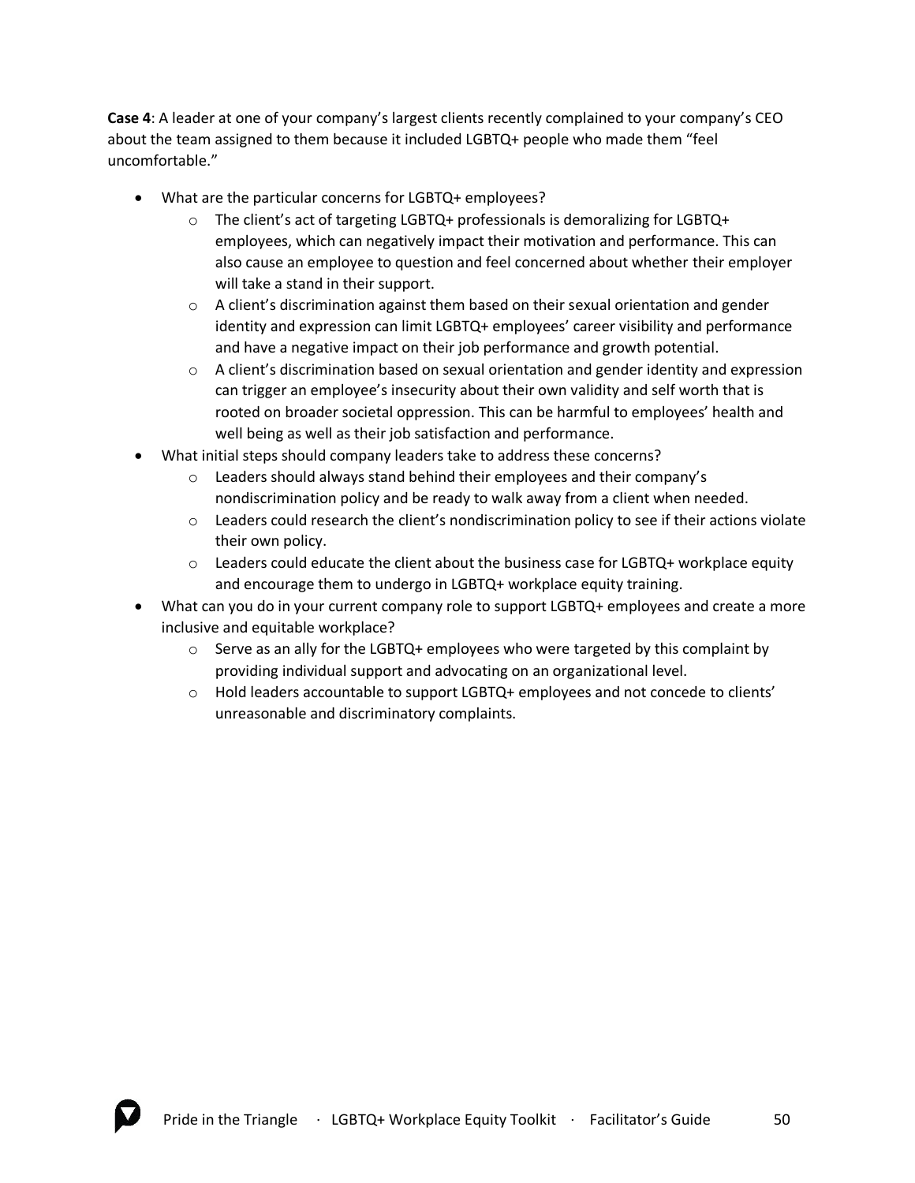**Case 4**: A leader at one of your company's largest clients recently complained to your company's CEO about the team assigned to them because it included LGBTQ+ people who made them "feel uncomfortable."

- What are the particular concerns for LGBTQ+ employees?
    - The client's act of targeting LGBTQ+ professionals is demoralizing for LGBTQ+ employees, which can negatively impact their motivation and performance. This can also cause an employee to question and feel concerned about whether their employer will take a stand in their support.
    - A client's discrimination against them based on their sexual orientation and gender identity and expression can limit LGBTQ+ employees' career visibility and performance and have a negative impact on their job performance and growth potential.
    - A client's discrimination based on sexual orientation and gender identity and expression can trigger an employee's insecurity about their own validity and self worth that is rooted on broader societal oppression. This can be harmful to employees' health and well being as well as their job satisfaction and performance.
- What initial steps should company leaders take to address these concerns?
    - Leaders should always stand behind their employees and their company's nondiscrimination policy and be ready to walk away from a client when needed.
    - Leaders could research the client's nondiscrimination policy to see if their actions violate their own policy.
    - Leaders could educate the client about the business case for LGBTQ+ workplace equity and encourage them to undergo in LGBTQ+ workplace equity training.
- What can you do in your current company role to support LGBTQ+ employees and create a more inclusive and equitable workplace?
    - Serve as an ally for the LGBTQ+ employees who were targeted by this complaint by providing individual support and advocating on an organizational level.
    - Hold leaders accountable to support LGBTQ+ employees and not concede to clients' unreasonable and discriminatory complaints.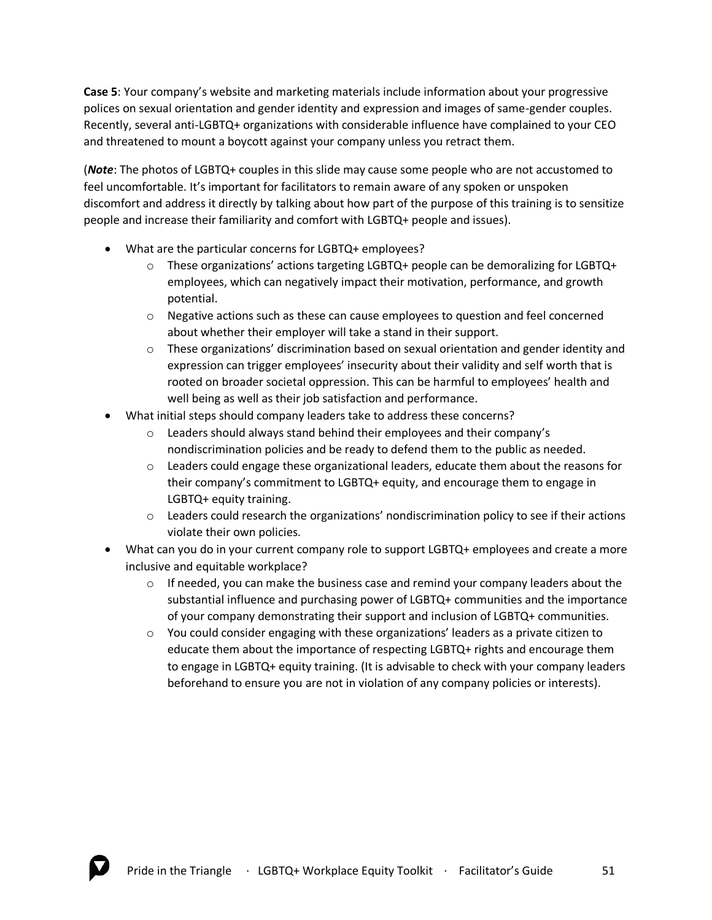**Case 5**: Your company's website and marketing materials include information about your progressive polices on sexual orientation and gender identity and expression and images of same-gender couples. Recently, several anti-LGBTQ+ organizations with considerable influence have complained to your CEO and threatened to mount a boycott against your company unless you retract them.

(***Note***: The photos of LGBTQ+ couples in this slide may cause some people who are not accustomed to feel uncomfortable. It's important for facilitators to remain aware of any spoken or unspoken discomfort and address it directly by talking about how part of the purpose of this training is to sensitize people and increase their familiarity and comfort with LGBTQ+ people and issues).

- What are the particular concerns for LGBTQ+ employees?
    - These organizations' actions targeting LGBTQ+ people can be demoralizing for LGBTQ+ employees, which can negatively impact their motivation, performance, and growth potential.
    - Negative actions such as these can cause employees to question and feel concerned about whether their employer will take a stand in their support.
    - These organizations' discrimination based on sexual orientation and gender identity and expression can trigger employees' insecurity about their validity and self worth that is rooted on broader societal oppression. This can be harmful to employees' health and well being as well as their job satisfaction and performance.
- What initial steps should company leaders take to address these concerns?
    - Leaders should always stand behind their employees and their company's nondiscrimination policies and be ready to defend them to the public as needed.
    - Leaders could engage these organizational leaders, educate them about the reasons for their company's commitment to LGBTQ+ equity, and encourage them to engage in LGBTQ+ equity training.
    - Leaders could research the organizations' nondiscrimination policy to see if their actions violate their own policies.
- What can you do in your current company role to support LGBTQ+ employees and create a more inclusive and equitable workplace?
    - If needed, you can make the business case and remind your company leaders about the substantial influence and purchasing power of LGBTQ+ communities and the importance of your company demonstrating their support and inclusion of LGBTQ+ communities.
    - You could consider engaging with these organizations' leaders as a private citizen to educate them about the importance of respecting LGBTQ+ rights and encourage them to engage in LGBTQ+ equity training. (It is advisable to check with your company leaders beforehand to ensure you are not in violation of any company policies or interests).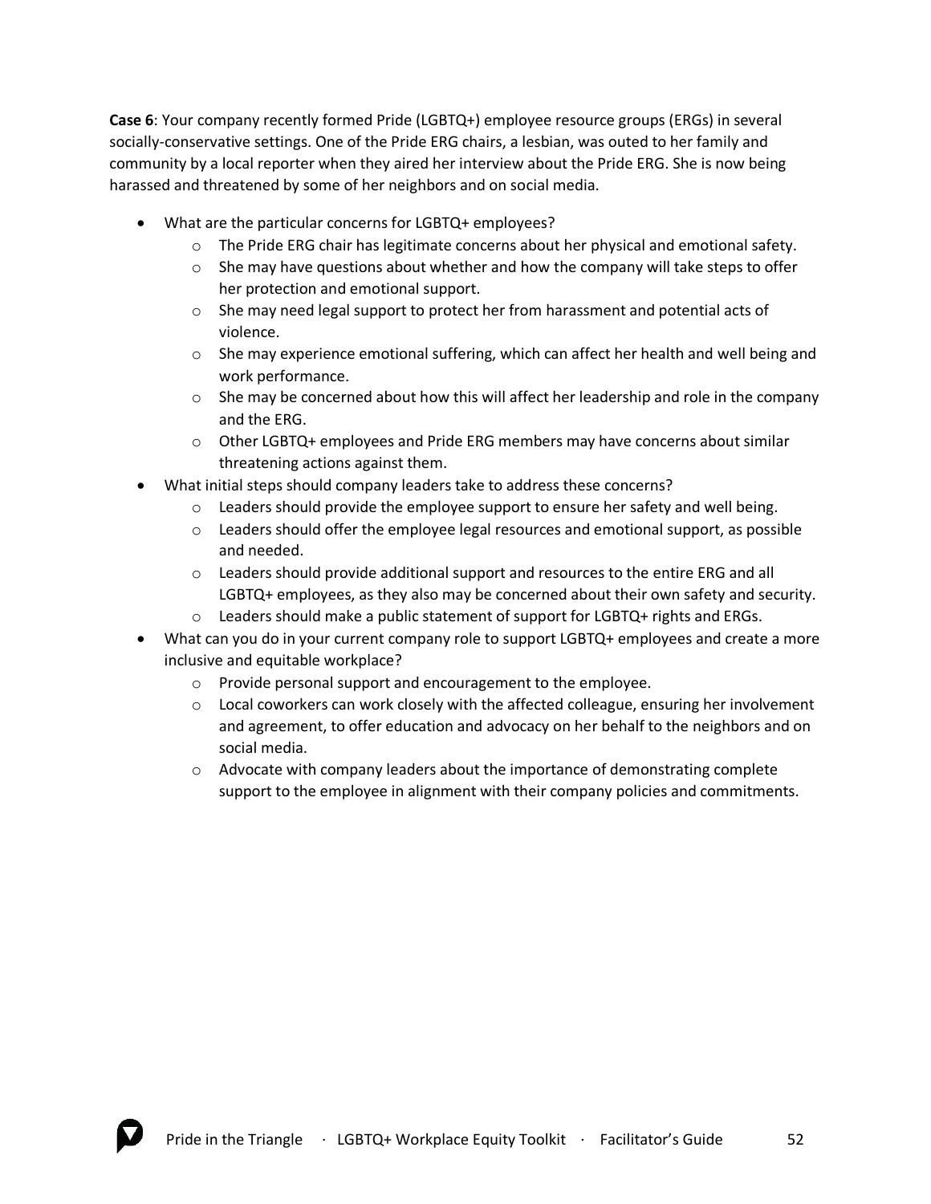**Case 6**: Your company recently formed Pride (LGBTQ+) employee resource groups (ERGs) in several socially-conservative settings. One of the Pride ERG chairs, a lesbian, was outed to her family and community by a local reporter when they aired her interview about the Pride ERG. She is now being harassed and threatened by some of her neighbors and on social media.

- What are the particular concerns for LGBTQ+ employees?
  - The Pride ERG chair has legitimate concerns about her physical and emotional safety.
  - She may have questions about whether and how the company will take steps to offer her protection and emotional support.
  - She may need legal support to protect her from harassment and potential acts of violence.
  - She may experience emotional suffering, which can affect her health and well being and work performance.
  - She may be concerned about how this will affect her leadership and role in the company and the ERG.
  - Other LGBTQ+ employees and Pride ERG members may have concerns about similar threatening actions against them.
- What initial steps should company leaders take to address these concerns?
  - Leaders should provide the employee support to ensure her safety and well being.
  - Leaders should offer the employee legal resources and emotional support, as possible and needed.
  - Leaders should provide additional support and resources to the entire ERG and all LGBTQ+ employees, as they also may be concerned about their own safety and security.
  - Leaders should make a public statement of support for LGBTQ+ rights and ERGs.
- What can you do in your current company role to support LGBTQ+ employees and create a more inclusive and equitable workplace?
  - Provide personal support and encouragement to the employee.
  - Local coworkers can work closely with the affected colleague, ensuring her involvement and agreement, to offer education and advocacy on her behalf to the neighbors and on social media.
  - Advocate with company leaders about the importance of demonstrating complete support to the employee in alignment with their company policies and commitments.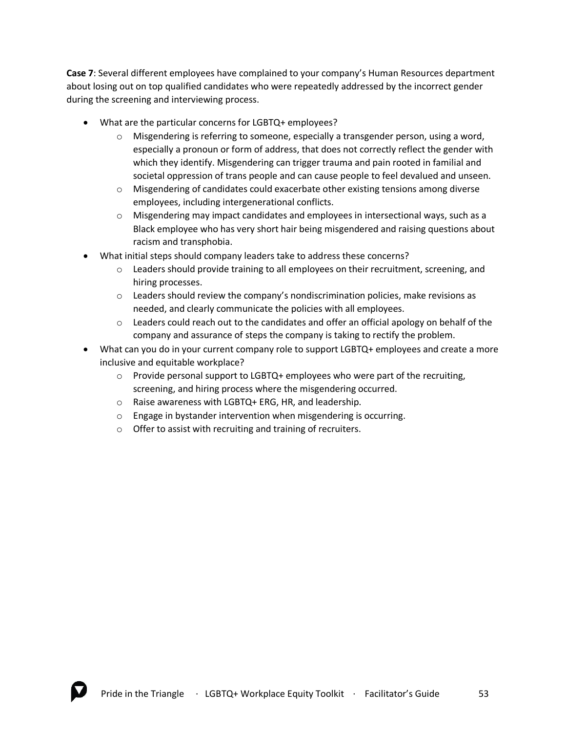**Case 7**: Several different employees have complained to your company's Human Resources department about losing out on top qualified candidates who were repeatedly addressed by the incorrect gender during the screening and interviewing process.

- What are the particular concerns for LGBTQ+ employees?
  - Misgendering is referring to someone, especially a transgender person, using a word, especially a pronoun or form of address, that does not correctly reflect the gender with which they identify. Misgendering can trigger trauma and pain rooted in familial and societal oppression of trans people and can cause people to feel devalued and unseen.
  - Misgendering of candidates could exacerbate other existing tensions among diverse employees, including intergenerational conflicts.
  - Misgendering may impact candidates and employees in intersectional ways, such as a Black employee who has very short hair being misgendered and raising questions about racism and transphobia.
- What initial steps should company leaders take to address these concerns?
  - Leaders should provide training to all employees on their recruitment, screening, and hiring processes.
  - Leaders should review the company's nondiscrimination policies, make revisions as needed, and clearly communicate the policies with all employees.
  - Leaders could reach out to the candidates and offer an official apology on behalf of the company and assurance of steps the company is taking to rectify the problem.
- What can you do in your current company role to support LGBTQ+ employees and create a more inclusive and equitable workplace?
  - Provide personal support to LGBTQ+ employees who were part of the recruiting, screening, and hiring process where the misgendering occurred.
  - Raise awareness with LGBTQ+ ERG, HR, and leadership.
  - Engage in bystander intervention when misgendering is occurring.
  - Offer to assist with recruiting and training of recruiters.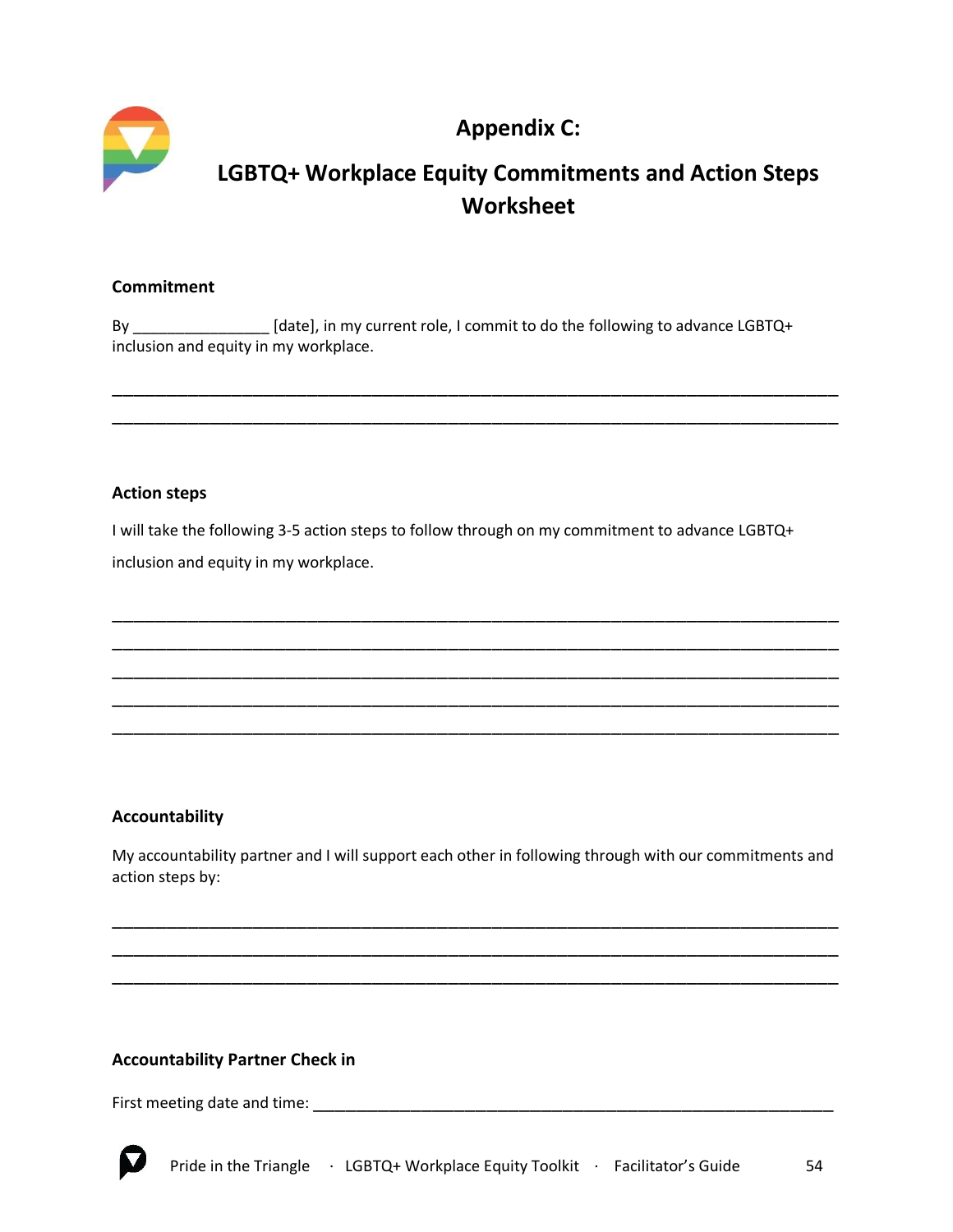# Appendix C:

# LGBTQ+ Workplace Equity Commitments and Action Steps Worksheet

## Commitment

By _______________ [date], in my current role, I commit to do the following to advance LGBTQ+ inclusion and equity in my workplace.

______________________________________________________________________________

______________________________________________________________________________

## Action steps

I will take the following 3-5 action steps to follow through on my commitment to advance LGBTQ+ inclusion and equity in my workplace.

______________________________________________________________________________

______________________________________________________________________________

______________________________________________________________________________

______________________________________________________________________________

______________________________________________________________________________

## Accountability

My accountability partner and I will support each other in following through with our commitments and action steps by:

______________________________________________________________________________

______________________________________________________________________________

______________________________________________________________________________

## Accountability Partner Check in

First meeting date and time: ___________________________________________________________